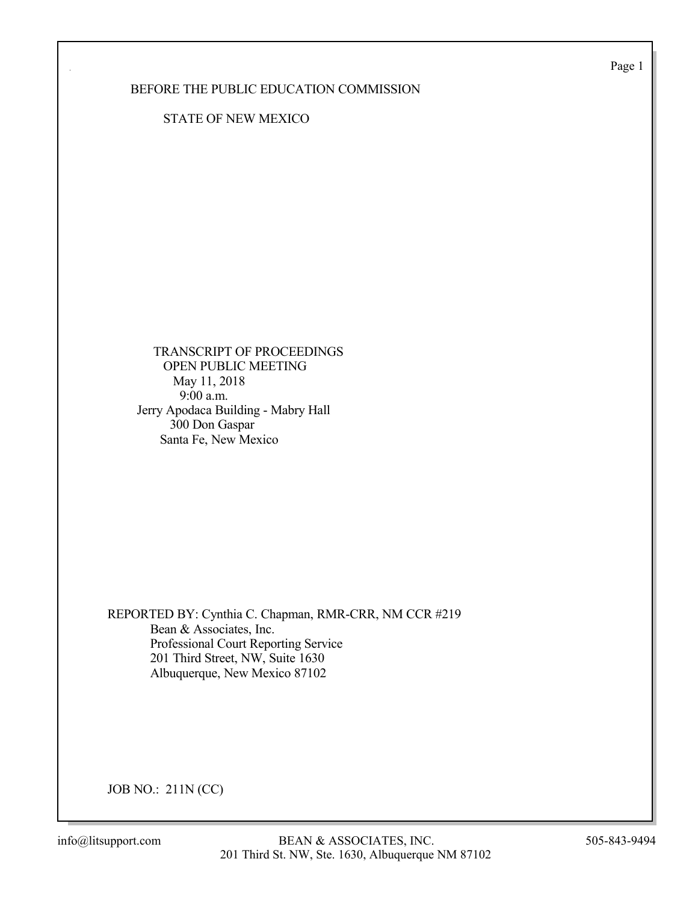BEFORE THE PUBLIC EDUCATION COMMISSION

STATE OF NEW MEXICO

TRANSCRIPT OF PROCEEDINGS
OPEN PUBLIC MEETING
May 11, 2018
9:00 a.m.
Jerry Apodaca Building - Mabry Hall
300 Don Gaspar
Santa Fe, New Mexico

REPORTED BY: Cynthia C. Chapman, RMR-CRR, NM CCR #219
Bean & Associates, Inc.
Professional Court Reporting Service
201 Third Street, NW, Suite 1630
Albuquerque, New Mexico 87102

JOB NO.: 211N (CC)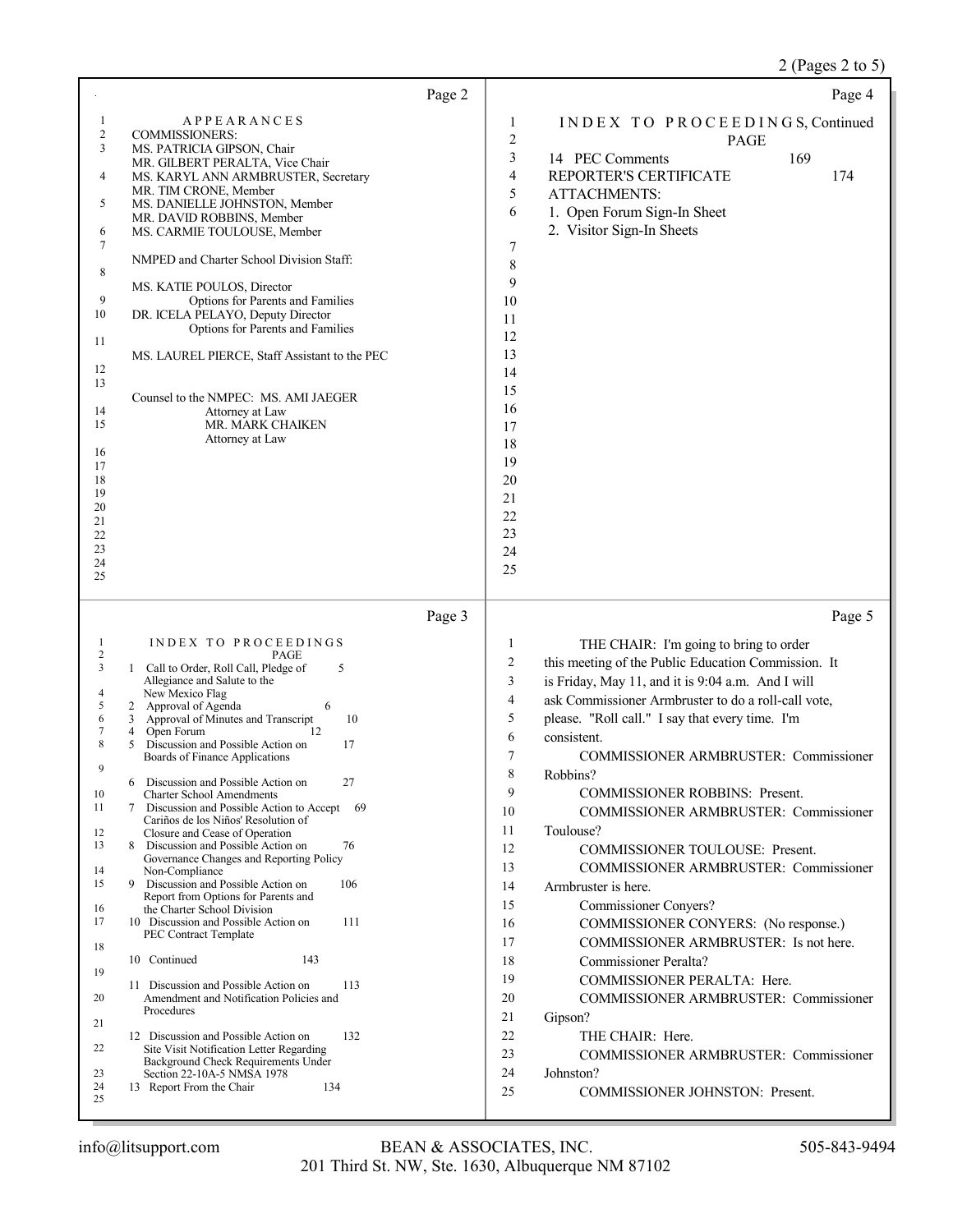## APPEARANCES

COMMISSIONERS:

MS. PATRICIA GIPSON, Chair
MR. GILBERT PERALTA, Vice Chair
MS. KARYL ANN ARMBRUSTER, Secretary
MR. TIM CRONE, Member
MS. DANIELLE JOHNSTON, Member
MR. DAVID ROBBINS, Member
MS. CARMIE TOULOUSE, Member

NMPED and Charter School Division Staff:

MS. KATIE POULOS, Director
Options for Parents and Families
DR. ICELA PELAYO, Deputy Director
Options for Parents and Families

MS. LAUREL PIERCE, Staff Assistant to the PEC

Counsel to the NMPEC: MS. AMI JAEGER
Attorney at Law
MR. MARK CHAIKEN
Attorney at Law

## INDEX TO PROCEEDINGS

| | PAGE |
|---|---|
| 1 Call to Order, Roll Call, Pledge of Allegiance and Salute to the New Mexico Flag | 5 |
| 2 Approval of Agenda | 6 |
| 3 Approval of Minutes and Transcript | 10 |
| 4 Open Forum | 12 |
| 5 Discussion and Possible Action on Boards of Finance Applications | 17 |
| 6 Discussion and Possible Action on Charter School Amendments | 27 |
| 7 Discussion and Possible Action to Accept Cariños de los Niños' Resolution of Closure and Cease of Operation | 69 |
| 8 Discussion and Possible Action on Governance Changes and Reporting Policy Non-Compliance | 76 |
| 9 Discussion and Possible Action on Report from Options for Parents and the Charter School Division | 106 |
| 10 Discussion and Possible Action on PEC Contract Template | 111 |
| 10 Continued | 143 |
| 11 Discussion and Possible Action on Amendment and Notification Policies and Procedures | 113 |
| 12 Discussion and Possible Action on Site Visit Notification Letter Regarding Background Check Requirements Under Section 22-10A-5 NMSA 1978 | 132 |
| 13 Report From the Chair | 134 |

## INDEX TO PROCEEDINGS, Continued

| | PAGE |
|---|---|
| 14 PEC Comments | 169 |
| REPORTER'S CERTIFICATE | 174 |

ATTACHMENTS:
1. Open Forum Sign-In Sheet
2. Visitor Sign-In Sheets

---

THE CHAIR: I'm going to bring to order this meeting of the Public Education Commission. It is Friday, May 11, and it is 9:04 a.m. And I will ask Commissioner Armbruster to do a roll-call vote, please. "Roll call." I say that every time. I'm consistent.

COMMISSIONER ARMBRUSTER: Commissioner Robbins?

COMMISSIONER ROBBINS: Present.

COMMISSIONER ARMBRUSTER: Commissioner Toulouse?

COMMISSIONER TOULOUSE: Present.

COMMISSIONER ARMBRUSTER: Commissioner Armbruster is here.

Commissioner Conyers?

COMMISSIONER CONYERS: (No response.)

COMMISSIONER ARMBRUSTER: Is not here.

Commissioner Peralta?

COMMISSIONER PERALTA: Here.

COMMISSIONER ARMBRUSTER: Commissioner Gipson?

THE CHAIR: Here.

COMMISSIONER ARMBRUSTER: Commissioner Johnston?

COMMISSIONER JOHNSTON: Present.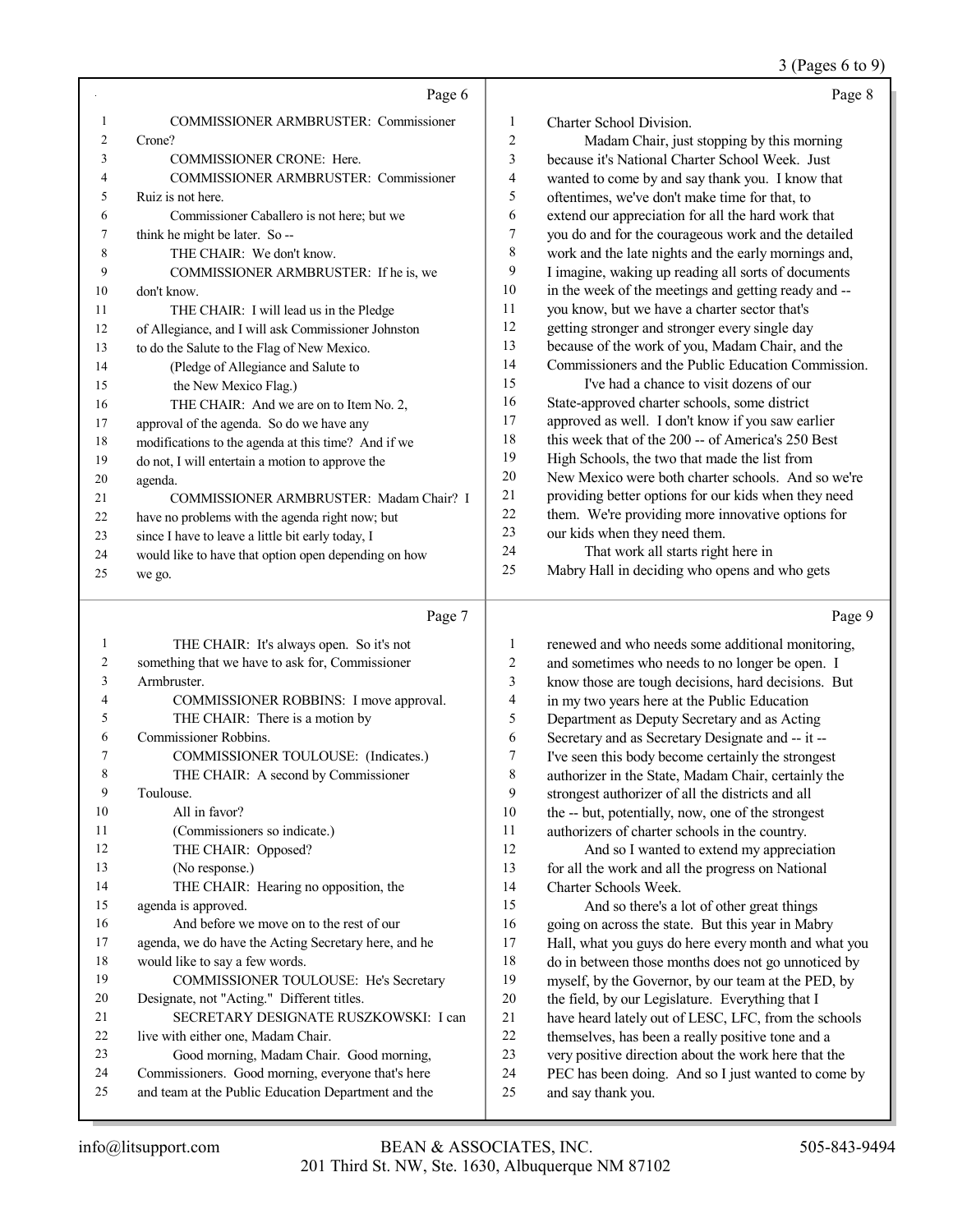Page 6

1 COMMISSIONER ARMBRUSTER: Commissioner
2 Crone?
3 COMMISSIONER CRONE: Here.
4 COMMISSIONER ARMBRUSTER: Commissioner
5 Ruiz is not here.
6 Commissioner Caballero is not here; but we
7 think he might be later. So --
8 THE CHAIR: We don't know.
9 COMMISSIONER ARMBRUSTER: If he is, we
10 don't know.
11 THE CHAIR: I will lead us in the Pledge
12 of Allegiance, and I will ask Commissioner Johnston
13 to do the Salute to the Flag of New Mexico.
14 (Pledge of Allegiance and Salute to
15 the New Mexico Flag.)
16 THE CHAIR: And we are on to Item No. 2,
17 approval of the agenda. So do we have any
18 modifications to the agenda at this time? And if we
19 do not, I will entertain a motion to approve the
20 agenda.
21 COMMISSIONER ARMBRUSTER: Madam Chair? I
22 have no problems with the agenda right now; but
23 since I have to leave a little bit early today, I
24 would like to have that option open depending on how
25 we go.

Page 7

1 THE CHAIR: It's always open. So it's not
2 something that we have to ask for, Commissioner
3 Armbruster.
4 COMMISSIONER ROBBINS: I move approval.
5 THE CHAIR: There is a motion by
6 Commissioner Robbins.
7 COMMISSIONER TOULOUSE: (Indicates.)
8 THE CHAIR: A second by Commissioner
9 Toulouse.
10 All in favor?
11 (Commissioners so indicate.)
12 THE CHAIR: Opposed?
13 (No response.)
14 THE CHAIR: Hearing no opposition, the
15 agenda is approved.
16 And before we move on to the rest of our
17 agenda, we do have the Acting Secretary here, and he
18 would like to say a few words.
19 COMMISSIONER TOULOUSE: He's Secretary
20 Designate, not "Acting." Different titles.
21 SECRETARY DESIGNATE RUSZKOWSKI: I can
22 live with either one, Madam Chair.
23 Good morning, Madam Chair. Good morning,
24 Commissioners. Good morning, everyone that's here
25 and team at the Public Education Department and the

Page 8

1 Charter School Division.
2 Madam Chair, just stopping by this morning
3 because it's National Charter School Week. Just
4 wanted to come by and say thank you. I know that
5 oftentimes, we've don't make time for that, to
6 extend our appreciation for all the hard work that
7 you do and for the courageous work and the detailed
8 work and the late nights and the early mornings and,
9 I imagine, waking up reading all sorts of documents
10 in the week of the meetings and getting ready and --
11 you know, but we have a charter sector that's
12 getting stronger and stronger every single day
13 because of the work of you, Madam Chair, and the
14 Commissioners and the Public Education Commission.
15 I've had a chance to visit dozens of our
16 State-approved charter schools, some district
17 approved as well. I don't know if you saw earlier
18 this week that of the 200 -- of America's 250 Best
19 High Schools, the two that made the list from
20 New Mexico were both charter schools. And so we're
21 providing better options for our kids when they need
22 them. We're providing more innovative options for
23 our kids when they need them.
24 That work all starts right here in
25 Mabry Hall in deciding who opens and who gets

Page 9

1 renewed and who needs some additional monitoring,
2 and sometimes who needs to no longer be open. I
3 know those are tough decisions, hard decisions. But
4 in my two years here at the Public Education
5 Department as Deputy Secretary and as Acting
6 Secretary and as Secretary Designate and -- it --
7 I've seen this body become certainly the strongest
8 authorizer in the State, Madam Chair, certainly the
9 strongest authorizer of all the districts and all
10 the -- but, potentially, now, one of the strongest
11 authorizers of charter schools in the country.
12 And so I wanted to extend my appreciation
13 for all the work and all the progress on National
14 Charter Schools Week.
15 And so there's a lot of other great things
16 going on across the state. But this year in Mabry
17 Hall, what you guys do here every month and what you
18 do in between those months does not go unnoticed by
19 myself, by the Governor, by our team at the PED, by
20 the field, by our Legislature. Everything that I
21 have heard lately out of LESC, LFC, from the schools
22 themselves, has been a really positive tone and a
23 very positive direction about the work here that the
24 PEC has been doing. And so I just wanted to come by
25 and say thank you.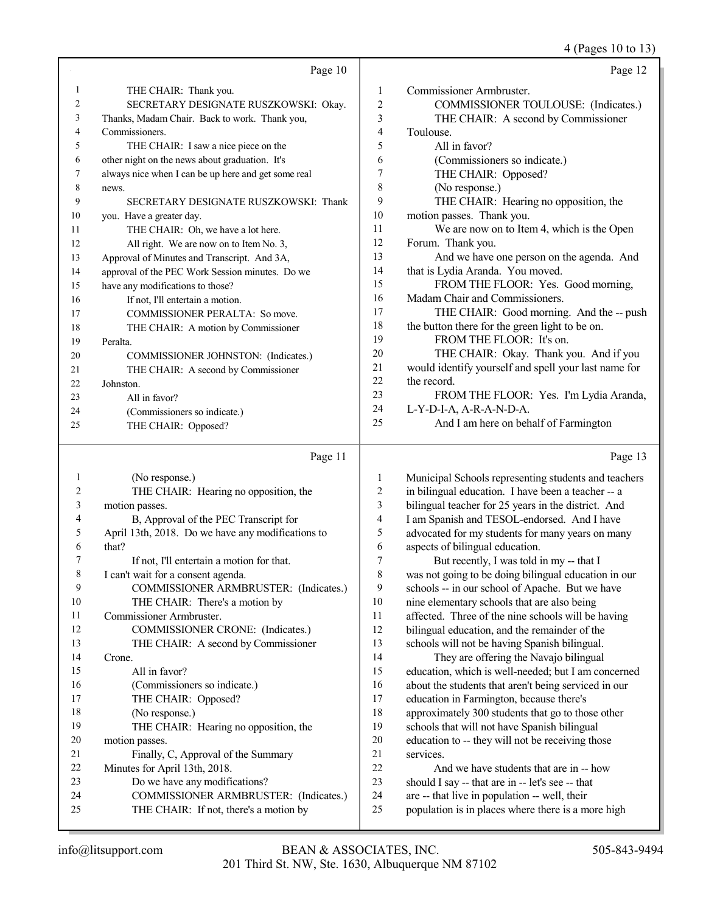Page 10

1 THE CHAIR: Thank you.
2 SECRETARY DESIGNATE RUSZKOWSKI: Okay.
3 Thanks, Madam Chair. Back to work. Thank you,
4 Commissioners.
5 THE CHAIR: I saw a nice piece on the
6 other night on the news about graduation. It's
7 always nice when I can be up here and get some real
8 news.
9 SECRETARY DESIGNATE RUSZKOWSKI: Thank
10 you. Have a greater day.
11 THE CHAIR: Oh, we have a lot here.
12 All right. We are now on to Item No. 3,
13 Approval of Minutes and Transcript. And 3A,
14 approval of the PEC Work Session minutes. Do we
15 have any modifications to those?
16 If not, I'll entertain a motion.
17 COMMISSIONER PERALTA: So move.
18 THE CHAIR: A motion by Commissioner
19 Peralta.
20 COMMISSIONER JOHNSTON: (Indicates.)
21 THE CHAIR: A second by Commissioner
22 Johnston.
23 All in favor?
24 (Commissioners so indicate.)
25 THE CHAIR: Opposed?

Page 11

1 (No response.)
2 THE CHAIR: Hearing no opposition, the
3 motion passes.
4 B, Approval of the PEC Transcript for
5 April 13th, 2018. Do we have any modifications to
6 that?
7 If not, I'll entertain a motion for that.
8 I can't wait for a consent agenda.
9 COMMISSIONER ARMBRUSTER: (Indicates.)
10 THE CHAIR: There's a motion by
11 Commissioner Armbruster.
12 COMMISSIONER CRONE: (Indicates.)
13 THE CHAIR: A second by Commissioner
14 Crone.
15 All in favor?
16 (Commissioners so indicate.)
17 THE CHAIR: Opposed?
18 (No response.)
19 THE CHAIR: Hearing no opposition, the
20 motion passes.
21 Finally, C, Approval of the Summary
22 Minutes for April 13th, 2018.
23 Do we have any modifications?
24 COMMISSIONER ARMBRUSTER: (Indicates.)
25 THE CHAIR: If not, there's a motion by

Page 12

1 Commissioner Armbruster.
2 COMMISSIONER TOULOUSE: (Indicates.)
3 THE CHAIR: A second by Commissioner
4 Toulouse.
5 All in favor?
6 (Commissioners so indicate.)
7 THE CHAIR: Opposed?
8 (No response.)
9 THE CHAIR: Hearing no opposition, the
10 motion passes. Thank you.
11 We are now on to Item 4, which is the Open
12 Forum. Thank you.
13 And we have one person on the agenda. And
14 that is Lydia Aranda. You moved.
15 FROM THE FLOOR: Yes. Good morning,
16 Madam Chair and Commissioners.
17 THE CHAIR: Good morning. And the -- push
18 the button there for the green light to be on.
19 FROM THE FLOOR: It's on.
20 THE CHAIR: Okay. Thank you. And if you
21 would identify yourself and spell your last name for
22 the record.
23 FROM THE FLOOR: Yes. I'm Lydia Aranda,
24 L-Y-D-I-A, A-R-A-N-D-A.
25 And I am here on behalf of Farmington

Page 13

1 Municipal Schools representing students and teachers
2 in bilingual education. I have been a teacher -- a
3 bilingual teacher for 25 years in the district. And
4 I am Spanish and TESOL-endorsed. And I have
5 advocated for my students for many years on many
6 aspects of bilingual education.
7 But recently, I was told in my -- that I
8 was not going to be doing bilingual education in our
9 schools -- in our school of Apache. But we have
10 nine elementary schools that are also being
11 affected. Three of the nine schools will be having
12 bilingual education, and the remainder of the
13 schools will not be having Spanish bilingual.
14 They are offering the Navajo bilingual
15 education, which is well-needed; but I am concerned
16 about the students that aren't being serviced in our
17 education in Farmington, because there's
18 approximately 300 students that go to those other
19 schools that will not have Spanish bilingual
20 education to -- they will not be receiving those
21 services.
22 And we have students that are in -- how
23 should I say -- that are in -- let's see -- that
24 are -- that live in population -- well, their
25 population is in places where there is a more high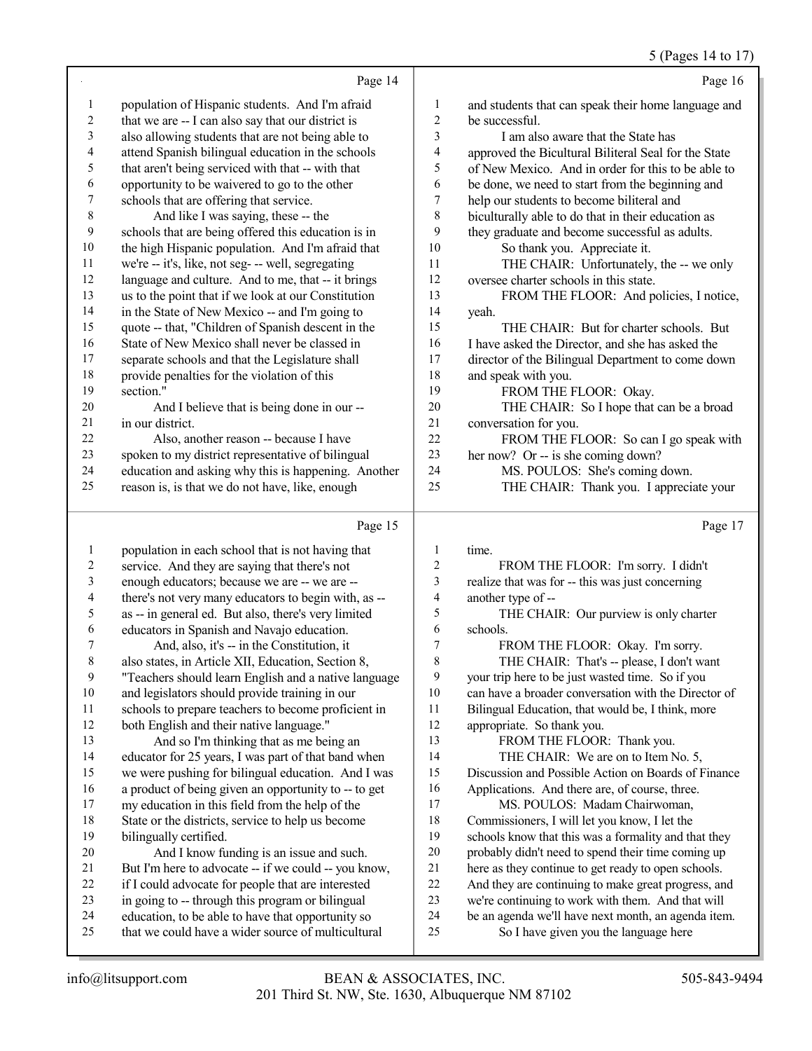## Page 14

1 population of Hispanic students. And I'm afraid
2 that we are -- I can also say that our district is
3 also allowing students that are not being able to
4 attend Spanish bilingual education in the schools
5 that aren't being serviced with that -- with that
6 opportunity to be waivered to go to the other
7 schools that are offering that service.
8 And like I was saying, these -- the
9 schools that are being offered this education is in
10 the high Hispanic population. And I'm afraid that
11 we're -- it's, like, not seg- -- well, segregating
12 language and culture. And to me, that -- it brings
13 us to the point that if we look at our Constitution
14 in the State of New Mexico -- and I'm going to
15 quote -- that, "Children of Spanish descent in the
16 State of New Mexico shall never be classed in
17 separate schools and that the Legislature shall
18 provide penalties for the violation of this
19 section."
20 And I believe that is being done in our --
21 in our district.
22 Also, another reason -- because I have
23 spoken to my district representative of bilingual
24 education and asking why this is happening. Another
25 reason is, is that we do not have, like, enough

## Page 15

1 population in each school that is not having that
2 service. And they are saying that there's not
3 enough educators; because we are -- we are --
4 there's not very many educators to begin with, as --
5 as -- in general ed. But also, there's very limited
6 educators in Spanish and Navajo education.
7 And, also, it's -- in the Constitution, it
8 also states, in Article XII, Education, Section 8,
9 "Teachers should learn English and a native language
10 and legislators should provide training in our
11 schools to prepare teachers to become proficient in
12 both English and their native language."
13 And so I'm thinking that as me being an
14 educator for 25 years, I was part of that band when
15 we were pushing for bilingual education. And I was
16 a product of being given an opportunity to -- to get
17 my education in this field from the help of the
18 State or the districts, service to help us become
19 bilingually certified.
20 And I know funding is an issue and such.
21 But I'm here to advocate -- if we could -- you know,
22 if I could advocate for people that are interested
23 in going to -- through this program or bilingual
24 education, to be able to have that opportunity so
25 that we could have a wider source of multicultural

## Page 16

1 and students that can speak their home language and
2 be successful.
3 I am also aware that the State has
4 approved the Bicultural Biliteral Seal for the State
5 of New Mexico. And in order for this to be able to
6 be done, we need to start from the beginning and
7 help our students to become biliteral and
8 biculturally able to do that in their education as
9 they graduate and become successful as adults.
10 So thank you. Appreciate it.
11 THE CHAIR: Unfortunately, the -- we only
12 oversee charter schools in this state.
13 FROM THE FLOOR: And policies, I notice,
14 yeah.
15 THE CHAIR: But for charter schools. But
16 I have asked the Director, and she has asked the
17 director of the Bilingual Department to come down
18 and speak with you.
19 FROM THE FLOOR: Okay.
20 THE CHAIR: So I hope that can be a broad
21 conversation for you.
22 FROM THE FLOOR: So can I go speak with
23 her now? Or -- is she coming down?
24 MS. POULOS: She's coming down.
25 THE CHAIR: Thank you. I appreciate your

## Page 17

1 time.
2 FROM THE FLOOR: I'm sorry. I didn't
3 realize that was for -- this was just concerning
4 another type of --
5 THE CHAIR: Our purview is only charter
6 schools.
7 FROM THE FLOOR: Okay. I'm sorry.
8 THE CHAIR: That's -- please, I don't want
9 your trip here to be just wasted time. So if you
10 can have a broader conversation with the Director of
11 Bilingual Education, that would be, I think, more
12 appropriate. So thank you.
13 FROM THE FLOOR: Thank you.
14 THE CHAIR: We are on to Item No. 5,
15 Discussion and Possible Action on Boards of Finance
16 Applications. And there are, of course, three.
17 MS. POULOS: Madam Chairwoman,
18 Commissioners, I will let you know, I let the
19 schools know that this was a formality and that they
20 probably didn't need to spend their time coming up
21 here as they continue to get ready to open schools.
22 And they are continuing to make great progress, and
23 we're continuing to work with them. And that will
24 be an agenda we'll have next month, an agenda item.
25 So I have given you the language here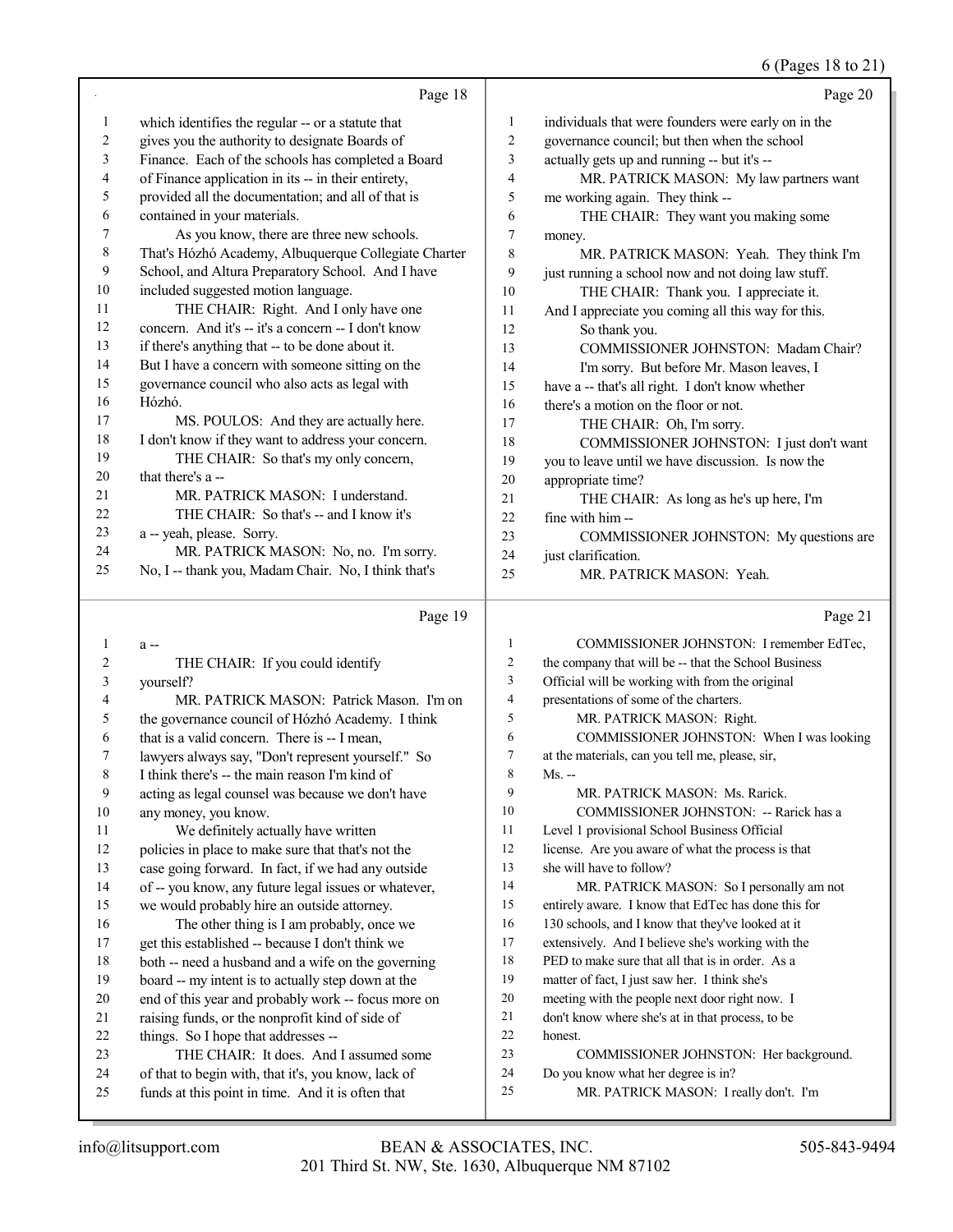Page 18

1 which identifies the regular -- or a statute that
2 gives you the authority to designate Boards of
3 Finance. Each of the schools has completed a Board
4 of Finance application in its -- in their entirety,
5 provided all the documentation; and all of that is
6 contained in your materials.
7 As you know, there are three new schools.
8 That's Hózhó Academy, Albuquerque Collegiate Charter
9 School, and Altura Preparatory School. And I have
10 included suggested motion language.
11 THE CHAIR: Right. And I only have one
12 concern. And it's -- it's a concern -- I don't know
13 if there's anything that -- to be done about it.
14 But I have a concern with someone sitting on the
15 governance council who also acts as legal with
16 Hózhó.
17 MS. POULOS: And they are actually here.
18 I don't know if they want to address your concern.
19 THE CHAIR: So that's my only concern,
20 that there's a --
21 MR. PATRICK MASON: I understand.
22 THE CHAIR: So that's -- and I know it's
23 a -- yeah, please. Sorry.
24 MR. PATRICK MASON: No, no. I'm sorry.
25 No, I -- thank you, Madam Chair. No, I think that's

Page 19

1 a --
2 THE CHAIR: If you could identify
3 yourself?
4 MR. PATRICK MASON: Patrick Mason. I'm on
5 the governance council of Hózhó Academy. I think
6 that is a valid concern. There is -- I mean,
7 lawyers always say, "Don't represent yourself." So
8 I think there's -- the main reason I'm kind of
9 acting as legal counsel was because we don't have
10 any money, you know.
11 We definitely actually have written
12 policies in place to make sure that that's not the
13 case going forward. In fact, if we had any outside
14 of -- you know, any future legal issues or whatever,
15 we would probably hire an outside attorney.
16 The other thing is I am probably, once we
17 get this established -- because I don't think we
18 both -- need a husband and a wife on the governing
19 board -- my intent is to actually step down at the
20 end of this year and probably work -- focus more on
21 raising funds, or the nonprofit kind of side of
22 things. So I hope that addresses --
23 THE CHAIR: It does. And I assumed some
24 of that to begin with, that it's, you know, lack of
25 funds at this point in time. And it is often that

Page 20

1 individuals that were founders were early on in the
2 governance council; but then when the school
3 actually gets up and running -- but it's --
4 MR. PATRICK MASON: My law partners want
5 me working again. They think --
6 THE CHAIR: They want you making some
7 money.
8 MR. PATRICK MASON: Yeah. They think I'm
9 just running a school now and not doing law stuff.
10 THE CHAIR: Thank you. I appreciate it.
11 And I appreciate you coming all this way for this.
12 So thank you.
13 COMMISSIONER JOHNSTON: Madam Chair?
14 I'm sorry. But before Mr. Mason leaves, I
15 have a -- that's all right. I don't know whether
16 there's a motion on the floor or not.
17 THE CHAIR: Oh, I'm sorry.
18 COMMISSIONER JOHNSTON: I just don't want
19 you to leave until we have discussion. Is now the
20 appropriate time?
21 THE CHAIR: As long as he's up here, I'm
22 fine with him --
23 COMMISSIONER JOHNSTON: My questions are
24 just clarification.
25 MR. PATRICK MASON: Yeah.

Page 21

1 COMMISSIONER JOHNSTON: I remember EdTec,
2 the company that will be -- that the School Business
3 Official will be working with from the original
4 presentations of some of the charters.
5 MR. PATRICK MASON: Right.
6 COMMISSIONER JOHNSTON: When I was looking
7 at the materials, can you tell me, please, sir,
8 Ms. --
9 MR. PATRICK MASON: Ms. Rarick.
10 COMMISSIONER JOHNSTON: -- Rarick has a
11 Level 1 provisional School Business Official
12 license. Are you aware of what the process is that
13 she will have to follow?
14 MR. PATRICK MASON: So I personally am not
15 entirely aware. I know that EdTec has done this for
16 130 schools, and I know that they've looked at it
17 extensively. And I believe she's working with the
18 PED to make sure that all that is in order. As a
19 matter of fact, I just saw her. I think she's
20 meeting with the people next door right now. I
21 don't know where she's at in that process, to be
22 honest.
23 COMMISSIONER JOHNSTON: Her background.
24 Do you know what her degree is in?
25 MR. PATRICK MASON: I really don't. I'm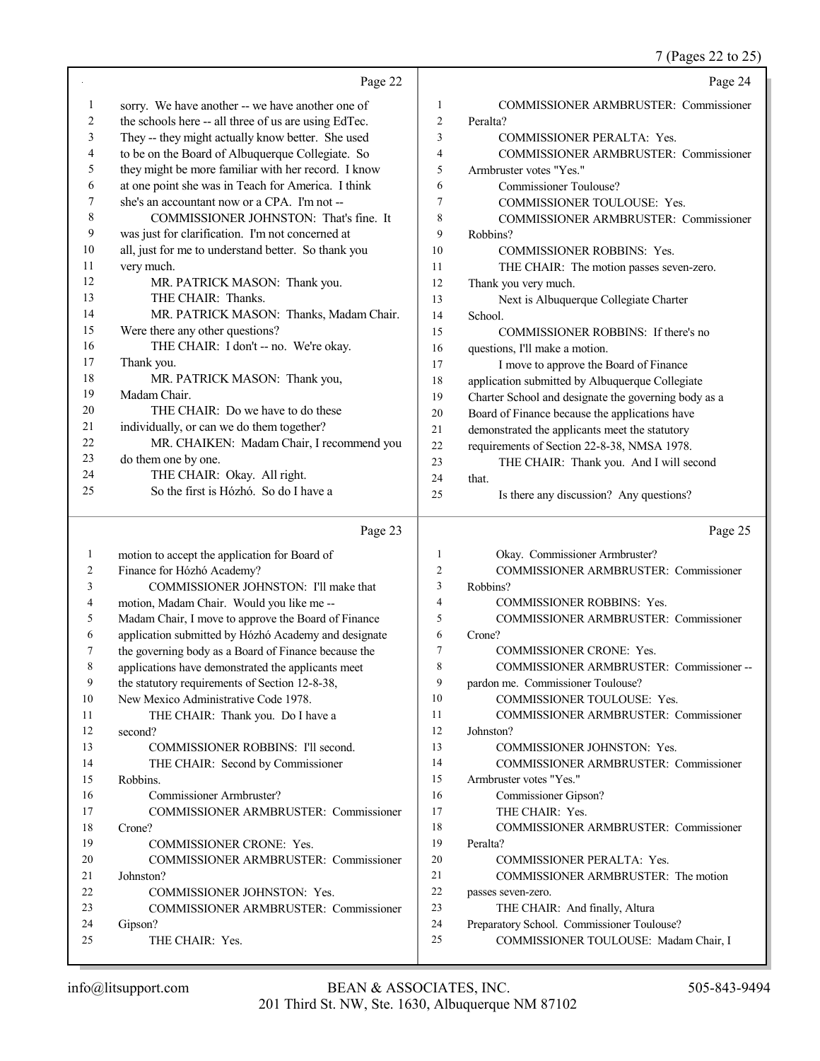Page 22

1 sorry. We have another -- we have another one of
2 the schools here -- all three of us are using EdTec.
3 They -- they might actually know better. She used
4 to be on the Board of Albuquerque Collegiate. So
5 they might be more familiar with her record. I know
6 at one point she was in Teach for America. I think
7 she's an accountant now or a CPA. I'm not --
8 COMMISSIONER JOHNSTON: That's fine. It
9 was just for clarification. I'm not concerned at
10 all, just for me to understand better. So thank you
11 very much.
12 MR. PATRICK MASON: Thank you.
13 THE CHAIR: Thanks.
14 MR. PATRICK MASON: Thanks, Madam Chair.
15 Were there any other questions?
16 THE CHAIR: I don't -- no. We're okay.
17 Thank you.
18 MR. PATRICK MASON: Thank you,
19 Madam Chair.
20 THE CHAIR: Do we have to do these
21 individually, or can we do them together?
22 MR. CHAIKEN: Madam Chair, I recommend you
23 do them one by one.
24 THE CHAIR: Okay. All right.
25 So the first is Hózhó. So do I have a

Page 23

1 motion to accept the application for Board of
2 Finance for Hózhó Academy?
3 COMMISSIONER JOHNSTON: I'll make that
4 motion, Madam Chair. Would you like me --
5 Madam Chair, I move to approve the Board of Finance
6 application submitted by Hózhó Academy and designate
7 the governing body as a Board of Finance because the
8 applications have demonstrated the applicants meet
9 the statutory requirements of Section 12-8-38,
10 New Mexico Administrative Code 1978.
11 THE CHAIR: Thank you. Do I have a
12 second?
13 COMMISSIONER ROBBINS: I'll second.
14 THE CHAIR: Second by Commissioner
15 Robbins.
16 Commissioner Armbruster?
17 COMMISSIONER ARMBRUSTER: Commissioner
18 Crone?
19 COMMISSIONER CRONE: Yes.
20 COMMISSIONER ARMBRUSTER: Commissioner
21 Johnston?
22 COMMISSIONER JOHNSTON: Yes.
23 COMMISSIONER ARMBRUSTER: Commissioner
24 Gipson?
25 THE CHAIR: Yes.

Page 24

1 COMMISSIONER ARMBRUSTER: Commissioner
2 Peralta?
3 COMMISSIONER PERALTA: Yes.
4 COMMISSIONER ARMBRUSTER: Commissioner
5 Armbruster votes "Yes."
6 Commissioner Toulouse?
7 COMMISSIONER TOULOUSE: Yes.
8 COMMISSIONER ARMBRUSTER: Commissioner
9 Robbins?
10 COMMISSIONER ROBBINS: Yes.
11 THE CHAIR: The motion passes seven-zero.
12 Thank you very much.
13 Next is Albuquerque Collegiate Charter
14 School.
15 COMMISSIONER ROBBINS: If there's no
16 questions, I'll make a motion.
17 I move to approve the Board of Finance
18 application submitted by Albuquerque Collegiate
19 Charter School and designate the governing body as a
20 Board of Finance because the applications have
21 demonstrated the applicants meet the statutory
22 requirements of Section 22-8-38, NMSA 1978.
23 THE CHAIR: Thank you. And I will second
24 that.
25 Is there any discussion? Any questions?

Page 25

1 Okay. Commissioner Armbruster?
2 COMMISSIONER ARMBRUSTER: Commissioner
3 Robbins?
4 COMMISSIONER ROBBINS: Yes.
5 COMMISSIONER ARMBRUSTER: Commissioner
6 Crone?
7 COMMISSIONER CRONE: Yes.
8 COMMISSIONER ARMBRUSTER: Commissioner --
9 pardon me. Commissioner Toulouse?
10 COMMISSIONER TOULOUSE: Yes.
11 COMMISSIONER ARMBRUSTER: Commissioner
12 Johnston?
13 COMMISSIONER JOHNSTON: Yes.
14 COMMISSIONER ARMBRUSTER: Commissioner
15 Armbruster votes "Yes."
16 Commissioner Gipson?
17 THE CHAIR: Yes.
18 COMMISSIONER ARMBRUSTER: Commissioner
19 Peralta?
20 COMMISSIONER PERALTA: Yes.
21 COMMISSIONER ARMBRUSTER: The motion
22 passes seven-zero.
23 THE CHAIR: And finally, Altura
24 Preparatory School. Commissioner Toulouse?
25 COMMISSIONER TOULOUSE: Madam Chair, I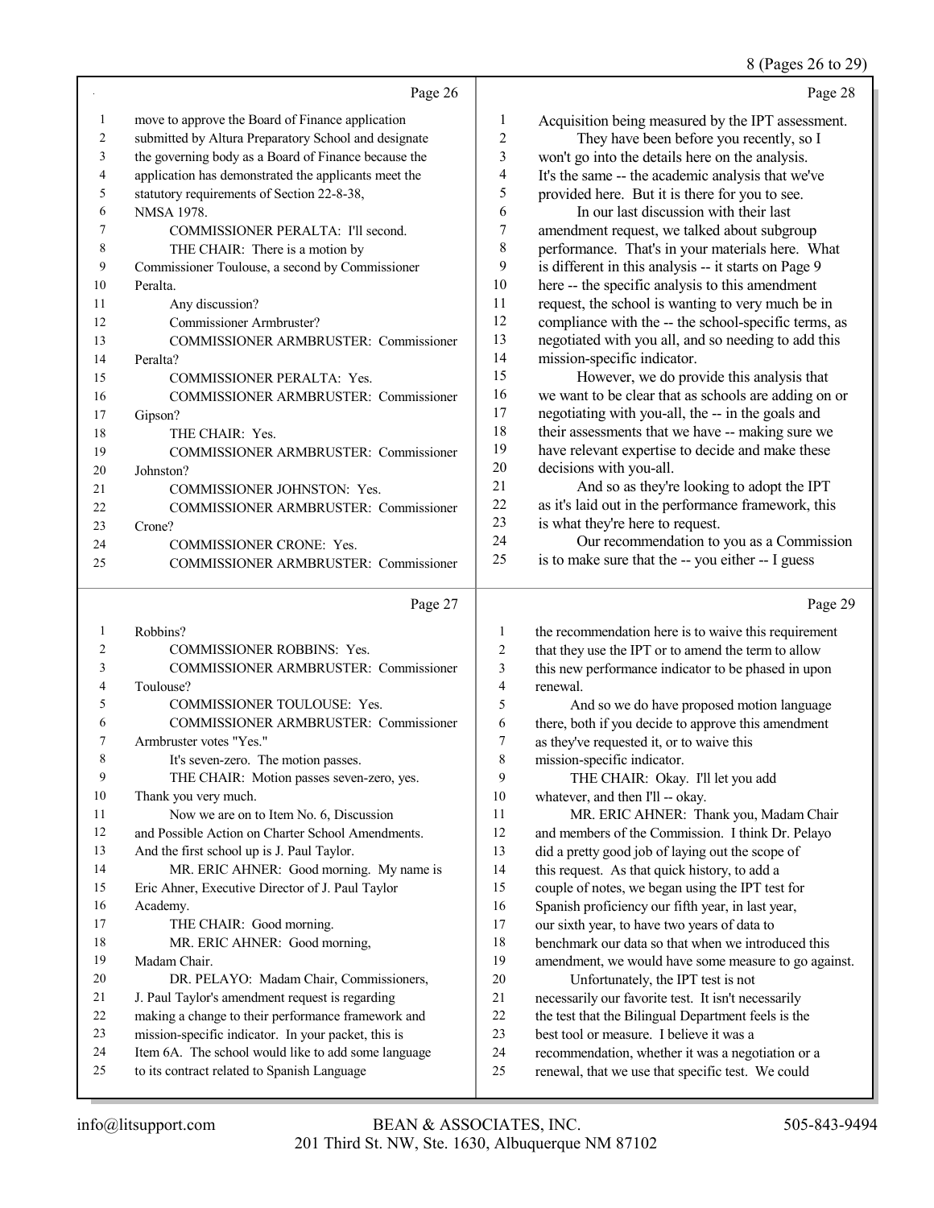Page 26

1 move to approve the Board of Finance application
2 submitted by Altura Preparatory School and designate
3 the governing body as a Board of Finance because the
4 application has demonstrated the applicants meet the
5 statutory requirements of Section 22-8-38,
6 NMSA 1978.
7 COMMISSIONER PERALTA: I'll second.
8 THE CHAIR: There is a motion by
9 Commissioner Toulouse, a second by Commissioner
10 Peralta.
11 Any discussion?
12 Commissioner Armbruster?
13 COMMISSIONER ARMBRUSTER: Commissioner
14 Peralta?
15 COMMISSIONER PERALTA: Yes.
16 COMMISSIONER ARMBRUSTER: Commissioner
17 Gipson?
18 THE CHAIR: Yes.
19 COMMISSIONER ARMBRUSTER: Commissioner
20 Johnston?
21 COMMISSIONER JOHNSTON: Yes.
22 COMMISSIONER ARMBRUSTER: Commissioner
23 Crone?
24 COMMISSIONER CRONE: Yes.
25 COMMISSIONER ARMBRUSTER: Commissioner

Page 27

1 Robbins?
2 COMMISSIONER ROBBINS: Yes.
3 COMMISSIONER ARMBRUSTER: Commissioner
4 Toulouse?
5 COMMISSIONER TOULOUSE: Yes.
6 COMMISSIONER ARMBRUSTER: Commissioner
7 Armbruster votes "Yes."
8 It's seven-zero. The motion passes.
9 THE CHAIR: Motion passes seven-zero, yes.
10 Thank you very much.
11 Now we are on to Item No. 6, Discussion
12 and Possible Action on Charter School Amendments.
13 And the first school up is J. Paul Taylor.
14 MR. ERIC AHNER: Good morning. My name is
15 Eric Ahner, Executive Director of J. Paul Taylor
16 Academy.
17 THE CHAIR: Good morning.
18 MR. ERIC AHNER: Good morning,
19 Madam Chair.
20 DR. PELAYO: Madam Chair, Commissioners,
21 J. Paul Taylor's amendment request is regarding
22 making a change to their performance framework and
23 mission-specific indicator. In your packet, this is
24 Item 6A. The school would like to add some language
25 to its contract related to Spanish Language

Page 28

1 Acquisition being measured by the IPT assessment.
2 They have been before you recently, so I
3 won't go into the details here on the analysis.
4 It's the same -- the academic analysis that we've
5 provided here. But it is there for you to see.
6 In our last discussion with their last
7 amendment request, we talked about subgroup
8 performance. That's in your materials here. What
9 is different in this analysis -- it starts on Page 9
10 here -- the specific analysis to this amendment
11 request, the school is wanting to very much be in
12 compliance with the -- the school-specific terms, as
13 negotiated with you all, and so needing to add this
14 mission-specific indicator.
15 However, we do provide this analysis that
16 we want to be clear that as schools are adding on or
17 negotiating with you-all, the -- in the goals and
18 their assessments that we have -- making sure we
19 have relevant expertise to decide and make these
20 decisions with you-all.
21 And so as they're looking to adopt the IPT
22 as it's laid out in the performance framework, this
23 is what they're here to request.
24 Our recommendation to you as a Commission
25 is to make sure that the -- you either -- I guess

Page 29

1 the recommendation here is to waive this requirement
2 that they use the IPT or to amend the term to allow
3 this new performance indicator to be phased in upon
4 renewal.
5 And so we do have proposed motion language
6 there, both if you decide to approve this amendment
7 as they've requested it, or to waive this
8 mission-specific indicator.
9 THE CHAIR: Okay. I'll let you add
10 whatever, and then I'll -- okay.
11 MR. ERIC AHNER: Thank you, Madam Chair
12 and members of the Commission. I think Dr. Pelayo
13 did a pretty good job of laying out the scope of
14 this request. As that quick history, to add a
15 couple of notes, we began using the IPT test for
16 Spanish proficiency our fifth year, in last year,
17 our sixth year, to have two years of data to
18 benchmark our data so that when we introduced this
19 amendment, we would have some measure to go against.
20 Unfortunately, the IPT test is not
21 necessarily our favorite test. It isn't necessarily
22 the test that the Bilingual Department feels is the
23 best tool or measure. I believe it was a
24 recommendation, whether it was a negotiation or a
25 renewal, that we use that specific test. We could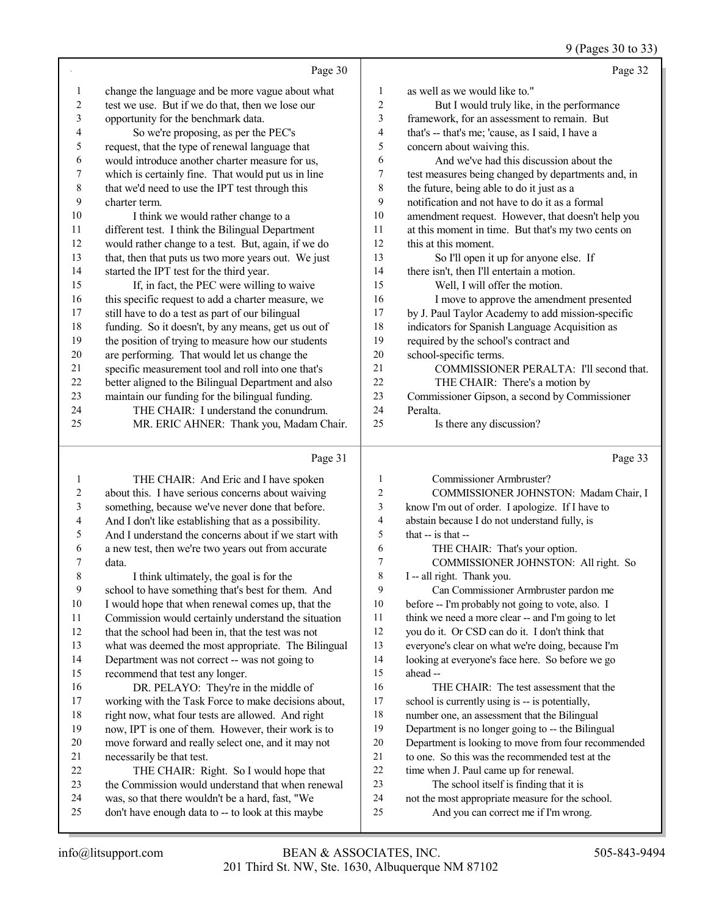Page 30

1 change the language and be more vague about what
2 test we use. But if we do that, then we lose our
3 opportunity for the benchmark data.
4 So we're proposing, as per the PEC's
5 request, that the type of renewal language that
6 would introduce another charter measure for us,
7 which is certainly fine. That would put us in line
8 that we'd need to use the IPT test through this
9 charter term.
10 I think we would rather change to a
11 different test. I think the Bilingual Department
12 would rather change to a test. But, again, if we do
13 that, then that puts us two more years out. We just
14 started the IPT test for the third year.
15 If, in fact, the PEC were willing to waive
16 this specific request to add a charter measure, we
17 still have to do a test as part of our bilingual
18 funding. So it doesn't, by any means, get us out of
19 the position of trying to measure how our students
20 are performing. That would let us change the
21 specific measurement tool and roll into one that's
22 better aligned to the Bilingual Department and also
23 maintain our funding for the bilingual funding.
24 THE CHAIR: I understand the conundrum.
25 MR. ERIC AHNER: Thank you, Madam Chair.

Page 31

1 THE CHAIR: And Eric and I have spoken
2 about this. I have serious concerns about waiving
3 something, because we've never done that before.
4 And I don't like establishing that as a possibility.
5 And I understand the concerns about if we start with
6 a new test, then we're two years out from accurate
7 data.
8 I think ultimately, the goal is for the
9 school to have something that's best for them. And
10 I would hope that when renewal comes up, that the
11 Commission would certainly understand the situation
12 that the school had been in, that the test was not
13 what was deemed the most appropriate. The Bilingual
14 Department was not correct -- was not going to
15 recommend that test any longer.
16 DR. PELAYO: They're in the middle of
17 working with the Task Force to make decisions about,
18 right now, what four tests are allowed. And right
19 now, IPT is one of them. However, their work is to
20 move forward and really select one, and it may not
21 necessarily be that test.
22 THE CHAIR: Right. So I would hope that
23 the Commission would understand that when renewal
24 was, so that there wouldn't be a hard, fast, "We
25 don't have enough data to -- to look at this maybe

Page 32

1 as well as we would like to."
2 But I would truly like, in the performance
3 framework, for an assessment to remain. But
4 that's -- that's me; 'cause, as I said, I have a
5 concern about waiving this.
6 And we've had this discussion about the
7 test measures being changed by departments and, in
8 the future, being able to do it just as a
9 notification and not have to do it as a formal
10 amendment request. However, that doesn't help you
11 at this moment in time. But that's my two cents on
12 this at this moment.
13 So I'll open it up for anyone else. If
14 there isn't, then I'll entertain a motion.
15 Well, I will offer the motion.
16 I move to approve the amendment presented
17 by J. Paul Taylor Academy to add mission-specific
18 indicators for Spanish Language Acquisition as
19 required by the school's contract and
20 school-specific terms.
21 COMMISSIONER PERALTA: I'll second that.
22 THE CHAIR: There's a motion by
23 Commissioner Gipson, a second by Commissioner
24 Peralta.
25 Is there any discussion?

Page 33

1 Commissioner Armbruster?
2 COMMISSIONER JOHNSTON: Madam Chair, I
3 know I'm out of order. I apologize. If I have to
4 abstain because I do not understand fully, is
5 that -- is that --
6 THE CHAIR: That's your option.
7 COMMISSIONER JOHNSTON: All right. So
8 I -- all right. Thank you.
9 Can Commissioner Armbruster pardon me
10 before -- I'm probably not going to vote, also. I
11 think we need a more clear -- and I'm going to let
12 you do it. Or CSD can do it. I don't think that
13 everyone's clear on what we're doing, because I'm
14 looking at everyone's face here. So before we go
15 ahead --
16 THE CHAIR: The test assessment that the
17 school is currently using is -- is potentially,
18 number one, an assessment that the Bilingual
19 Department is no longer going to -- the Bilingual
20 Department is looking to move from four recommended
21 to one. So this was the recommended test at the
22 time when J. Paul came up for renewal.
23 The school itself is finding that it is
24 not the most appropriate measure for the school.
25 And you can correct me if I'm wrong.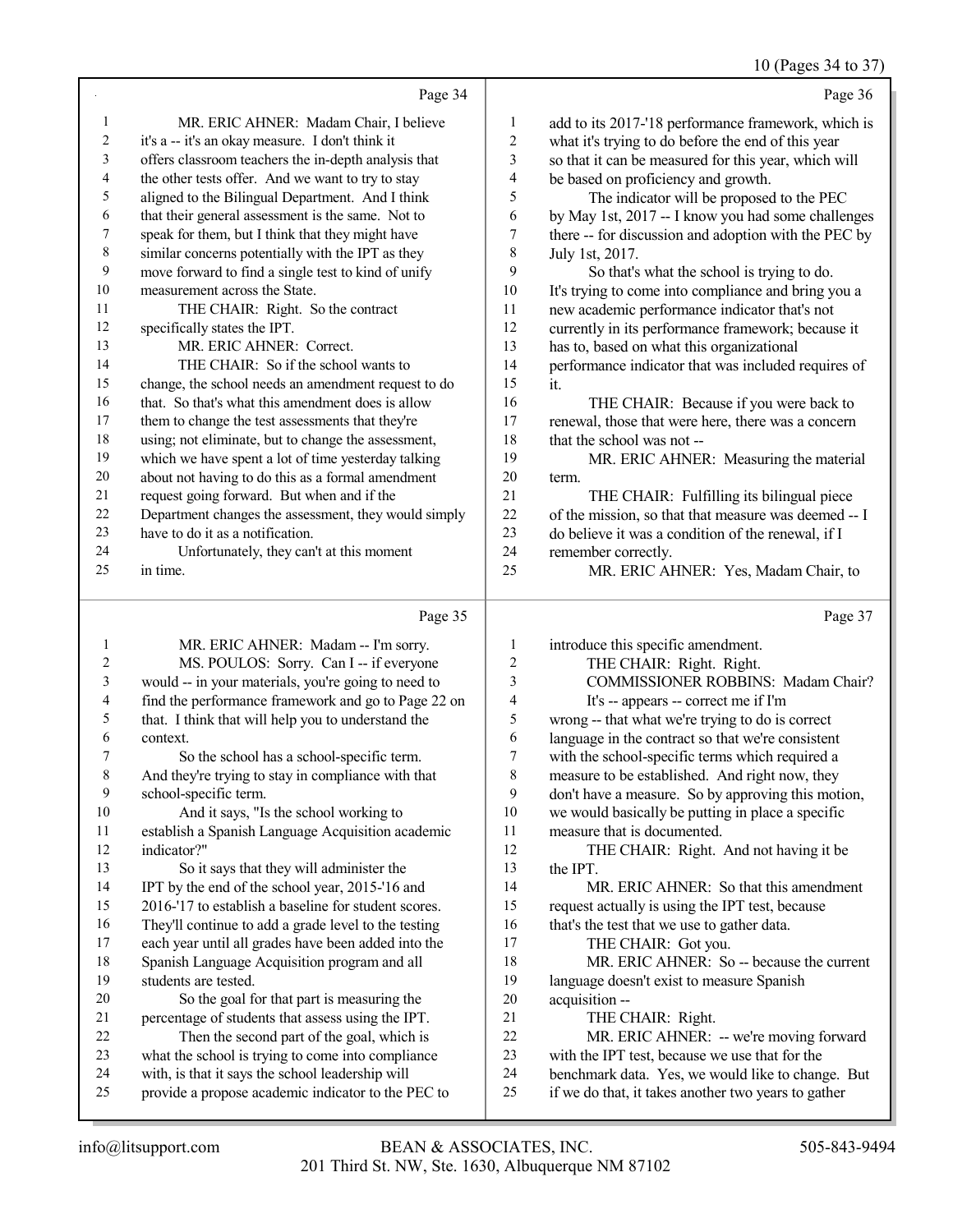Page 34

1 MR. ERIC AHNER: Madam Chair, I believe
2 it's a -- it's an okay measure. I don't think it
3 offers classroom teachers the in-depth analysis that
4 the other tests offer. And we want to try to stay
5 aligned to the Bilingual Department. And I think
6 that their general assessment is the same. Not to
7 speak for them, but I think that they might have
8 similar concerns potentially with the IPT as they
9 move forward to find a single test to kind of unify
10 measurement across the State.
11 THE CHAIR: Right. So the contract
12 specifically states the IPT.
13 MR. ERIC AHNER: Correct.
14 THE CHAIR: So if the school wants to
15 change, the school needs an amendment request to do
16 that. So that's what this amendment does is allow
17 them to change the test assessments that they're
18 using; not eliminate, but to change the assessment,
19 which we have spent a lot of time yesterday talking
20 about not having to do this as a formal amendment
21 request going forward. But when and if the
22 Department changes the assessment, they would simply
23 have to do it as a notification.
24 Unfortunately, they can't at this moment
25 in time.

Page 35

1 MR. ERIC AHNER: Madam -- I'm sorry.
2 MS. POULOS: Sorry. Can I -- if everyone
3 would -- in your materials, you're going to need to
4 find the performance framework and go to Page 22 on
5 that. I think that will help you to understand the
6 context.
7 So the school has a school-specific term.
8 And they're trying to stay in compliance with that
9 school-specific term.
10 And it says, "Is the school working to
11 establish a Spanish Language Acquisition academic
12 indicator?"
13 So it says that they will administer the
14 IPT by the end of the school year, 2015-'16 and
15 2016-'17 to establish a baseline for student scores.
16 They'll continue to add a grade level to the testing
17 each year until all grades have been added into the
18 Spanish Language Acquisition program and all
19 students are tested.
20 So the goal for that part is measuring the
21 percentage of students that assess using the IPT.
22 Then the second part of the goal, which is
23 what the school is trying to come into compliance
24 with, is that it says the school leadership will
25 provide a propose academic indicator to the PEC to

Page 36

1 add to its 2017-'18 performance framework, which is
2 what it's trying to do before the end of this year
3 so that it can be measured for this year, which will
4 be based on proficiency and growth.
5 The indicator will be proposed to the PEC
6 by May 1st, 2017 -- I know you had some challenges
7 there -- for discussion and adoption with the PEC by
8 July 1st, 2017.
9 So that's what the school is trying to do.
10 It's trying to come into compliance and bring you a
11 new academic performance indicator that's not
12 currently in its performance framework; because it
13 has to, based on what this organizational
14 performance indicator that was included requires of
15 it.
16 THE CHAIR: Because if you were back to
17 renewal, those that were here, there was a concern
18 that the school was not --
19 MR. ERIC AHNER: Measuring the material
20 term.
21 THE CHAIR: Fulfilling its bilingual piece
22 of the mission, so that that measure was deemed -- I
23 do believe it was a condition of the renewal, if I
24 remember correctly.
25 MR. ERIC AHNER: Yes, Madam Chair, to

Page 37

1 introduce this specific amendment.
2 THE CHAIR: Right. Right.
3 COMMISSIONER ROBBINS: Madam Chair?
4 It's -- appears -- correct me if I'm
5 wrong -- that what we're trying to do is correct
6 language in the contract so that we're consistent
7 with the school-specific terms which required a
8 measure to be established. And right now, they
9 don't have a measure. So by approving this motion,
10 we would basically be putting in place a specific
11 measure that is documented.
12 THE CHAIR: Right. And not having it be
13 the IPT.
14 MR. ERIC AHNER: So that this amendment
15 request actually is using the IPT test, because
16 that's the test that we use to gather data.
17 THE CHAIR: Got you.
18 MR. ERIC AHNER: So -- because the current
19 language doesn't exist to measure Spanish
20 acquisition --
21 THE CHAIR: Right.
22 MR. ERIC AHNER: -- we're moving forward
23 with the IPT test, because we use that for the
24 benchmark data. Yes, we would like to change. But
25 if we do that, it takes another two years to gather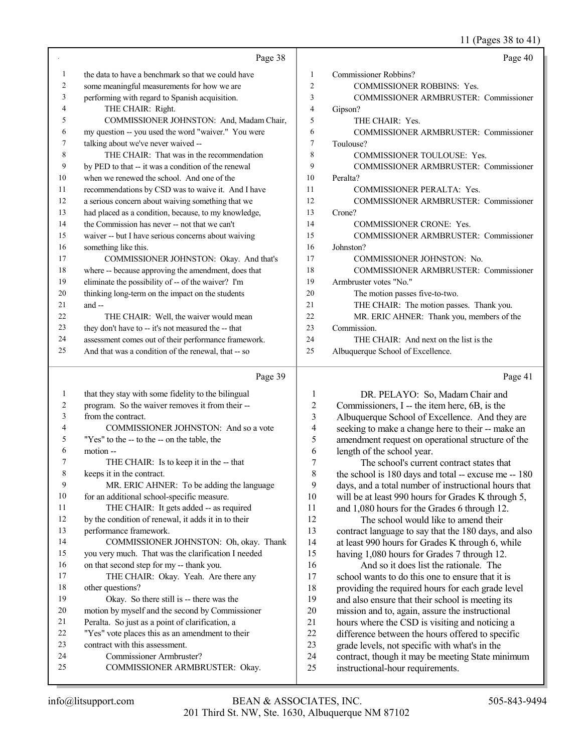Page 38

1 the data to have a benchmark so that we could have
2 some meaningful measurements for how we are
3 performing with regard to Spanish acquisition.
4 THE CHAIR: Right.
5 COMMISSIONER JOHNSTON: And, Madam Chair,
6 my question -- you used the word "waiver." You were
7 talking about we've never waived --
8 THE CHAIR: That was in the recommendation
9 by PED to that -- it was a condition of the renewal
10 when we renewed the school. And one of the
11 recommendations by CSD was to waive it. And I have
12 a serious concern about waiving something that we
13 had placed as a condition, because, to my knowledge,
14 the Commission has never -- not that we can't
15 waiver -- but I have serious concerns about waiving
16 something like this.
17 COMMISSIONER JOHNSTON: Okay. And that's
18 where -- because approving the amendment, does that
19 eliminate the possibility of -- of the waiver? I'm
20 thinking long-term on the impact on the students
21 and --
22 THE CHAIR: Well, the waiver would mean
23 they don't have to -- it's not measured the -- that
24 assessment comes out of their performance framework.
25 And that was a condition of the renewal, that -- so

Page 39

1 that they stay with some fidelity to the bilingual
2 program. So the waiver removes it from their --
3 from the contract.
4 COMMISSIONER JOHNSTON: And so a vote
5 "Yes" to the -- to the -- on the table, the
6 motion --
7 THE CHAIR: Is to keep it in the -- that
8 keeps it in the contract.
9 MR. ERIC AHNER: To be adding the language
10 for an additional school-specific measure.
11 THE CHAIR: It gets added -- as required
12 by the condition of renewal, it adds it in to their
13 performance framework.
14 COMMISSIONER JOHNSTON: Oh, okay. Thank
15 you very much. That was the clarification I needed
16 on that second step for my -- thank you.
17 THE CHAIR: Okay. Yeah. Are there any
18 other questions?
19 Okay. So there still is -- there was the
20 motion by myself and the second by Commissioner
21 Peralta. So just as a point of clarification, a
22 "Yes" vote places this as an amendment to their
23 contract with this assessment.
24 Commissioner Armbruster?
25 COMMISSIONER ARMBRUSTER: Okay.

Page 40

1 Commissioner Robbins?
2 COMMISSIONER ROBBINS: Yes.
3 COMMISSIONER ARMBRUSTER: Commissioner
4 Gipson?
5 THE CHAIR: Yes.
6 COMMISSIONER ARMBRUSTER: Commissioner
7 Toulouse?
8 COMMISSIONER TOULOUSE: Yes.
9 COMMISSIONER ARMBRUSTER: Commissioner
10 Peralta?
11 COMMISSIONER PERALTA: Yes.
12 COMMISSIONER ARMBRUSTER: Commissioner
13 Crone?
14 COMMISSIONER CRONE: Yes.
15 COMMISSIONER ARMBRUSTER: Commissioner
16 Johnston?
17 COMMISSIONER JOHNSTON: No.
18 COMMISSIONER ARMBRUSTER: Commissioner
19 Armbruster votes "No."
20 The motion passes five-to-two.
21 THE CHAIR: The motion passes. Thank you.
22 MR. ERIC AHNER: Thank you, members of the
23 Commission.
24 THE CHAIR: And next on the list is the
25 Albuquerque School of Excellence.

Page 41

1 DR. PELAYO: So, Madam Chair and
2 Commissioners, I -- the item here, 6B, is the
3 Albuquerque School of Excellence. And they are
4 seeking to make a change here to their -- make an
5 amendment request on operational structure of the
6 length of the school year.
7 The school's current contract states that
8 the school is 180 days and total -- excuse me -- 180
9 days, and a total number of instructional hours that
10 will be at least 990 hours for Grades K through 5,
11 and 1,080 hours for the Grades 6 through 12.
12 The school would like to amend their
13 contract language to say that the 180 days, and also
14 at least 990 hours for Grades K through 6, while
15 having 1,080 hours for Grades 7 through 12.
16 And so it does list the rationale. The
17 school wants to do this one to ensure that it is
18 providing the required hours for each grade level
19 and also ensure that their school is meeting its
20 mission and to, again, assure the instructional
21 hours where the CSD is visiting and noticing a
22 difference between the hours offered to specific
23 grade levels, not specific with what's in the
24 contract, though it may be meeting State minimum
25 instructional-hour requirements.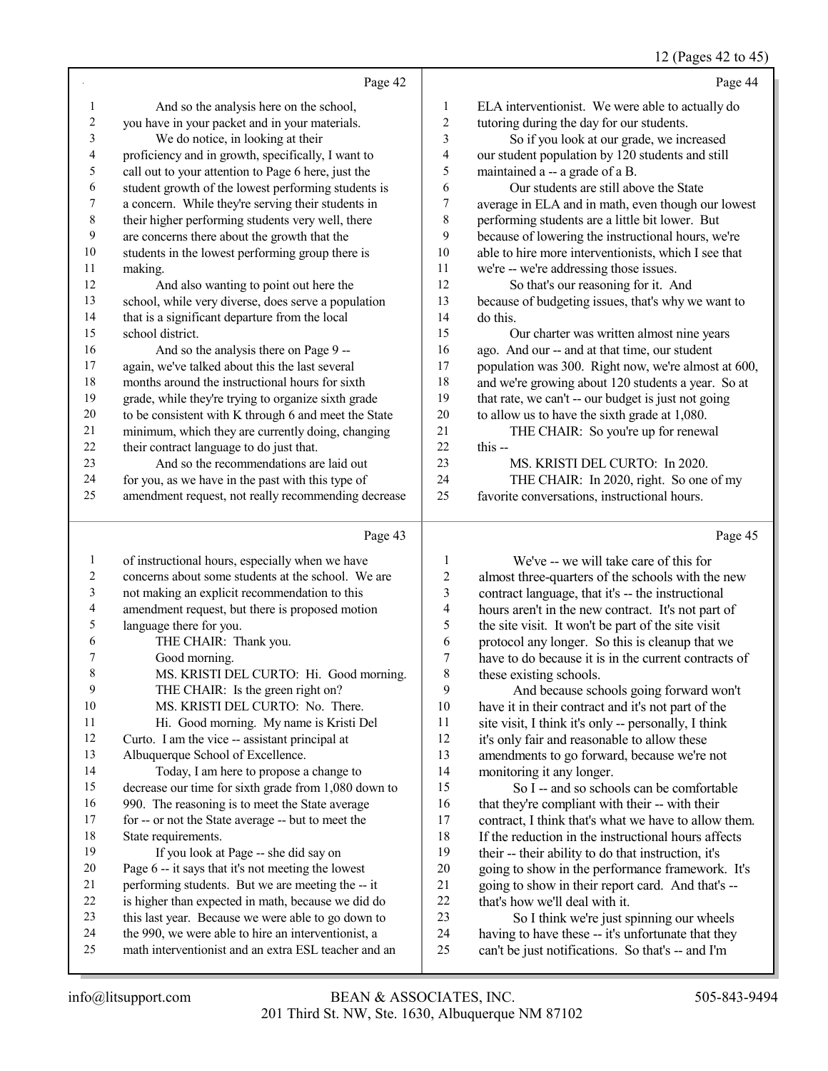Page 42

1 And so the analysis here on the school,
2 you have in your packet and in your materials.
3 We do notice, in looking at their
4 proficiency and in growth, specifically, I want to
5 call out to your attention to Page 6 here, just the
6 student growth of the lowest performing students is
7 a concern. While they're serving their students in
8 their higher performing students very well, there
9 are concerns there about the growth that the
10 students in the lowest performing group there is
11 making.
12 And also wanting to point out here the
13 school, while very diverse, does serve a population
14 that is a significant departure from the local
15 school district.
16 And so the analysis there on Page 9 --
17 again, we've talked about this the last several
18 months around the instructional hours for sixth
19 grade, while they're trying to organize sixth grade
20 to be consistent with K through 6 and meet the State
21 minimum, which they are currently doing, changing
22 their contract language to do just that.
23 And so the recommendations are laid out
24 for you, as we have in the past with this type of
25 amendment request, not really recommending decrease

Page 43

1 of instructional hours, especially when we have
2 concerns about some students at the school. We are
3 not making an explicit recommendation to this
4 amendment request, but there is proposed motion
5 language there for you.
6 THE CHAIR: Thank you.
7 Good morning.
8 MS. KRISTI DEL CURTO: Hi. Good morning.
9 THE CHAIR: Is the green right on?
10 MS. KRISTI DEL CURTO: No. There.
11 Hi. Good morning. My name is Kristi Del
12 Curto. I am the vice -- assistant principal at
13 Albuquerque School of Excellence.
14 Today, I am here to propose a change to
15 decrease our time for sixth grade from 1,080 down to
16 990. The reasoning is to meet the State average
17 for -- or not the State average -- but to meet the
18 State requirements.
19 If you look at Page -- she did say on
20 Page 6 -- it says that it's not meeting the lowest
21 performing students. But we are meeting the -- it
22 is higher than expected in math, because we did do
23 this last year. Because we were able to go down to
24 the 990, we were able to hire an interventionist, a
25 math interventionist and an extra ESL teacher and an

Page 44

1 ELA interventionist. We were able to actually do
2 tutoring during the day for our students.
3 So if you look at our grade, we increased
4 our student population by 120 students and still
5 maintained a -- a grade of a B.
6 Our students are still above the State
7 average in ELA and in math, even though our lowest
8 performing students are a little bit lower. But
9 because of lowering the instructional hours, we're
10 able to hire more interventionists, which I see that
11 we're -- we're addressing those issues.
12 So that's our reasoning for it. And
13 because of budgeting issues, that's why we want to
14 do this.
15 Our charter was written almost nine years
16 ago. And our -- and at that time, our student
17 population was 300. Right now, we're almost at 600,
18 and we're growing about 120 students a year. So at
19 that rate, we can't -- our budget is just not going
20 to allow us to have the sixth grade at 1,080.
21 THE CHAIR: So you're up for renewal
22 this --
23 MS. KRISTI DEL CURTO: In 2020.
24 THE CHAIR: In 2020, right. So one of my
25 favorite conversations, instructional hours.

Page 45

1 We've -- we will take care of this for
2 almost three-quarters of the schools with the new
3 contract language, that it's -- the instructional
4 hours aren't in the new contract. It's not part of
5 the site visit. It won't be part of the site visit
6 protocol any longer. So this is cleanup that we
7 have to do because it is in the current contracts of
8 these existing schools.
9 And because schools going forward won't
10 have it in their contract and it's not part of the
11 site visit, I think it's only -- personally, I think
12 it's only fair and reasonable to allow these
13 amendments to go forward, because we're not
14 monitoring it any longer.
15 So I -- and so schools can be comfortable
16 that they're compliant with their -- with their
17 contract, I think that's what we have to allow them.
18 If the reduction in the instructional hours affects
19 their -- their ability to do that instruction, it's
20 going to show in the performance framework. It's
21 going to show in their report card. And that's --
22 that's how we'll deal with it.
23 So I think we're just spinning our wheels
24 having to have these -- it's unfortunate that they
25 can't be just notifications. So that's -- and I'm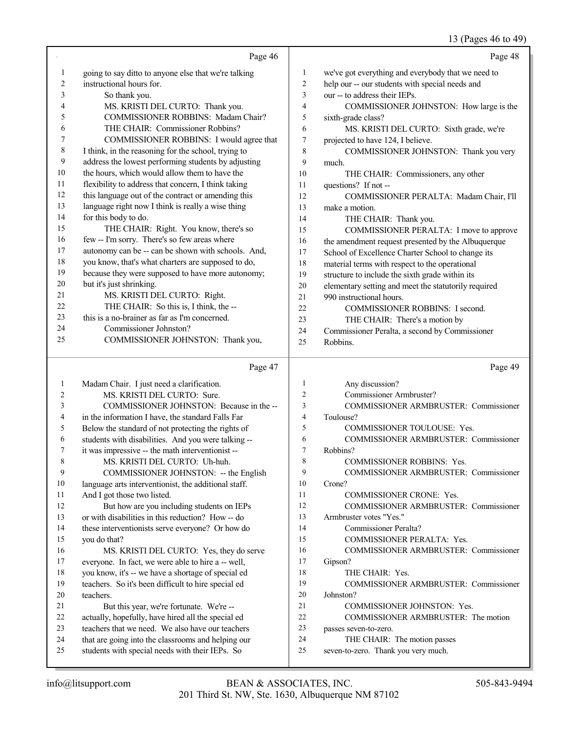Page 46

1 going to say ditto to anyone else that we're talking
2 instructional hours for.
3 So thank you.
4 MS. KRISTI DEL CURTO: Thank you.
5 COMMISSIONER ROBBINS: Madam Chair?
6 THE CHAIR: Commissioner Robbins?
7 COMMISSIONER ROBBINS: I would agree that
8 I think, in the reasoning for the school, trying to
9 address the lowest performing students by adjusting
10 the hours, which would allow them to have the
11 flexibility to address that concern, I think taking
12 this language out of the contract or amending this
13 language right now I think is really a wise thing
14 for this body to do.
15 THE CHAIR: Right. You know, there's so
16 few -- I'm sorry. There's so few areas where
17 autonomy can be -- can be shown with schools. And,
18 you know, that's what charters are supposed to do,
19 because they were supposed to have more autonomy;
20 but it's just shrinking.
21 MS. KRISTI DEL CURTO: Right.
22 THE CHAIR: So this is, I think, the --
23 this is a no-brainer as far as I'm concerned.
24 Commissioner Johnston?
25 COMMISSIONER JOHNSTON: Thank you,

Page 47

1 Madam Chair. I just need a clarification.
2 MS. KRISTI DEL CURTO: Sure.
3 COMMISSIONER JOHNSTON: Because in the --
4 in the information I have, the standard Falls Far
5 Below the standard of not protecting the rights of
6 students with disabilities. And you were talking --
7 it was impressive -- the math interventionist --
8 MS. KRISTI DEL CURTO: Uh-huh.
9 COMMISSIONER JOHNSTON: -- the English
10 language arts interventionist, the additional staff.
11 And I got those two listed.
12 But how are you including students on IEPs
13 or with disabilities in this reduction? How -- do
14 these interventionists serve everyone? Or how do
15 you do that?
16 MS. KRISTI DEL CURTO: Yes, they do serve
17 everyone. In fact, we were able to hire a -- well,
18 you know, it's -- we have a shortage of special ed
19 teachers. So it's been difficult to hire special ed
20 teachers.
21 But this year, we're fortunate. We're --
22 actually, hopefully, have hired all the special ed
23 teachers that we need. We also have our teachers
24 that are going into the classrooms and helping our
25 students with special needs with their IEPs. So

Page 48

1 we've got everything and everybody that we need to
2 help our -- our students with special needs and
3 our -- to address their IEPs.
4 COMMISSIONER JOHNSTON: How large is the
5 sixth-grade class?
6 MS. KRISTI DEL CURTO: Sixth grade, we're
7 projected to have 124, I believe.
8 COMMISSIONER JOHNSTON: Thank you very
9 much.
10 THE CHAIR: Commissioners, any other
11 questions? If not --
12 COMMISSIONER PERALTA: Madam Chair, I'll
13 make a motion.
14 THE CHAIR: Thank you.
15 COMMISSIONER PERALTA: I move to approve
16 the amendment request presented by the Albuquerque
17 School of Excellence Charter School to change its
18 material terms with respect to the operational
19 structure to include the sixth grade within its
20 elementary setting and meet the statutorily required
21 990 instructional hours.
22 COMMISSIONER ROBBINS: I second.
23 THE CHAIR: There's a motion by
24 Commissioner Peralta, a second by Commissioner
25 Robbins.

Page 49

1 Any discussion?
2 Commissioner Armbruster?
3 COMMISSIONER ARMBRUSTER: Commissioner
4 Toulouse?
5 COMMISSIONER TOULOUSE: Yes.
6 COMMISSIONER ARMBRUSTER: Commissioner
7 Robbins?
8 COMMISSIONER ROBBINS: Yes.
9 COMMISSIONER ARMBRUSTER: Commissioner
10 Crone?
11 COMMISSIONER CRONE: Yes.
12 COMMISSIONER ARMBRUSTER: Commissioner
13 Armbruster votes "Yes."
14 Commissioner Peralta?
15 COMMISSIONER PERALTA: Yes.
16 COMMISSIONER ARMBRUSTER: Commissioner
17 Gipson?
18 THE CHAIR: Yes.
19 COMMISSIONER ARMBRUSTER: Commissioner
20 Johnston?
21 COMMISSIONER JOHNSTON: Yes.
22 COMMISSIONER ARMBRUSTER: The motion
23 passes seven-to-zero.
24 THE CHAIR: The motion passes
25 seven-to-zero. Thank you very much.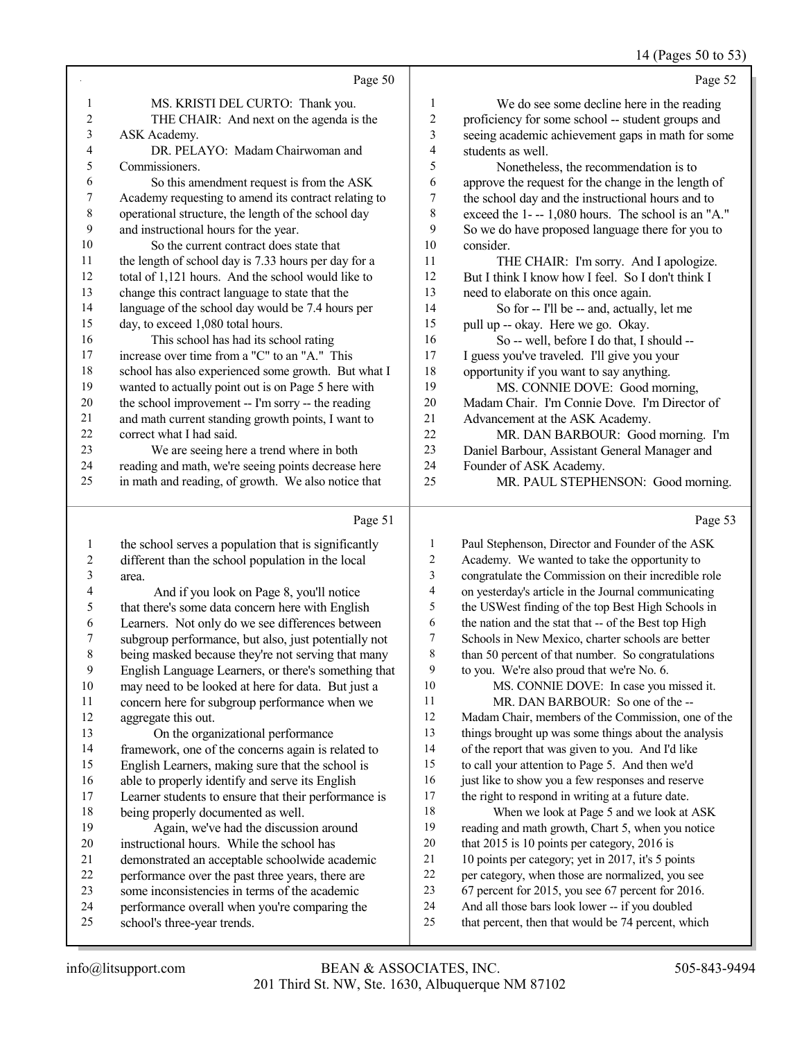MS. KRISTI DEL CURTO: Thank you.

THE CHAIR: And next on the agenda is the ASK Academy.

DR. PELAYO: Madam Chairwoman and Commissioners.

So this amendment request is from the ASK Academy requesting to amend its contract relating to operational structure, the length of the school day and instructional hours for the year.

So the current contract does state that the length of school day is 7.33 hours per day for a total of 1,121 hours. And the school would like to change this contract language to state that the language of the school day would be 7.4 hours per day, to exceed 1,080 total hours.

This school has had its school rating increase over time from a "C" to an "A." This school has also experienced some growth. But what I wanted to actually point out is on Page 5 here with the school improvement -- I'm sorry -- the reading and math current standing growth points, I want to correct what I had said.

We are seeing here a trend where in both reading and math, we're seeing points decrease here in math and reading, of growth. We also notice that the school serves a population that is significantly different than the school population in the local area.

And if you look on Page 8, you'll notice that there's some data concern here with English Learners. Not only do we see differences between subgroup performance, but also, just potentially not being masked because they're not serving that many English Language Learners, or there's something that may need to be looked at here for data. But just a concern here for subgroup performance when we aggregate this out.

On the organizational performance framework, one of the concerns again is related to English Learners, making sure that the school is able to properly identify and serve its English Learner students to ensure that their performance is being properly documented as well.

Again, we've had the discussion around instructional hours. While the school has demonstrated an acceptable schoolwide academic performance over the past three years, there are some inconsistencies in terms of the academic performance overall when you're comparing the school's three-year trends.

We do see some decline here in the reading proficiency for some school -- student groups and seeing academic achievement gaps in math for some students as well.

Nonetheless, the recommendation is to approve the request for the change in the length of the school day and the instructional hours and to exceed the 1- -- 1,080 hours. The school is an "A." So we do have proposed language there for you to consider.

THE CHAIR: I'm sorry. And I apologize. But I think I know how I feel. So I don't think I need to elaborate on this once again.

So for -- I'll be -- and, actually, let me pull up -- okay. Here we go. Okay.

So -- well, before I do that, I should -- I guess you've traveled. I'll give you your opportunity if you want to say anything.

MS. CONNIE DOVE: Good morning, Madam Chair. I'm Connie Dove. I'm Director of Advancement at the ASK Academy.

MR. DAN BARBOUR: Good morning. I'm Daniel Barbour, Assistant General Manager and Founder of ASK Academy.

MR. PAUL STEPHENSON: Good morning. Paul Stephenson, Director and Founder of the ASK Academy. We wanted to take the opportunity to congratulate the Commission on their incredible role on yesterday's article in the Journal communicating the USWest finding of the top Best High Schools in the nation and the stat that -- of the Best top High Schools in New Mexico, charter schools are better than 50 percent of that number. So congratulations to you. We're also proud that we're No. 6.

MS. CONNIE DOVE: In case you missed it.

MR. DAN BARBOUR: So one of the -- Madam Chair, members of the Commission, one of the things brought up was some things about the analysis of the report that was given to you. And I'd like to call your attention to Page 5. And then we'd just like to show you a few responses and reserve the right to respond in writing at a future date.

When we look at Page 5 and we look at ASK reading and math growth, Chart 5, when you notice that 2015 is 10 points per category, 2016 is 10 points per category; yet in 2017, it's 5 points per category, when those are normalized, you see 67 percent for 2015, you see 67 percent for 2016. And all those bars look lower -- if you doubled that percent, then that would be 74 percent, which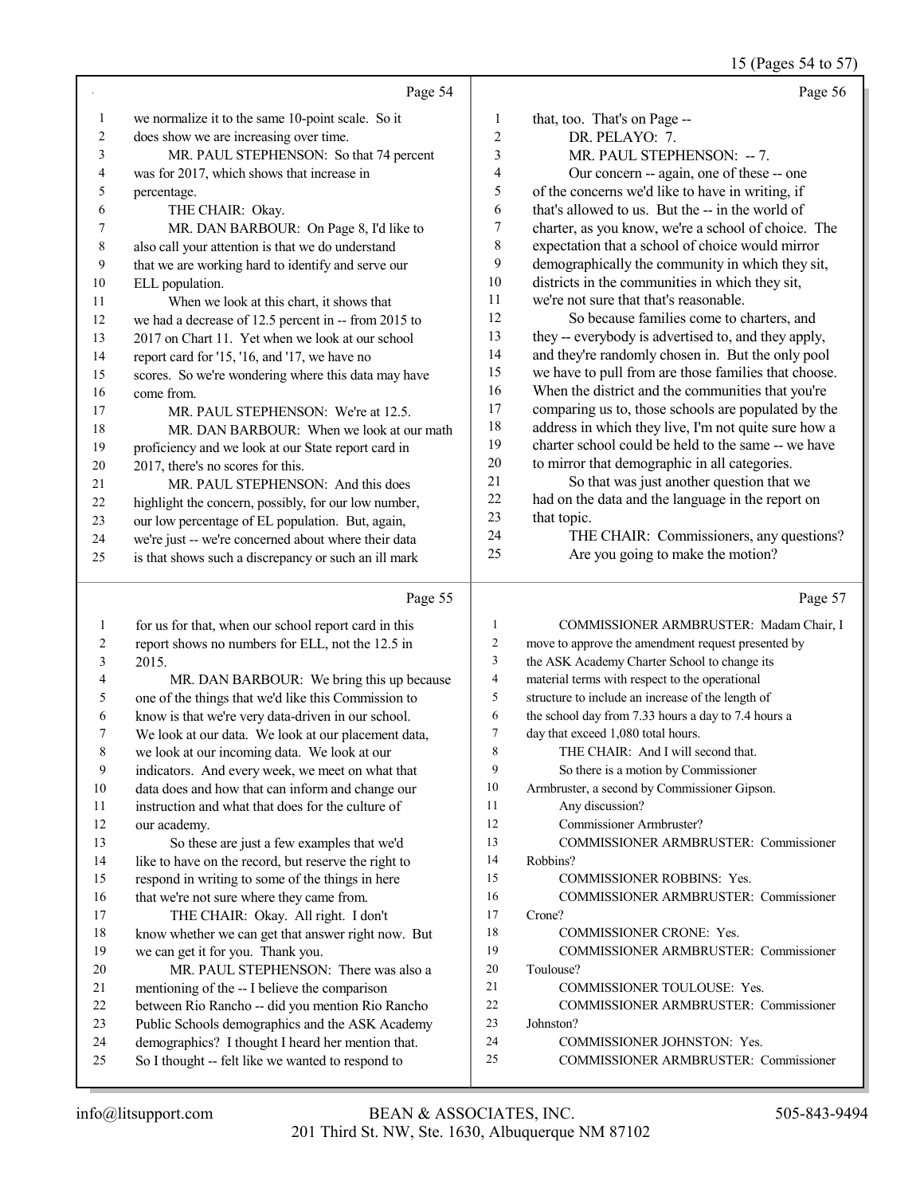15 (Pages 54 to 57)

Page 54

1 we normalize it to the same 10-point scale. So it
2 does show we are increasing over time.
3 MR. PAUL STEPHENSON: So that 74 percent
4 was for 2017, which shows that increase in
5 percentage.
6 THE CHAIR: Okay.
7 MR. DAN BARBOUR: On Page 8, I'd like to
8 also call your attention is that we do understand
9 that we are working hard to identify and serve our
10 ELL population.
11 When we look at this chart, it shows that
12 we had a decrease of 12.5 percent in -- from 2015 to
13 2017 on Chart 11. Yet when we look at our school
14 report card for '15, '16, and '17, we have no
15 scores. So we're wondering where this data may have
16 come from.
17 MR. PAUL STEPHENSON: We're at 12.5.
18 MR. DAN BARBOUR: When we look at our math
19 proficiency and we look at our State report card in
20 2017, there's no scores for this.
21 MR. PAUL STEPHENSON: And this does
22 highlight the concern, possibly, for our low number,
23 our low percentage of EL population. But, again,
24 we're just -- we're concerned about where their data
25 is that shows such a discrepancy or such an ill mark

Page 55

1 for us for that, when our school report card in this
2 report shows no numbers for ELL, not the 12.5 in
3 2015.
4 MR. DAN BARBOUR: We bring this up because
5 one of the things that we'd like this Commission to
6 know is that we're very data-driven in our school.
7 We look at our data. We look at our placement data,
8 we look at our incoming data. We look at our
9 indicators. And every week, we meet on what that
10 data does and how that can inform and change our
11 instruction and what that does for the culture of
12 our academy.
13 So these are just a few examples that we'd
14 like to have on the record, but reserve the right to
15 respond in writing to some of the things in here
16 that we're not sure where they came from.
17 THE CHAIR: Okay. All right. I don't
18 know whether we can get that answer right now. But
19 we can get it for you. Thank you.
20 MR. PAUL STEPHENSON: There was also a
21 mentioning of the -- I believe the comparison
22 between Rio Rancho -- did you mention Rio Rancho
23 Public Schools demographics and the ASK Academy
24 demographics? I thought I heard her mention that.
25 So I thought -- felt like we wanted to respond to

Page 56

1 that, too. That's on Page --
2 DR. PELAYO: 7.
3 MR. PAUL STEPHENSON: -- 7.
4 Our concern -- again, one of these -- one
5 of the concerns we'd like to have in writing, if
6 that's allowed to us. But the -- in the world of
7 charter, as you know, we're a school of choice. The
8 expectation that a school of choice would mirror
9 demographically the community in which they sit,
10 districts in the communities in which they sit,
11 we're not sure that that's reasonable.
12 So because families come to charters, and
13 they -- everybody is advertised to, and they apply,
14 and they're randomly chosen in. But the only pool
15 we have to pull from are those families that choose.
16 When the district and the communities that you're
17 comparing us to, those schools are populated by the
18 address in which they live, I'm not quite sure how a
19 charter school could be held to the same -- we have
20 to mirror that demographic in all categories.
21 So that was just another question that we
22 had on the data and the language in the report on
23 that topic.
24 THE CHAIR: Commissioners, any questions?
25 Are you going to make the motion?

Page 57

1 COMMISSIONER ARMBRUSTER: Madam Chair, I
2 move to approve the amendment request presented by
3 the ASK Academy Charter School to change its
4 material terms with respect to the operational
5 structure to include an increase of the length of
6 the school day from 7.33 hours a day to 7.4 hours a
7 day that exceed 1,080 total hours.
8 THE CHAIR: And I will second that.
9 So there is a motion by Commissioner
10 Armbruster, a second by Commissioner Gipson.
11 Any discussion?
12 Commissioner Armbruster?
13 COMMISSIONER ARMBRUSTER: Commissioner
14 Robbins?
15 COMMISSIONER ROBBINS: Yes.
16 COMMISSIONER ARMBRUSTER: Commissioner
17 Crone?
18 COMMISSIONER CRONE: Yes.
19 COMMISSIONER ARMBRUSTER: Commissioner
20 Toulouse?
21 COMMISSIONER TOULOUSE: Yes.
22 COMMISSIONER ARMBRUSTER: Commissioner
23 Johnston?
24 COMMISSIONER JOHNSTON: Yes.
25 COMMISSIONER ARMBRUSTER: Commissioner

info@litsupport.com BEAN & ASSOCIATES, INC. 505-843-9494
201 Third St. NW, Ste. 1630, Albuquerque NM 87102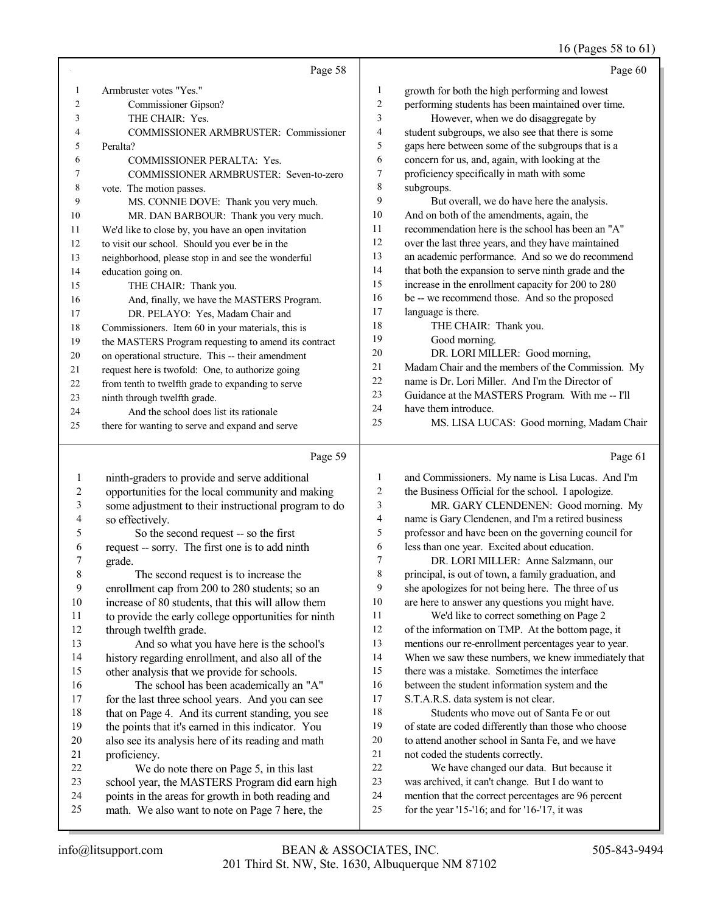Page 58

1 Armbruster votes "Yes."
2 Commissioner Gipson?
3 THE CHAIR: Yes.
4 COMMISSIONER ARMBRUSTER: Commissioner
5 Peralta?
6 COMMISSIONER PERALTA: Yes.
7 COMMISSIONER ARMBRUSTER: Seven-to-zero
8 vote. The motion passes.
9 MS. CONNIE DOVE: Thank you very much.
10 MR. DAN BARBOUR: Thank you very much.
11 We'd like to close by, you have an open invitation
12 to visit our school. Should you ever be in the
13 neighborhood, please stop in and see the wonderful
14 education going on.
15 THE CHAIR: Thank you.
16 And, finally, we have the MASTERS Program.
17 DR. PELAYO: Yes, Madam Chair and
18 Commissioners. Item 60 in your materials, this is
19 the MASTERS Program requesting to amend its contract
20 on operational structure. This -- their amendment
21 request here is twofold: One, to authorize going
22 from tenth to twelfth grade to expanding to serve
23 ninth through twelfth grade.
24 And the school does list its rationale
25 there for wanting to serve and expand and serve

Page 59

1 ninth-graders to provide and serve additional
2 opportunities for the local community and making
3 some adjustment to their instructional program to do
4 so effectively.
5 So the second request -- so the first
6 request -- sorry. The first one is to add ninth
7 grade.
8 The second request is to increase the
9 enrollment cap from 200 to 280 students; so an
10 increase of 80 students, that this will allow them
11 to provide the early college opportunities for ninth
12 through twelfth grade.
13 And so what you have here is the school's
14 history regarding enrollment, and also all of the
15 other analysis that we provide for schools.
16 The school has been academically an "A"
17 for the last three school years. And you can see
18 that on Page 4. And its current standing, you see
19 the points that it's earned in this indicator. You
20 also see its analysis here of its reading and math
21 proficiency.
22 We do note there on Page 5, in this last
23 school year, the MASTERS Program did earn high
24 points in the areas for growth in both reading and
25 math. We also want to note on Page 7 here, the

Page 60

1 growth for both the high performing and lowest
2 performing students has been maintained over time.
3 However, when we do disaggregate by
4 student subgroups, we also see that there is some
5 gaps here between some of the subgroups that is a
6 concern for us, and, again, with looking at the
7 proficiency specifically in math with some
8 subgroups.
9 But overall, we do have here the analysis.
10 And on both of the amendments, again, the
11 recommendation here is the school has been an "A"
12 over the last three years, and they have maintained
13 an academic performance. And so we do recommend
14 that both the expansion to serve ninth grade and the
15 increase in the enrollment capacity for 200 to 280
16 be -- we recommend those. And so the proposed
17 language is there.
18 THE CHAIR: Thank you.
19 Good morning.
20 DR. LORI MILLER: Good morning,
21 Madam Chair and the members of the Commission. My
22 name is Dr. Lori Miller. And I'm the Director of
23 Guidance at the MASTERS Program. With me -- I'll
24 have them introduce.
25 MS. LISA LUCAS: Good morning, Madam Chair

Page 61

1 and Commissioners. My name is Lisa Lucas. And I'm
2 the Business Official for the school. I apologize.
3 MR. GARY CLENDENEN: Good morning. My
4 name is Gary Clendenen, and I'm a retired business
5 professor and have been on the governing council for
6 less than one year. Excited about education.
7 DR. LORI MILLER: Anne Salzmann, our
8 principal, is out of town, a family graduation, and
9 she apologizes for not being here. The three of us
10 are here to answer any questions you might have.
11 We'd like to correct something on Page 2
12 of the information on TMP. At the bottom page, it
13 mentions our re-enrollment percentages year to year.
14 When we saw these numbers, we knew immediately that
15 there was a mistake. Sometimes the interface
16 between the student information system and the
17 S.T.A.R.S. data system is not clear.
18 Students who move out of Santa Fe or out
19 of state are coded differently than those who choose
20 to attend another school in Santa Fe, and we have
21 not coded the students correctly.
22 We have changed our data. But because it
23 was archived, it can't change. But I do want to
24 mention that the correct percentages are 96 percent
25 for the year '15-'16; and for '16-'17, it was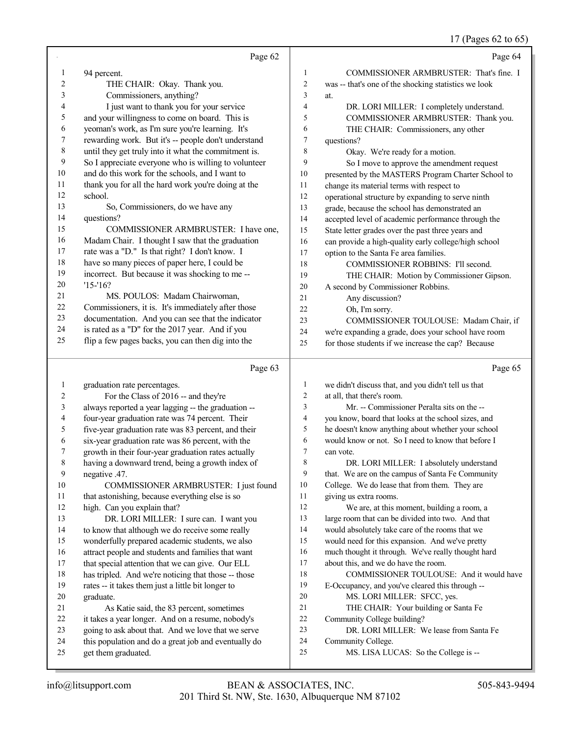Page 62

1 94 percent.
2 THE CHAIR: Okay. Thank you.
3 Commissioners, anything?
4 I just want to thank you for your service
5 and your willingness to come on board. This is
6 yeoman's work, as I'm sure you're learning. It's
7 rewarding work. But it's -- people don't understand
8 until they get truly into it what the commitment is.
9 So I appreciate everyone who is willing to volunteer
10 and do this work for the schools, and I want to
11 thank you for all the hard work you're doing at the
12 school.
13 So, Commissioners, do we have any
14 questions?
15 COMMISSIONER ARMBRUSTER: I have one,
16 Madam Chair. I thought I saw that the graduation
17 rate was a "D." Is that right? I don't know. I
18 have so many pieces of paper here, I could be
19 incorrect. But because it was shocking to me --
20 '15-'16?
21 MS. POULOS: Madam Chairwoman,
22 Commissioners, it is. It's immediately after those
23 documentation. And you can see that the indicator
24 is rated as a "D" for the 2017 year. And if you
25 flip a few pages backs, you can then dig into the

Page 63

1 graduation rate percentages.
2 For the Class of 2016 -- and they're
3 always reported a year lagging -- the graduation --
4 four-year graduation rate was 74 percent. Their
5 five-year graduation rate was 83 percent, and their
6 six-year graduation rate was 86 percent, with the
7 growth in their four-year graduation rates actually
8 having a downward trend, being a growth index of
9 negative .47.
10 COMMISSIONER ARMBRUSTER: I just found
11 that astonishing, because everything else is so
12 high. Can you explain that?
13 DR. LORI MILLER: I sure can. I want you
14 to know that although we do receive some really
15 wonderfully prepared academic students, we also
16 attract people and students and families that want
17 that special attention that we can give. Our ELL
18 has tripled. And we're noticing that those -- those
19 rates -- it takes them just a little bit longer to
20 graduate.
21 As Katie said, the 83 percent, sometimes
22 it takes a year longer. And on a resume, nobody's
23 going to ask about that. And we love that we serve
24 this population and do a great job and eventually do
25 get them graduated.

Page 64

1 COMMISSIONER ARMBRUSTER: That's fine. I
2 was -- that's one of the shocking statistics we look
3 at.
4 DR. LORI MILLER: I completely understand.
5 COMMISSIONER ARMBRUSTER: Thank you.
6 THE CHAIR: Commissioners, any other
7 questions?
8 Okay. We're ready for a motion.
9 So I move to approve the amendment request
10 presented by the MASTERS Program Charter School to
11 change its material terms with respect to
12 operational structure by expanding to serve ninth
13 grade, because the school has demonstrated an
14 accepted level of academic performance through the
15 State letter grades over the past three years and
16 can provide a high-quality early college/high school
17 option to the Santa Fe area families.
18 COMMISSIONER ROBBINS: I'll second.
19 THE CHAIR: Motion by Commissioner Gipson.
20 A second by Commissioner Robbins.
21 Any discussion?
22 Oh, I'm sorry.
23 COMMISSIONER TOULOUSE: Madam Chair, if
24 we're expanding a grade, does your school have room
25 for those students if we increase the cap? Because

Page 65

1 we didn't discuss that, and you didn't tell us that
2 at all, that there's room.
3 Mr. -- Commissioner Peralta sits on the --
4 you know, board that looks at the school sizes, and
5 he doesn't know anything about whether your school
6 would know or not. So I need to know that before I
7 can vote.
8 DR. LORI MILLER: I absolutely understand
9 that. We are on the campus of Santa Fe Community
10 College. We do lease that from them. They are
11 giving us extra rooms.
12 We are, at this moment, building a room, a
13 large room that can be divided into two. And that
14 would absolutely take care of the rooms that we
15 would need for this expansion. And we've pretty
16 much thought it through. We've really thought hard
17 about this, and we do have the room.
18 COMMISSIONER TOULOUSE: And it would have
19 E-Occupancy, and you've cleared this through --
20 MS. LORI MILLER: SFCC, yes.
21 THE CHAIR: Your building or Santa Fe
22 Community College building?
23 DR. LORI MILLER: We lease from Santa Fe
24 Community College.
25 MS. LISA LUCAS: So the College is --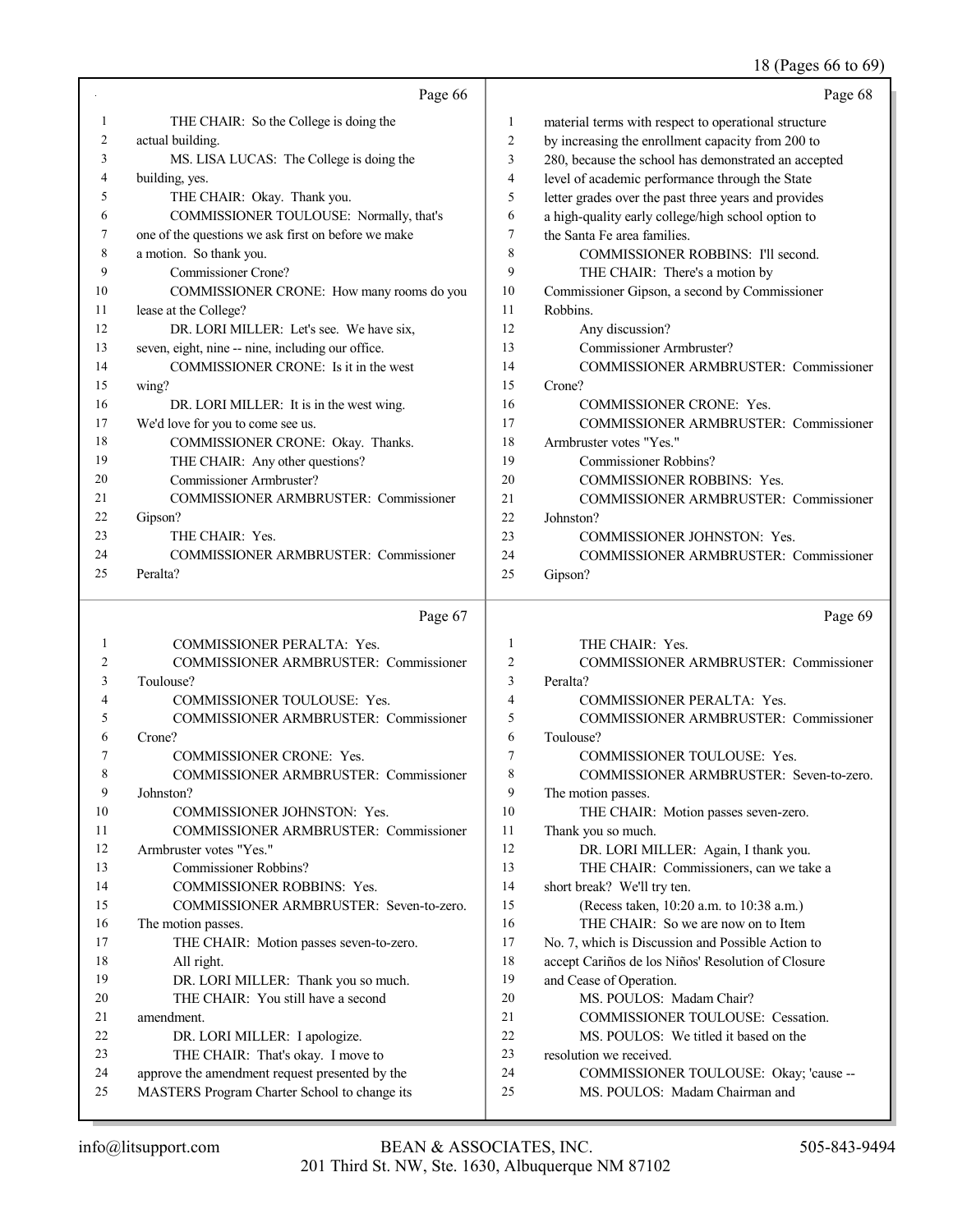Page 66

1 THE CHAIR: So the College is doing the
2 actual building.
3 MS. LISA LUCAS: The College is doing the
4 building, yes.
5 THE CHAIR: Okay. Thank you.
6 COMMISSIONER TOULOUSE: Normally, that's
7 one of the questions we ask first on before we make
8 a motion. So thank you.
9 Commissioner Crone?
10 COMMISSIONER CRONE: How many rooms do you
11 lease at the College?
12 DR. LORI MILLER: Let's see. We have six,
13 seven, eight, nine -- nine, including our office.
14 COMMISSIONER CRONE: Is it in the west
15 wing?
16 DR. LORI MILLER: It is in the west wing.
17 We'd love for you to come see us.
18 COMMISSIONER CRONE: Okay. Thanks.
19 THE CHAIR: Any other questions?
20 Commissioner Armbruster?
21 COMMISSIONER ARMBRUSTER: Commissioner
22 Gipson?
23 THE CHAIR: Yes.
24 COMMISSIONER ARMBRUSTER: Commissioner
25 Peralta?

Page 67

1 COMMISSIONER PERALTA: Yes.
2 COMMISSIONER ARMBRUSTER: Commissioner
3 Toulouse?
4 COMMISSIONER TOULOUSE: Yes.
5 COMMISSIONER ARMBRUSTER: Commissioner
6 Crone?
7 COMMISSIONER CRONE: Yes.
8 COMMISSIONER ARMBRUSTER: Commissioner
9 Johnston?
10 COMMISSIONER JOHNSTON: Yes.
11 COMMISSIONER ARMBRUSTER: Commissioner
12 Armbruster votes "Yes."
13 Commissioner Robbins?
14 COMMISSIONER ROBBINS: Yes.
15 COMMISSIONER ARMBRUSTER: Seven-to-zero.
16 The motion passes.
17 THE CHAIR: Motion passes seven-to-zero.
18 All right.
19 DR. LORI MILLER: Thank you so much.
20 THE CHAIR: You still have a second
21 amendment.
22 DR. LORI MILLER: I apologize.
23 THE CHAIR: That's okay. I move to
24 approve the amendment request presented by the
25 MASTERS Program Charter School to change its

Page 68

1 material terms with respect to operational structure
2 by increasing the enrollment capacity from 200 to
3 280, because the school has demonstrated an accepted
4 level of academic performance through the State
5 letter grades over the past three years and provides
6 a high-quality early college/high school option to
7 the Santa Fe area families.
8 COMMISSIONER ROBBINS: I'll second.
9 THE CHAIR: There's a motion by
10 Commissioner Gipson, a second by Commissioner
11 Robbins.
12 Any discussion?
13 Commissioner Armbruster?
14 COMMISSIONER ARMBRUSTER: Commissioner
15 Crone?
16 COMMISSIONER CRONE: Yes.
17 COMMISSIONER ARMBRUSTER: Commissioner
18 Armbruster votes "Yes."
19 Commissioner Robbins?
20 COMMISSIONER ROBBINS: Yes.
21 COMMISSIONER ARMBRUSTER: Commissioner
22 Johnston?
23 COMMISSIONER JOHNSTON: Yes.
24 COMMISSIONER ARMBRUSTER: Commissioner
25 Gipson?

Page 69

1 THE CHAIR: Yes.
2 COMMISSIONER ARMBRUSTER: Commissioner
3 Peralta?
4 COMMISSIONER PERALTA: Yes.
5 COMMISSIONER ARMBRUSTER: Commissioner
6 Toulouse?
7 COMMISSIONER TOULOUSE: Yes.
8 COMMISSIONER ARMBRUSTER: Seven-to-zero.
9 The motion passes.
10 THE CHAIR: Motion passes seven-zero.
11 Thank you so much.
12 DR. LORI MILLER: Again, I thank you.
13 THE CHAIR: Commissioners, can we take a
14 short break? We'll try ten.
15 (Recess taken, 10:20 a.m. to 10:38 a.m.)
16 THE CHAIR: So we are now on to Item
17 No. 7, which is Discussion and Possible Action to
18 accept Cariños de los Niños' Resolution of Closure
19 and Cease of Operation.
20 MS. POULOS: Madam Chair?
21 COMMISSIONER TOULOUSE: Cessation.
22 MS. POULOS: We titled it based on the
23 resolution we received.
24 COMMISSIONER TOULOUSE: Okay; 'cause --
25 MS. POULOS: Madam Chairman and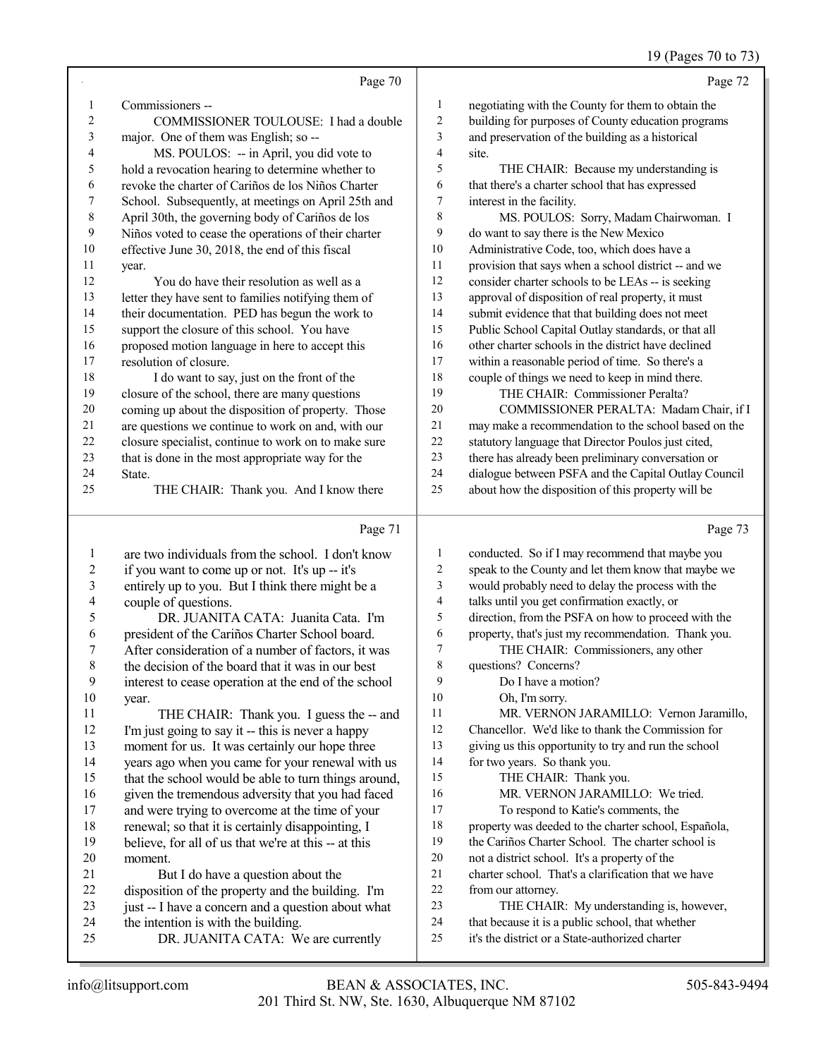Page 70

Commissioners --

COMMISSIONER TOULOUSE: I had a double major. One of them was English; so --

MS. POULOS: -- in April, you did vote to hold a revocation hearing to determine whether to revoke the charter of Cariños de los Niños Charter School. Subsequently, at meetings on April 25th and April 30th, the governing body of Cariños de los Niños voted to cease the operations of their charter effective June 30, 2018, the end of this fiscal year.

You do have their resolution as well as a letter they have sent to families notifying them of their documentation. PED has begun the work to support the closure of this school. You have proposed motion language in here to accept this resolution of closure.

I do want to say, just on the front of the closure of the school, there are many questions coming up about the disposition of property. Those are questions we continue to work on and, with our closure specialist, continue to work on to make sure that is done in the most appropriate way for the State.

THE CHAIR: Thank you. And I know there

Page 71

are two individuals from the school. I don't know if you want to come up or not. It's up -- it's entirely up to you. But I think there might be a couple of questions.

DR. JUANITA CATA: Juanita Cata. I'm president of the Cariños Charter School board. After consideration of a number of factors, it was the decision of the board that it was in our best interest to cease operation at the end of the school year.

THE CHAIR: Thank you. I guess the -- and I'm just going to say it -- this is never a happy moment for us. It was certainly our hope three years ago when you came for your renewal with us that the school would be able to turn things around, given the tremendous adversity that you had faced and were trying to overcome at the time of your renewal; so that it is certainly disappointing, I believe, for all of us that we're at this -- at this moment.

But I do have a question about the disposition of the property and the building. I'm just -- I have a concern and a question about what the intention is with the building.

DR. JUANITA CATA: We are currently

Page 72

negotiating with the County for them to obtain the building for purposes of County education programs and preservation of the building as a historical site.

THE CHAIR: Because my understanding is that there's a charter school that has expressed interest in the facility.

MS. POULOS: Sorry, Madam Chairwoman. I do want to say there is the New Mexico Administrative Code, too, which does have a provision that says when a school district -- and we consider charter schools to be LEAs -- is seeking approval of disposition of real property, it must submit evidence that that building does not meet Public School Capital Outlay standards, or that all other charter schools in the district have declined within a reasonable period of time. So there's a couple of things we need to keep in mind there.

THE CHAIR: Commissioner Peralta?

COMMISSIONER PERALTA: Madam Chair, if I may make a recommendation to the school based on the statutory language that Director Poulos just cited, there has already been preliminary conversation or dialogue between PSFA and the Capital Outlay Council about how the disposition of this property will be

Page 73

conducted. So if I may recommend that maybe you speak to the County and let them know that maybe we would probably need to delay the process with the talks until you get confirmation exactly, or direction, from the PSFA on how to proceed with the property, that's just my recommendation. Thank you.

THE CHAIR: Commissioners, any other questions? Concerns?

Do I have a motion?

Oh, I'm sorry.

MR. VERNON JARAMILLO: Vernon Jaramillo, Chancellor. We'd like to thank the Commission for giving us this opportunity to try and run the school for two years. So thank you.

THE CHAIR: Thank you.

MR. VERNON JARAMILLO: We tried.

To respond to Katie's comments, the property was deeded to the charter school, Española, the Cariños Charter School. The charter school is not a district school. It's a property of the charter school. That's a clarification that we have from our attorney.

THE CHAIR: My understanding is, however, that because it is a public school, that whether it's the district or a State-authorized charter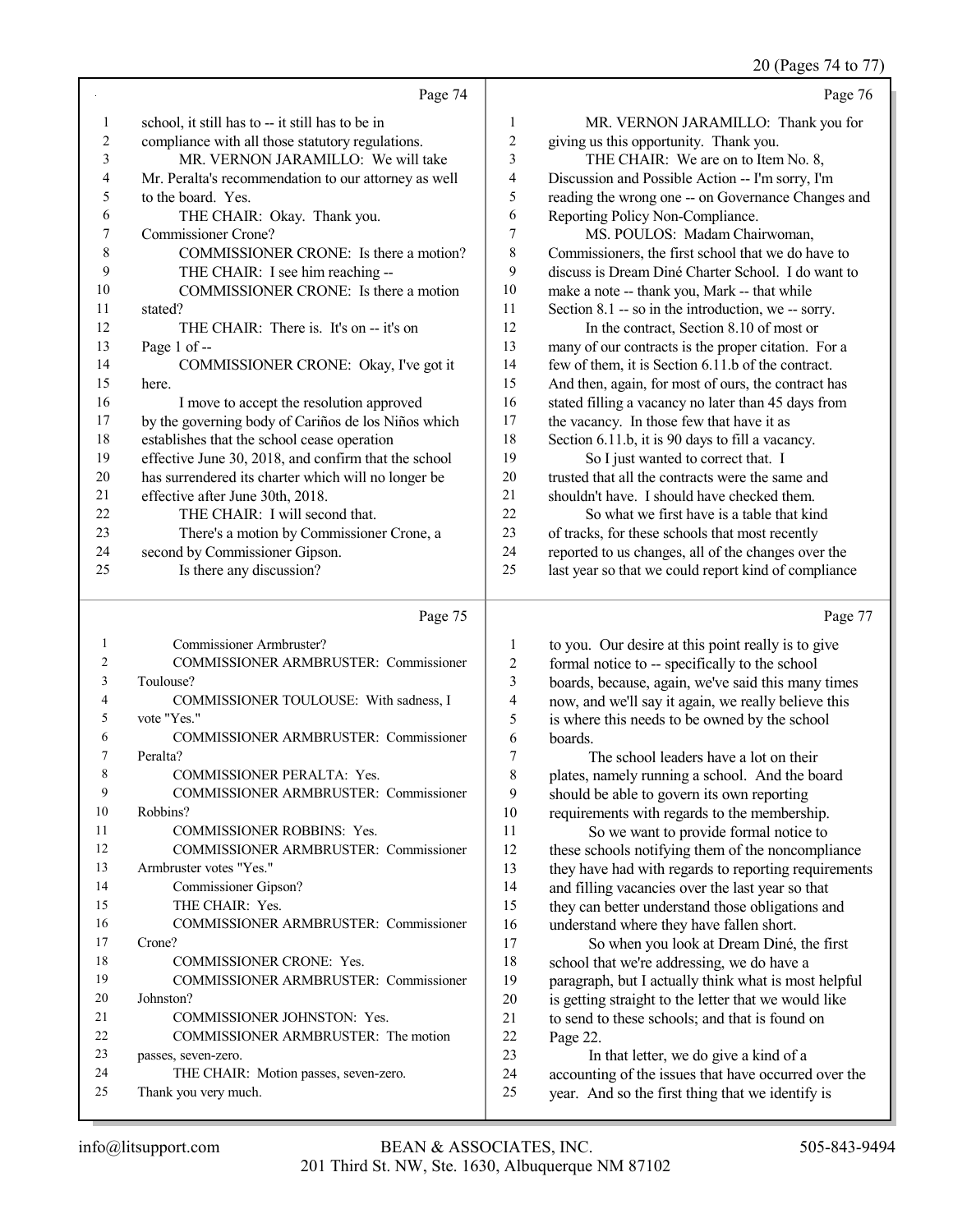Page 74

1 school, it still has to -- it still has to be in
2 compliance with all those statutory regulations.
3 MR. VERNON JARAMILLO: We will take
4 Mr. Peralta's recommendation to our attorney as well
5 to the board. Yes.
6 THE CHAIR: Okay. Thank you.
7 Commissioner Crone?
8 COMMISSIONER CRONE: Is there a motion?
9 THE CHAIR: I see him reaching --
10 COMMISSIONER CRONE: Is there a motion
11 stated?
12 THE CHAIR: There is. It's on -- it's on
13 Page 1 of --
14 COMMISSIONER CRONE: Okay, I've got it
15 here.
16 I move to accept the resolution approved
17 by the governing body of Cariños de los Niños which
18 establishes that the school cease operation
19 effective June 30, 2018, and confirm that the school
20 has surrendered its charter which will no longer be
21 effective after June 30th, 2018.
22 THE CHAIR: I will second that.
23 There's a motion by Commissioner Crone, a
24 second by Commissioner Gipson.
25 Is there any discussion?

Page 75

1 Commissioner Armbruster?
2 COMMISSIONER ARMBRUSTER: Commissioner
3 Toulouse?
4 COMMISSIONER TOULOUSE: With sadness, I
5 vote "Yes."
6 COMMISSIONER ARMBRUSTER: Commissioner
7 Peralta?
8 COMMISSIONER PERALTA: Yes.
9 COMMISSIONER ARMBRUSTER: Commissioner
10 Robbins?
11 COMMISSIONER ROBBINS: Yes.
12 COMMISSIONER ARMBRUSTER: Commissioner
13 Armbruster votes "Yes."
14 Commissioner Gipson?
15 THE CHAIR: Yes.
16 COMMISSIONER ARMBRUSTER: Commissioner
17 Crone?
18 COMMISSIONER CRONE: Yes.
19 COMMISSIONER ARMBRUSTER: Commissioner
20 Johnston?
21 COMMISSIONER JOHNSTON: Yes.
22 COMMISSIONER ARMBRUSTER: The motion
23 passes, seven-zero.
24 THE CHAIR: Motion passes, seven-zero.
25 Thank you very much.

Page 76

1 MR. VERNON JARAMILLO: Thank you for
2 giving us this opportunity. Thank you.
3 THE CHAIR: We are on to Item No. 8,
4 Discussion and Possible Action -- I'm sorry, I'm
5 reading the wrong one -- on Governance Changes and
6 Reporting Policy Non-Compliance.
7 MS. POULOS: Madam Chairwoman,
8 Commissioners, the first school that we do have to
9 discuss is Dream Diné Charter School. I do want to
10 make a note -- thank you, Mark -- that while
11 Section 8.1 -- so in the introduction, we -- sorry.
12 In the contract, Section 8.10 of most or
13 many of our contracts is the proper citation. For a
14 few of them, it is Section 6.11.b of the contract.
15 And then, again, for most of ours, the contract has
16 stated filling a vacancy no later than 45 days from
17 the vacancy. In those few that have it as
18 Section 6.11.b, it is 90 days to fill a vacancy.
19 So I just wanted to correct that. I
20 trusted that all the contracts were the same and
21 shouldn't have. I should have checked them.
22 So what we first have is a table that kind
23 of tracks, for these schools that most recently
24 reported to us changes, all of the changes over the
25 last year so that we could report kind of compliance

Page 77

1 to you. Our desire at this point really is to give
2 formal notice to -- specifically to the school
3 boards, because, again, we've said this many times
4 now, and we'll say it again, we really believe this
5 is where this needs to be owned by the school
6 boards.
7 The school leaders have a lot on their
8 plates, namely running a school. And the board
9 should be able to govern its own reporting
10 requirements with regards to the membership.
11 So we want to provide formal notice to
12 these schools notifying them of the noncompliance
13 they have had with regards to reporting requirements
14 and filling vacancies over the last year so that
15 they can better understand those obligations and
16 understand where they have fallen short.
17 So when you look at Dream Diné, the first
18 school that we're addressing, we do have a
19 paragraph, but I actually think what is most helpful
20 is getting straight to the letter that we would like
21 to send to these schools; and that is found on
22 Page 22.
23 In that letter, we do give a kind of a
24 accounting of the issues that have occurred over the
25 year. And so the first thing that we identify is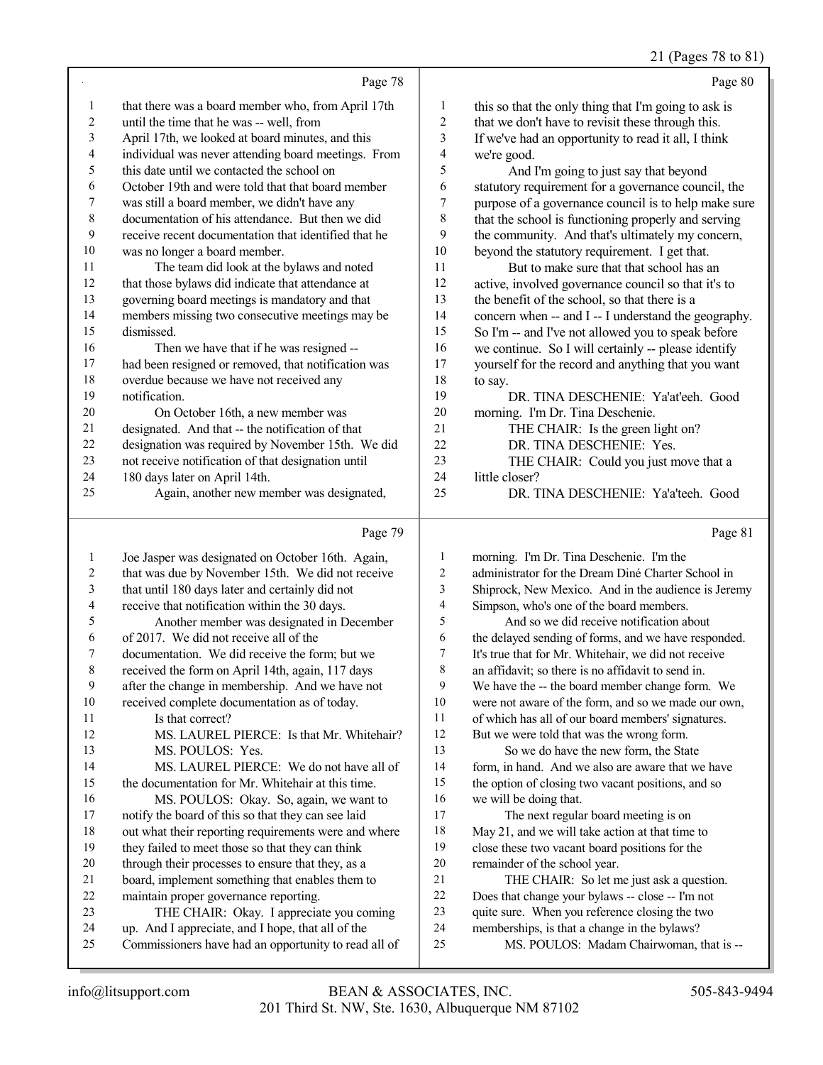Page 78

1 that there was a board member who, from April 17th
2 until the time that he was -- well, from
3 April 17th, we looked at board minutes, and this
4 individual was never attending board meetings. From
5 this date until we contacted the school on
6 October 19th and were told that that board member
7 was still a board member, we didn't have any
8 documentation of his attendance. But then we did
9 receive recent documentation that identified that he
10 was no longer a board member.
11 The team did look at the bylaws and noted
12 that those bylaws did indicate that attendance at
13 governing board meetings is mandatory and that
14 members missing two consecutive meetings may be
15 dismissed.
16 Then we have that if he was resigned --
17 had been resigned or removed, that notification was
18 overdue because we have not received any
19 notification.
20 On October 16th, a new member was
21 designated. And that -- the notification of that
22 designation was required by November 15th. We did
23 not receive notification of that designation until
24 180 days later on April 14th.
25 Again, another new member was designated,

Page 79

1 Joe Jasper was designated on October 16th. Again,
2 that was due by November 15th. We did not receive
3 that until 180 days later and certainly did not
4 receive that notification within the 30 days.
5 Another member was designated in December
6 of 2017. We did not receive all of the
7 documentation. We did receive the form; but we
8 received the form on April 14th, again, 117 days
9 after the change in membership. And we have not
10 received complete documentation as of today.
11 Is that correct?
12 MS. LAUREL PIERCE: Is that Mr. Whitehair?
13 MS. POULOS: Yes.
14 MS. LAUREL PIERCE: We do not have all of
15 the documentation for Mr. Whitehair at this time.
16 MS. POULOS: Okay. So, again, we want to
17 notify the board of this so that they can see laid
18 out what their reporting requirements were and where
19 they failed to meet those so that they can think
20 through their processes to ensure that they, as a
21 board, implement something that enables them to
22 maintain proper governance reporting.
23 THE CHAIR: Okay. I appreciate you coming
24 up. And I appreciate, and I hope, that all of the
25 Commissioners have had an opportunity to read all of

Page 80

1 this so that the only thing that I'm going to ask is
2 that we don't have to revisit these through this.
3 If we've had an opportunity to read it all, I think
4 we're good.
5 And I'm going to just say that beyond
6 statutory requirement for a governance council, the
7 purpose of a governance council is to help make sure
8 that the school is functioning properly and serving
9 the community. And that's ultimately my concern,
10 beyond the statutory requirement. I get that.
11 But to make sure that that school has an
12 active, involved governance council so that it's to
13 the benefit of the school, so that there is a
14 concern when -- and I -- I understand the geography.
15 So I'm -- and I've not allowed you to speak before
16 we continue. So I will certainly -- please identify
17 yourself for the record and anything that you want
18 to say.
19 DR. TINA DESCHENIE: Ya'at'eeh. Good
20 morning. I'm Dr. Tina Deschenie.
21 THE CHAIR: Is the green light on?
22 DR. TINA DESCHENIE: Yes.
23 THE CHAIR: Could you just move that a
24 little closer?
25 DR. TINA DESCHENIE: Ya'a'teeh. Good

Page 81

1 morning. I'm Dr. Tina Deschenie. I'm the
2 administrator for the Dream Diné Charter School in
3 Shiprock, New Mexico. And in the audience is Jeremy
4 Simpson, who's one of the board members.
5 And so we did receive notification about
6 the delayed sending of forms, and we have responded.
7 It's true that for Mr. Whitehair, we did not receive
8 an affidavit; so there is no affidavit to send in.
9 We have the -- the board member change form. We
10 were not aware of the form, and so we made our own,
11 of which has all of our board members' signatures.
12 But we were told that was the wrong form.
13 So we do have the new form, the State
14 form, in hand. And we also are aware that we have
15 the option of closing two vacant positions, and so
16 we will be doing that.
17 The next regular board meeting is on
18 May 21, and we will take action at that time to
19 close these two vacant board positions for the
20 remainder of the school year.
21 THE CHAIR: So let me just ask a question.
22 Does that change your bylaws -- close -- I'm not
23 quite sure. When you reference closing the two
24 memberships, is that a change in the bylaws?
25 MS. POULOS: Madam Chairwoman, that is --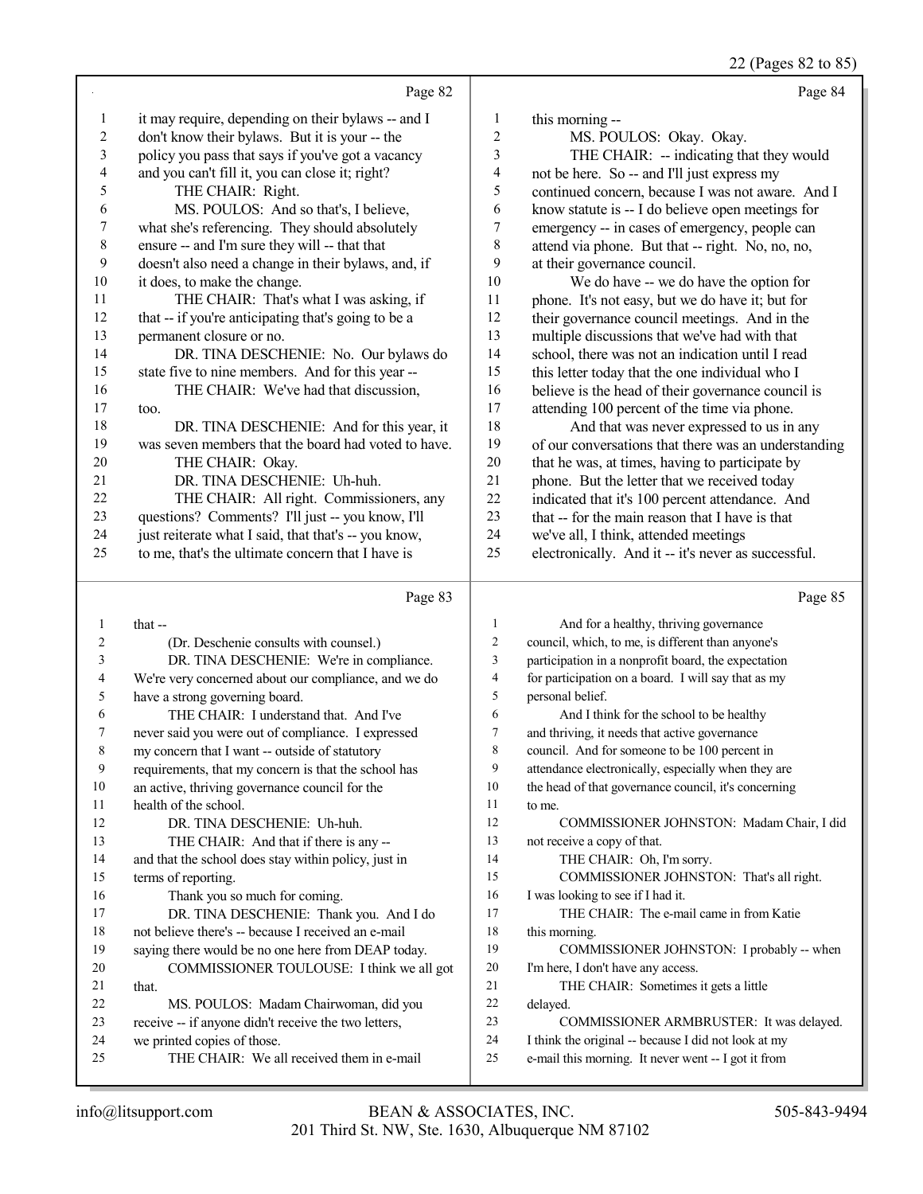Page 82

1 it may require, depending on their bylaws -- and I
2 don't know their bylaws. But it is your -- the
3 policy you pass that says if you've got a vacancy
4 and you can't fill it, you can close it; right?
5 THE CHAIR: Right.
6 MS. POULOS: And so that's, I believe,
7 what she's referencing. They should absolutely
8 ensure -- and I'm sure they will -- that that
9 doesn't also need a change in their bylaws, and, if
10 it does, to make the change.
11 THE CHAIR: That's what I was asking, if
12 that -- if you're anticipating that's going to be a
13 permanent closure or no.
14 DR. TINA DESCHENIE: No. Our bylaws do
15 state five to nine members. And for this year --
16 THE CHAIR: We've had that discussion,
17 too.
18 DR. TINA DESCHENIE: And for this year, it
19 was seven members that the board had voted to have.
20 THE CHAIR: Okay.
21 DR. TINA DESCHENIE: Uh-huh.
22 THE CHAIR: All right. Commissioners, any
23 questions? Comments? I'll just -- you know, I'll
24 just reiterate what I said, that that's -- you know,
25 to me, that's the ultimate concern that I have is

Page 83

1 that --
2 (Dr. Deschenie consults with counsel.)
3 DR. TINA DESCHENIE: We're in compliance.
4 We're very concerned about our compliance, and we do
5 have a strong governing board.
6 THE CHAIR: I understand that. And I've
7 never said you were out of compliance. I expressed
8 my concern that I want -- outside of statutory
9 requirements, that my concern is that the school has
10 an active, thriving governance council for the
11 health of the school.
12 DR. TINA DESCHENIE: Uh-huh.
13 THE CHAIR: And that if there is any --
14 and that the school does stay within policy, just in
15 terms of reporting.
16 Thank you so much for coming.
17 DR. TINA DESCHENIE: Thank you. And I do
18 not believe there's -- because I received an e-mail
19 saying there would be no one here from DEAP today.
20 COMMISSIONER TOULOUSE: I think we all got
21 that.
22 MS. POULOS: Madam Chairwoman, did you
23 receive -- if anyone didn't receive the two letters,
24 we printed copies of those.
25 THE CHAIR: We all received them in e-mail

Page 84

1 this morning --
2 MS. POULOS: Okay. Okay.
3 THE CHAIR: -- indicating that they would
4 not be here. So -- and I'll just express my
5 continued concern, because I was not aware. And I
6 know statute is -- I do believe open meetings for
7 emergency -- in cases of emergency, people can
8 attend via phone. But that -- right. No, no, no,
9 at their governance council.
10 We do have -- we do have the option for
11 phone. It's not easy, but we do have it; but for
12 their governance council meetings. And in the
13 multiple discussions that we've had with that
14 school, there was not an indication until I read
15 this letter today that the one individual who I
16 believe is the head of their governance council is
17 attending 100 percent of the time via phone.
18 And that was never expressed to us in any
19 of our conversations that there was an understanding
20 that he was, at times, having to participate by
21 phone. But the letter that we received today
22 indicated that it's 100 percent attendance. And
23 that -- for the main reason that I have is that
24 we've all, I think, attended meetings
25 electronically. And it -- it's never as successful.

Page 85

1 And for a healthy, thriving governance
2 council, which, to me, is different than anyone's
3 participation in a nonprofit board, the expectation
4 for participation on a board. I will say that as my
5 personal belief.
6 And I think for the school to be healthy
7 and thriving, it needs that active governance
8 council. And for someone to be 100 percent in
9 attendance electronically, especially when they are
10 the head of that governance council, it's concerning
11 to me.
12 COMMISSIONER JOHNSTON: Madam Chair, I did
13 not receive a copy of that.
14 THE CHAIR: Oh, I'm sorry.
15 COMMISSIONER JOHNSTON: That's all right.
16 I was looking to see if I had it.
17 THE CHAIR: The e-mail came in from Katie
18 this morning.
19 COMMISSIONER JOHNSTON: I probably -- when
20 I'm here, I don't have any access.
21 THE CHAIR: Sometimes it gets a little
22 delayed.
23 COMMISSIONER ARMBRUSTER: It was delayed.
24 I think the original -- because I did not look at my
25 e-mail this morning. It never went -- I got it from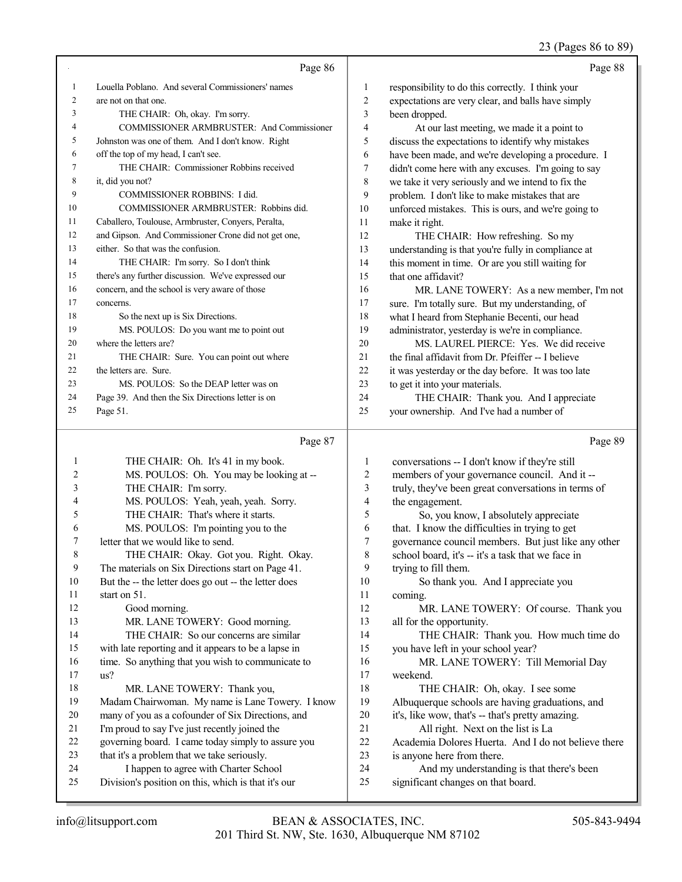Page 86

1 Louella Poblano. And several Commissioners' names
2 are not on that one.
3 THE CHAIR: Oh, okay. I'm sorry.
4 COMMISSIONER ARMBRUSTER: And Commissioner
5 Johnston was one of them. And I don't know. Right
6 off the top of my head, I can't see.
7 THE CHAIR: Commissioner Robbins received
8 it, did you not?
9 COMMISSIONER ROBBINS: I did.
10 COMMISSIONER ARMBRUSTER: Robbins did.
11 Caballero, Toulouse, Armbruster, Conyers, Peralta,
12 and Gipson. And Commissioner Crone did not get one,
13 either. So that was the confusion.
14 THE CHAIR: I'm sorry. So I don't think
15 there's any further discussion. We've expressed our
16 concern, and the school is very aware of those
17 concerns.
18 So the next up is Six Directions.
19 MS. POULOS: Do you want me to point out
20 where the letters are?
21 THE CHAIR: Sure. You can point out where
22 the letters are. Sure.
23 MS. POULOS: So the DEAP letter was on
24 Page 39. And then the Six Directions letter is on
25 Page 51.

Page 87

1 THE CHAIR: Oh. It's 41 in my book.
2 MS. POULOS: Oh. You may be looking at --
3 THE CHAIR: I'm sorry.
4 MS. POULOS: Yeah, yeah, yeah. Sorry.
5 THE CHAIR: That's where it starts.
6 MS. POULOS: I'm pointing you to the
7 letter that we would like to send.
8 THE CHAIR: Okay. Got you. Right. Okay.
9 The materials on Six Directions start on Page 41.
10 But the -- the letter does go out -- the letter does
11 start on 51.
12 Good morning.
13 MR. LANE TOWERY: Good morning.
14 THE CHAIR: So our concerns are similar
15 with late reporting and it appears to be a lapse in
16 time. So anything that you wish to communicate to
17 us?
18 MR. LANE TOWERY: Thank you,
19 Madam Chairwoman. My name is Lane Towery. I know
20 many of you as a cofounder of Six Directions, and
21 I'm proud to say I've just recently joined the
22 governing board. I came today simply to assure you
23 that it's a problem that we take seriously.
24 I happen to agree with Charter School
25 Division's position on this, which is that it's our

Page 88

1 responsibility to do this correctly. I think your
2 expectations are very clear, and balls have simply
3 been dropped.
4 At our last meeting, we made it a point to
5 discuss the expectations to identify why mistakes
6 have been made, and we're developing a procedure. I
7 didn't come here with any excuses. I'm going to say
8 we take it very seriously and we intend to fix the
9 problem. I don't like to make mistakes that are
10 unforced mistakes. This is ours, and we're going to
11 make it right.
12 THE CHAIR: How refreshing. So my
13 understanding is that you're fully in compliance at
14 this moment in time. Or are you still waiting for
15 that one affidavit?
16 MR. LANE TOWERY: As a new member, I'm not
17 sure. I'm totally sure. But my understanding, of
18 what I heard from Stephanie Becenti, our head
19 administrator, yesterday is we're in compliance.
20 MS. LAUREL PIERCE: Yes. We did receive
21 the final affidavit from Dr. Pfeiffer -- I believe
22 it was yesterday or the day before. It was too late
23 to get it into your materials.
24 THE CHAIR: Thank you. And I appreciate
25 your ownership. And I've had a number of

Page 89

1 conversations -- I don't know if they're still
2 members of your governance council. And it --
3 truly, they've been great conversations in terms of
4 the engagement.
5 So, you know, I absolutely appreciate
6 that. I know the difficulties in trying to get
7 governance council members. But just like any other
8 school board, it's -- it's a task that we face in
9 trying to fill them.
10 So thank you. And I appreciate you
11 coming.
12 MR. LANE TOWERY: Of course. Thank you
13 all for the opportunity.
14 THE CHAIR: Thank you. How much time do
15 you have left in your school year?
16 MR. LANE TOWERY: Till Memorial Day
17 weekend.
18 THE CHAIR: Oh, okay. I see some
19 Albuquerque schools are having graduations, and
20 it's, like wow, that's -- that's pretty amazing.
21 All right. Next on the list is La
22 Academia Dolores Huerta. And I do not believe there
23 is anyone here from there.
24 And my understanding is that there's been
25 significant changes on that board.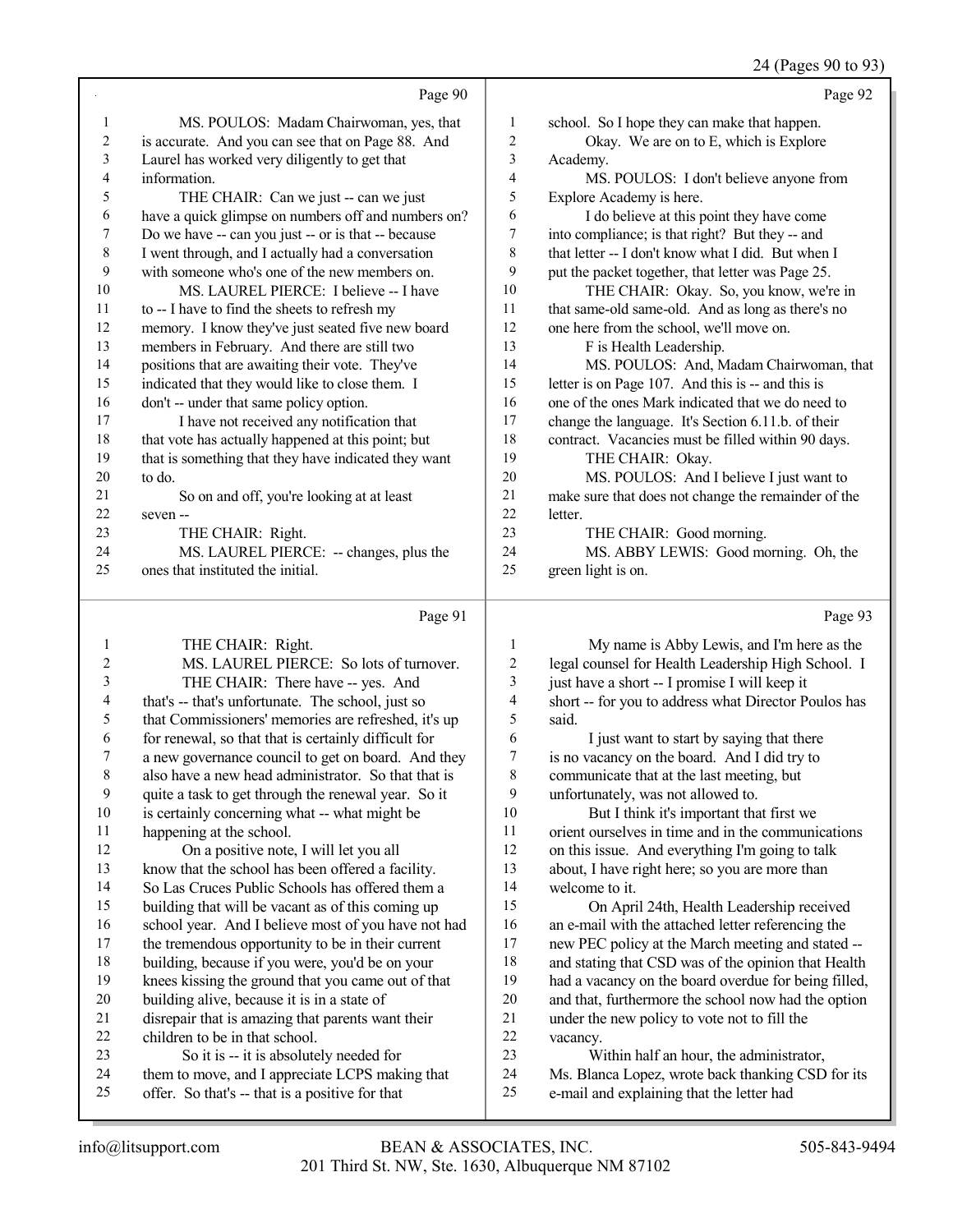Page 90

1 MS. POULOS: Madam Chairwoman, yes, that
2 is accurate. And you can see that on Page 88. And
3 Laurel has worked very diligently to get that
4 information.
5 THE CHAIR: Can we just -- can we just
6 have a quick glimpse on numbers off and numbers on?
7 Do we have -- can you just -- or is that -- because
8 I went through, and I actually had a conversation
9 with someone who's one of the new members on.
10 MS. LAUREL PIERCE: I believe -- I have
11 to -- I have to find the sheets to refresh my
12 memory. I know they've just seated five new board
13 members in February. And there are still two
14 positions that are awaiting their vote. They've
15 indicated that they would like to close them. I
16 don't -- under that same policy option.
17 I have not received any notification that
18 that vote has actually happened at this point; but
19 that is something that they have indicated they want
20 to do.
21 So on and off, you're looking at at least
22 seven --
23 THE CHAIR: Right.
24 MS. LAUREL PIERCE: -- changes, plus the
25 ones that instituted the initial.

Page 91

1 THE CHAIR: Right.
2 MS. LAUREL PIERCE: So lots of turnover.
3 THE CHAIR: There have -- yes. And
4 that's -- that's unfortunate. The school, just so
5 that Commissioners' memories are refreshed, it's up
6 for renewal, so that that is certainly difficult for
7 a new governance council to get on board. And they
8 also have a new head administrator. So that that is
9 quite a task to get through the renewal year. So it
10 is certainly concerning what -- what might be
11 happening at the school.
12 On a positive note, I will let you all
13 know that the school has been offered a facility.
14 So Las Cruces Public Schools has offered them a
15 building that will be vacant as of this coming up
16 school year. And I believe most of you have not had
17 the tremendous opportunity to be in their current
18 building, because if you were, you'd be on your
19 knees kissing the ground that you came out of that
20 building alive, because it is in a state of
21 disrepair that is amazing that parents want their
22 children to be in that school.
23 So it is -- it is absolutely needed for
24 them to move, and I appreciate LCPS making that
25 offer. So that's -- that is a positive for that

Page 92

1 school. So I hope they can make that happen.
2 Okay. We are on to E, which is Explore
3 Academy.
4 MS. POULOS: I don't believe anyone from
5 Explore Academy is here.
6 I do believe at this point they have come
7 into compliance; is that right? But they -- and
8 that letter -- I don't know what I did. But when I
9 put the packet together, that letter was Page 25.
10 THE CHAIR: Okay. So, you know, we're in
11 that same-old same-old. And as long as there's no
12 one here from the school, we'll move on.
13 F is Health Leadership.
14 MS. POULOS: And, Madam Chairwoman, that
15 letter is on Page 107. And this is -- and this is
16 one of the ones Mark indicated that we do need to
17 change the language. It's Section 6.11.b. of their
18 contract. Vacancies must be filled within 90 days.
19 THE CHAIR: Okay.
20 MS. POULOS: And I believe I just want to
21 make sure that does not change the remainder of the
22 letter.
23 THE CHAIR: Good morning.
24 MS. ABBY LEWIS: Good morning. Oh, the
25 green light is on.

Page 93

1 My name is Abby Lewis, and I'm here as the
2 legal counsel for Health Leadership High School. I
3 just have a short -- I promise I will keep it
4 short -- for you to address what Director Poulos has
5 said.
6 I just want to start by saying that there
7 is no vacancy on the board. And I did try to
8 communicate that at the last meeting, but
9 unfortunately, was not allowed to.
10 But I think it's important that first we
11 orient ourselves in time and in the communications
12 on this issue. And everything I'm going to talk
13 about, I have right here; so you are more than
14 welcome to it.
15 On April 24th, Health Leadership received
16 an e-mail with the attached letter referencing the
17 new PEC policy at the March meeting and stated --
18 and stating that CSD was of the opinion that Health
19 had a vacancy on the board overdue for being filled,
20 and that, furthermore the school now had the option
21 under the new policy to vote not to fill the
22 vacancy.
23 Within half an hour, the administrator,
24 Ms. Blanca Lopez, wrote back thanking CSD for its
25 e-mail and explaining that the letter had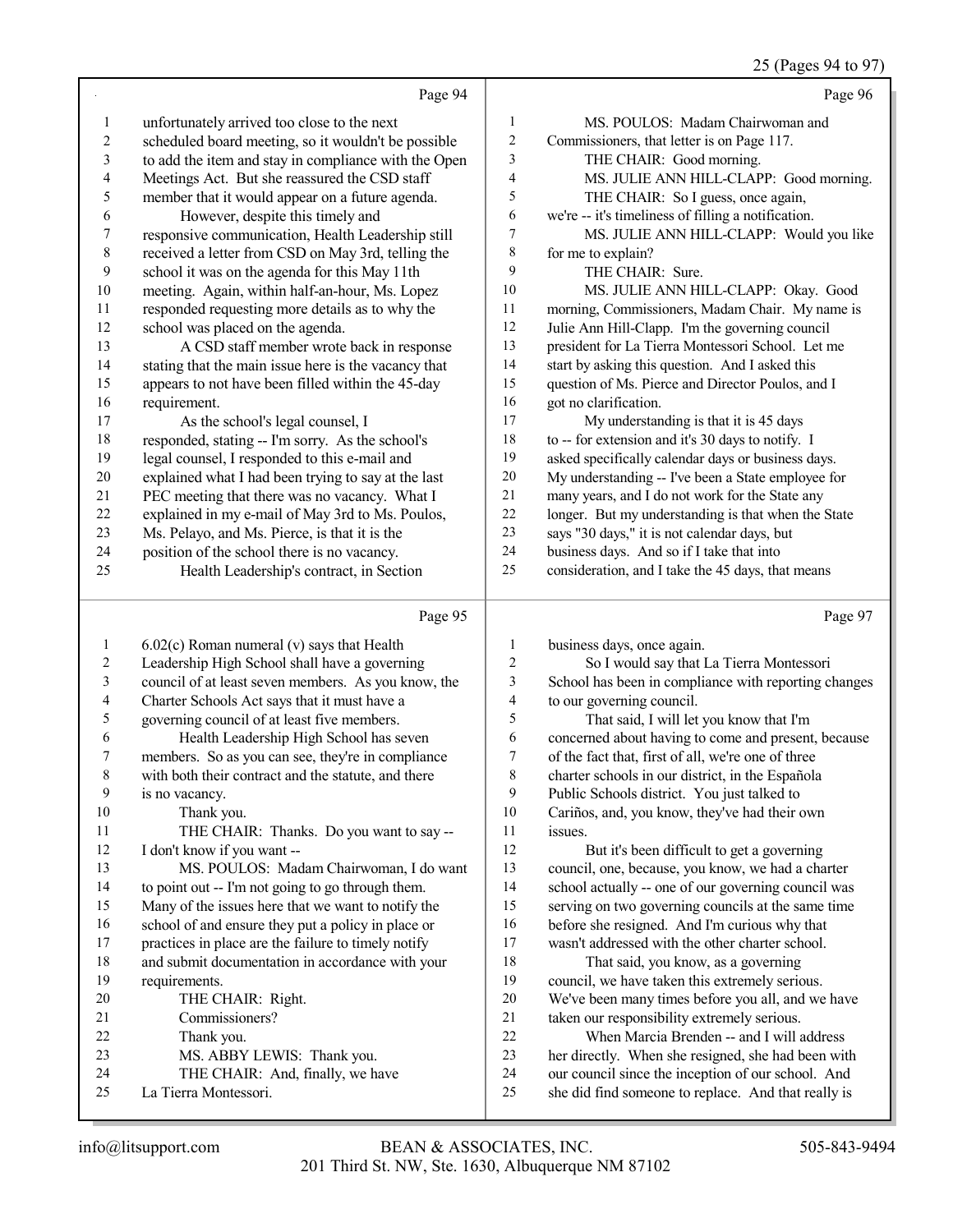Page 94

unfortunately arrived too close to the next scheduled board meeting, so it wouldn't be possible to add the item and stay in compliance with the Open Meetings Act. But she reassured the CSD staff member that it would appear on a future agenda.

However, despite this timely and responsive communication, Health Leadership still received a letter from CSD on May 3rd, telling the school it was on the agenda for this May 11th meeting. Again, within half-an-hour, Ms. Lopez responded requesting more details as to why the school was placed on the agenda.

A CSD staff member wrote back in response stating that the main issue here is the vacancy that appears to not have been filled within the 45-day requirement.

As the school's legal counsel, I responded, stating -- I'm sorry. As the school's legal counsel, I responded to this e-mail and explained what I had been trying to say at the last PEC meeting that there was no vacancy. What I explained in my e-mail of May 3rd to Ms. Poulos, Ms. Pelayo, and Ms. Pierce, is that it is the position of the school there is no vacancy.

Health Leadership's contract, in Section

Page 95

6.02(c) Roman numeral (v) says that Health Leadership High School shall have a governing council of at least seven members. As you know, the Charter Schools Act says that it must have a governing council of at least five members.

Health Leadership High School has seven members. So as you can see, they're in compliance with both their contract and the statute, and there is no vacancy.

Thank you.

THE CHAIR: Thanks. Do you want to say -- I don't know if you want --

MS. POULOS: Madam Chairwoman, I do want to point out -- I'm not going to go through them. Many of the issues here that we want to notify the school of and ensure they put a policy in place or practices in place are the failure to timely notify and submit documentation in accordance with your requirements.

THE CHAIR: Right.

Commissioners?

Thank you.

MS. ABBY LEWIS: Thank you.

THE CHAIR: And, finally, we have La Tierra Montessori.

Page 96

MS. POULOS: Madam Chairwoman and Commissioners, that letter is on Page 117.

THE CHAIR: Good morning.

MS. JULIE ANN HILL-CLAPP: Good morning.

THE CHAIR: So I guess, once again, we're -- it's timeliness of filling a notification.

MS. JULIE ANN HILL-CLAPP: Would you like for me to explain?

THE CHAIR: Sure.

MS. JULIE ANN HILL-CLAPP: Okay. Good morning, Commissioners, Madam Chair. My name is Julie Ann Hill-Clapp. I'm the governing council president for La Tierra Montessori School. Let me start by asking this question. And I asked this question of Ms. Pierce and Director Poulos, and I got no clarification.

My understanding is that it is 45 days to -- for extension and it's 30 days to notify. I asked specifically calendar days or business days. My understanding -- I've been a State employee for many years, and I do not work for the State any longer. But my understanding is that when the State says "30 days," it is not calendar days, but business days. And so if I take that into consideration, and I take the 45 days, that means

Page 97

business days, once again.

So I would say that La Tierra Montessori School has been in compliance with reporting changes to our governing council.

That said, I will let you know that I'm concerned about having to come and present, because of the fact that, first of all, we're one of three charter schools in our district, in the Española Public Schools district. You just talked to Cariños, and, you know, they've had their own issues.

But it's been difficult to get a governing council, one, because, you know, we had a charter school actually -- one of our governing council was serving on two governing councils at the same time before she resigned. And I'm curious why that wasn't addressed with the other charter school.

That said, you know, as a governing council, we have taken this extremely serious. We've been many times before you all, and we have taken our responsibility extremely serious.

When Marcia Brenden -- and I will address her directly. When she resigned, she had been with our council since the inception of our school. And she did find someone to replace. And that really is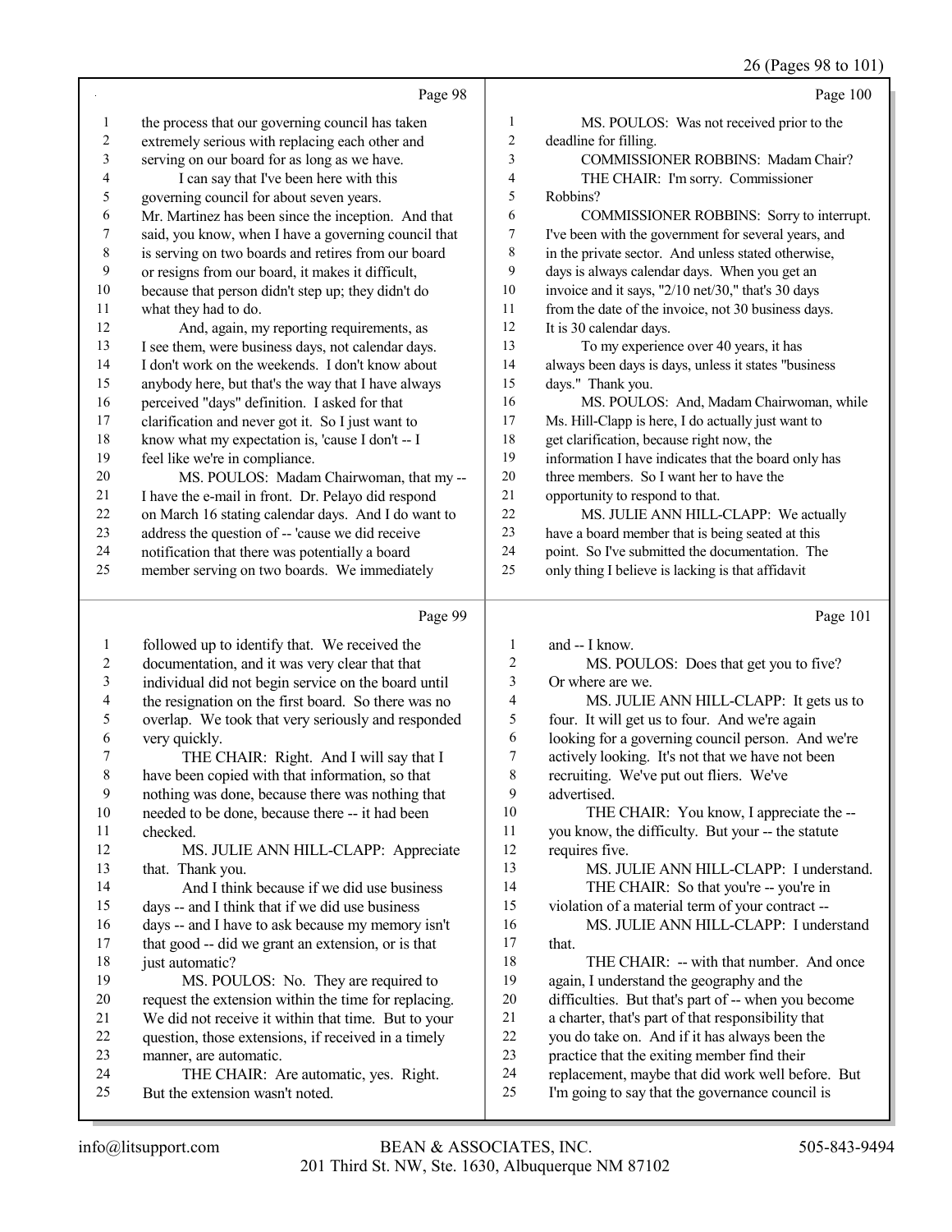Page 98

1 the process that our governing council has taken
2 extremely serious with replacing each other and
3 serving on our board for as long as we have.
4 I can say that I've been here with this
5 governing council for about seven years.
6 Mr. Martinez has been since the inception. And that
7 said, you know, when I have a governing council that
8 is serving on two boards and retires from our board
9 or resigns from our board, it makes it difficult,
10 because that person didn't step up; they didn't do
11 what they had to do.
12 And, again, my reporting requirements, as
13 I see them, were business days, not calendar days.
14 I don't work on the weekends. I don't know about
15 anybody here, but that's the way that I have always
16 perceived "days" definition. I asked for that
17 clarification and never got it. So I just want to
18 know what my expectation is, 'cause I don't -- I
19 feel like we're in compliance.
20 MS. POULOS: Madam Chairwoman, that my --
21 I have the e-mail in front. Dr. Pelayo did respond
22 on March 16 stating calendar days. And I do want to
23 address the question of -- 'cause we did receive
24 notification that there was potentially a board
25 member serving on two boards. We immediately

Page 99

1 followed up to identify that. We received the
2 documentation, and it was very clear that that
3 individual did not begin service on the board until
4 the resignation on the first board. So there was no
5 overlap. We took that very seriously and responded
6 very quickly.
7 THE CHAIR: Right. And I will say that I
8 have been copied with that information, so that
9 nothing was done, because there was nothing that
10 needed to be done, because there -- it had been
11 checked.
12 MS. JULIE ANN HILL-CLAPP: Appreciate
13 that. Thank you.
14 And I think because if we did use business
15 days -- and I think that if we did use business
16 days -- and I have to ask because my memory isn't
17 that good -- did we grant an extension, or is that
18 just automatic?
19 MS. POULOS: No. They are required to
20 request the extension within the time for replacing.
21 We did not receive it within that time. But to your
22 question, those extensions, if received in a timely
23 manner, are automatic.
24 THE CHAIR: Are automatic, yes. Right.
25 But the extension wasn't noted.

Page 100

1 MS. POULOS: Was not received prior to the
2 deadline for filling.
3 COMMISSIONER ROBBINS: Madam Chair?
4 THE CHAIR: I'm sorry. Commissioner
5 Robbins?
6 COMMISSIONER ROBBINS: Sorry to interrupt.
7 I've been with the government for several years, and
8 in the private sector. And unless stated otherwise,
9 days is always calendar days. When you get an
10 invoice and it says, "2/10 net/30," that's 30 days
11 from the date of the invoice, not 30 business days.
12 It is 30 calendar days.
13 To my experience over 40 years, it has
14 always been days is days, unless it states "business
15 days." Thank you.
16 MS. POULOS: And, Madam Chairwoman, while
17 Ms. Hill-Clapp is here, I do actually just want to
18 get clarification, because right now, the
19 information I have indicates that the board only has
20 three members. So I want her to have the
21 opportunity to respond to that.
22 MS. JULIE ANN HILL-CLAPP: We actually
23 have a board member that is being seated at this
24 point. So I've submitted the documentation. The
25 only thing I believe is lacking is that affidavit

Page 101

1 and -- I know.
2 MS. POULOS: Does that get you to five?
3 Or where are we.
4 MS. JULIE ANN HILL-CLAPP: It gets us to
5 four. It will get us to four. And we're again
6 looking for a governing council person. And we're
7 actively looking. It's not that we have not been
8 recruiting. We've put out fliers. We've
9 advertised.
10 THE CHAIR: You know, I appreciate the --
11 you know, the difficulty. But your -- the statute
12 requires five.
13 MS. JULIE ANN HILL-CLAPP: I understand.
14 THE CHAIR: So that you're -- you're in
15 violation of a material term of your contract --
16 MS. JULIE ANN HILL-CLAPP: I understand
17 that.
18 THE CHAIR: -- with that number. And once
19 again, I understand the geography and the
20 difficulties. But that's part of -- when you become
21 a charter, that's part of that responsibility that
22 you do take on. And if it has always been the
23 practice that the exiting member find their
24 replacement, maybe that did work well before. But
25 I'm going to say that the governance council is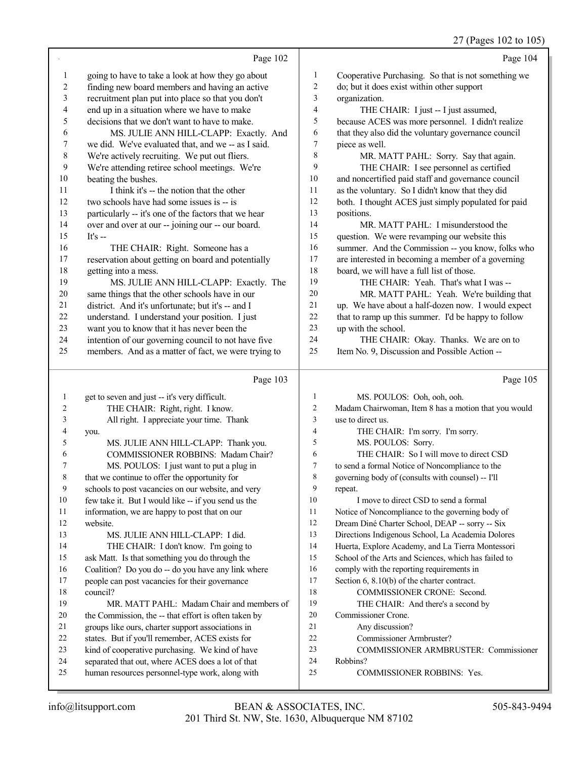Page 102

1 going to have to take a look at how they go about
2 finding new board members and having an active
3 recruitment plan put into place so that you don't
4 end up in a situation where we have to make
5 decisions that we don't want to have to make.
6 MS. JULIE ANN HILL-CLAPP: Exactly. And
7 we did. We've evaluated that, and we -- as I said.
8 We're actively recruiting. We put out fliers.
9 We're attending retiree school meetings. We're
10 beating the bushes.
11 I think it's -- the notion that the other
12 two schools have had some issues is -- is
13 particularly -- it's one of the factors that we hear
14 over and over at our -- joining our -- our board.
15 It's --
16 THE CHAIR: Right. Someone has a
17 reservation about getting on board and potentially
18 getting into a mess.
19 MS. JULIE ANN HILL-CLAPP: Exactly. The
20 same things that the other schools have in our
21 district. And it's unfortunate; but it's -- and I
22 understand. I understand your position. I just
23 want you to know that it has never been the
24 intention of our governing council to not have five
25 members. And as a matter of fact, we were trying to

Page 103

1 get to seven and just -- it's very difficult.
2 THE CHAIR: Right, right. I know.
3 All right. I appreciate your time. Thank
4 you.
5 MS. JULIE ANN HILL-CLAPP: Thank you.
6 COMMISSIONER ROBBINS: Madam Chair?
7 MS. POULOS: I just want to put a plug in
8 that we continue to offer the opportunity for
9 schools to post vacancies on our website, and very
10 few take it. But I would like -- if you send us the
11 information, we are happy to post that on our
12 website.
13 MS. JULIE ANN HILL-CLAPP: I did.
14 THE CHAIR: I don't know. I'm going to
15 ask Matt. Is that something you do through the
16 Coalition? Do you do -- do you have any link where
17 people can post vacancies for their governance
18 council?
19 MR. MATT PAHL: Madam Chair and members of
20 the Commission, the -- that effort is often taken by
21 groups like ours, charter support associations in
22 states. But if you'll remember, ACES exists for
23 kind of cooperative purchasing. We kind of have
24 separated that out, where ACES does a lot of that
25 human resources personnel-type work, along with

Page 104

1 Cooperative Purchasing. So that is not something we
2 do; but it does exist within other support
3 organization.
4 THE CHAIR: I just -- I just assumed,
5 because ACES was more personnel. I didn't realize
6 that they also did the voluntary governance council
7 piece as well.
8 MR. MATT PAHL: Sorry. Say that again.
9 THE CHAIR: I see personnel as certified
10 and noncertified paid staff and governance council
11 as the voluntary. So I didn't know that they did
12 both. I thought ACES just simply populated for paid
13 positions.
14 MR. MATT PAHL: I misunderstood the
15 question. We were revamping our website this
16 summer. And the Commission -- you know, folks who
17 are interested in becoming a member of a governing
18 board, we will have a full list of those.
19 THE CHAIR: Yeah. That's what I was --
20 MR. MATT PAHL: Yeah. We're building that
21 up. We have about a half-dozen now. I would expect
22 that to ramp up this summer. I'd be happy to follow
23 up with the school.
24 THE CHAIR: Okay. Thanks. We are on to
25 Item No. 9, Discussion and Possible Action --

Page 105

1 MS. POULOS: Ooh, ooh, ooh.
2 Madam Chairwoman, Item 8 has a motion that you would
3 use to direct us.
4 THE CHAIR: I'm sorry. I'm sorry.
5 MS. POULOS: Sorry.
6 THE CHAIR: So I will move to direct CSD
7 to send a formal Notice of Noncompliance to the
8 governing body of (consults with counsel) -- I'll
9 repeat.
10 I move to direct CSD to send a formal
11 Notice of Noncompliance to the governing body of
12 Dream Diné Charter School, DEAP -- sorry -- Six
13 Directions Indigenous School, La Academia Dolores
14 Huerta, Explore Academy, and La Tierra Montessori
15 School of the Arts and Sciences, which has failed to
16 comply with the reporting requirements in
17 Section 6, 8.10(b) of the charter contract.
18 COMMISSIONER CRONE: Second.
19 THE CHAIR: And there's a second by
20 Commissioner Crone.
21 Any discussion?
22 Commissioner Armbruster?
23 COMMISSIONER ARMBRUSTER: Commissioner
24 Robbins?
25 COMMISSIONER ROBBINS: Yes.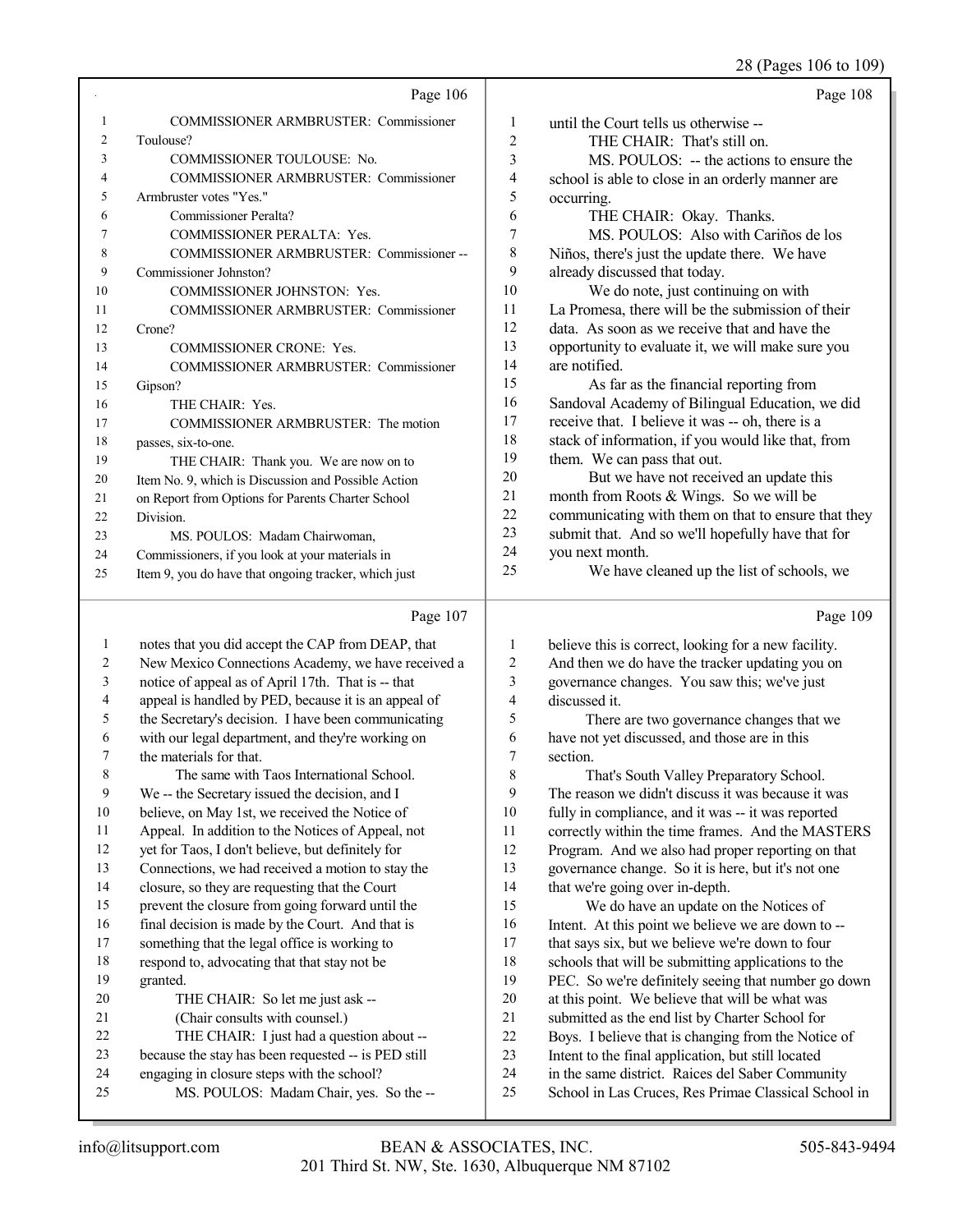Page 106

1 COMMISSIONER ARMBRUSTER: Commissioner
2 Toulouse?
3 COMMISSIONER TOULOUSE: No.
4 COMMISSIONER ARMBRUSTER: Commissioner
5 Armbruster votes "Yes."
6 Commissioner Peralta?
7 COMMISSIONER PERALTA: Yes.
8 COMMISSIONER ARMBRUSTER: Commissioner --
9 Commissioner Johnston?
10 COMMISSIONER JOHNSTON: Yes.
11 COMMISSIONER ARMBRUSTER: Commissioner
12 Crone?
13 COMMISSIONER CRONE: Yes.
14 COMMISSIONER ARMBRUSTER: Commissioner
15 Gipson?
16 THE CHAIR: Yes.
17 COMMISSIONER ARMBRUSTER: The motion
18 passes, six-to-one.
19 THE CHAIR: Thank you. We are now on to
20 Item No. 9, which is Discussion and Possible Action
21 on Report from Options for Parents Charter School
22 Division.
23 MS. POULOS: Madam Chairwoman,
24 Commissioners, if you look at your materials in
25 Item 9, you do have that ongoing tracker, which just

Page 107

1 notes that you did accept the CAP from DEAP, that
2 New Mexico Connections Academy, we have received a
3 notice of appeal as of April 17th. That is -- that
4 appeal is handled by PED, because it is an appeal of
5 the Secretary's decision. I have been communicating
6 with our legal department, and they're working on
7 the materials for that.
8 The same with Taos International School.
9 We -- the Secretary issued the decision, and I
10 believe, on May 1st, we received the Notice of
11 Appeal. In addition to the Notices of Appeal, not
12 yet for Taos, I don't believe, but definitely for
13 Connections, we had received a motion to stay the
14 closure, so they are requesting that the Court
15 prevent the closure from going forward until the
16 final decision is made by the Court. And that is
17 something that the legal office is working to
18 respond to, advocating that that stay not be
19 granted.
20 THE CHAIR: So let me just ask --
21 (Chair consults with counsel.)
22 THE CHAIR: I just had a question about --
23 because the stay has been requested -- is PED still
24 engaging in closure steps with the school?
25 MS. POULOS: Madam Chair, yes. So the --

Page 108

1 until the Court tells us otherwise --
2 THE CHAIR: That's still on.
3 MS. POULOS: -- the actions to ensure the
4 school is able to close in an orderly manner are
5 occurring.
6 THE CHAIR: Okay. Thanks.
7 MS. POULOS: Also with Cariños de los
8 Niños, there's just the update there. We have
9 already discussed that today.
10 We do note, just continuing on with
11 La Promesa, there will be the submission of their
12 data. As soon as we receive that and have the
13 opportunity to evaluate it, we will make sure you
14 are notified.
15 As far as the financial reporting from
16 Sandoval Academy of Bilingual Education, we did
17 receive that. I believe it was -- oh, there is a
18 stack of information, if you would like that, from
19 them. We can pass that out.
20 But we have not received an update this
21 month from Roots & Wings. So we will be
22 communicating with them on that to ensure that they
23 submit that. And so we'll hopefully have that for
24 you next month.
25 We have cleaned up the list of schools, we

Page 109

1 believe this is correct, looking for a new facility.
2 And then we do have the tracker updating you on
3 governance changes. You saw this; we've just
4 discussed it.
5 There are two governance changes that we
6 have not yet discussed, and those are in this
7 section.
8 That's South Valley Preparatory School.
9 The reason we didn't discuss it was because it was
10 fully in compliance, and it was -- it was reported
11 correctly within the time frames. And the MASTERS
12 Program. And we also had proper reporting on that
13 governance change. So it is here, but it's not one
14 that we're going over in-depth.
15 We do have an update on the Notices of
16 Intent. At this point we believe we are down to --
17 that says six, but we believe we're down to four
18 schools that will be submitting applications to the
19 PEC. So we're definitely seeing that number go down
20 at this point. We believe that will be what was
21 submitted as the end list by Charter School for
22 Boys. I believe that is changing from the Notice of
23 Intent to the final application, but still located
24 in the same district. Raices del Saber Community
25 School in Las Cruces, Res Primae Classical School in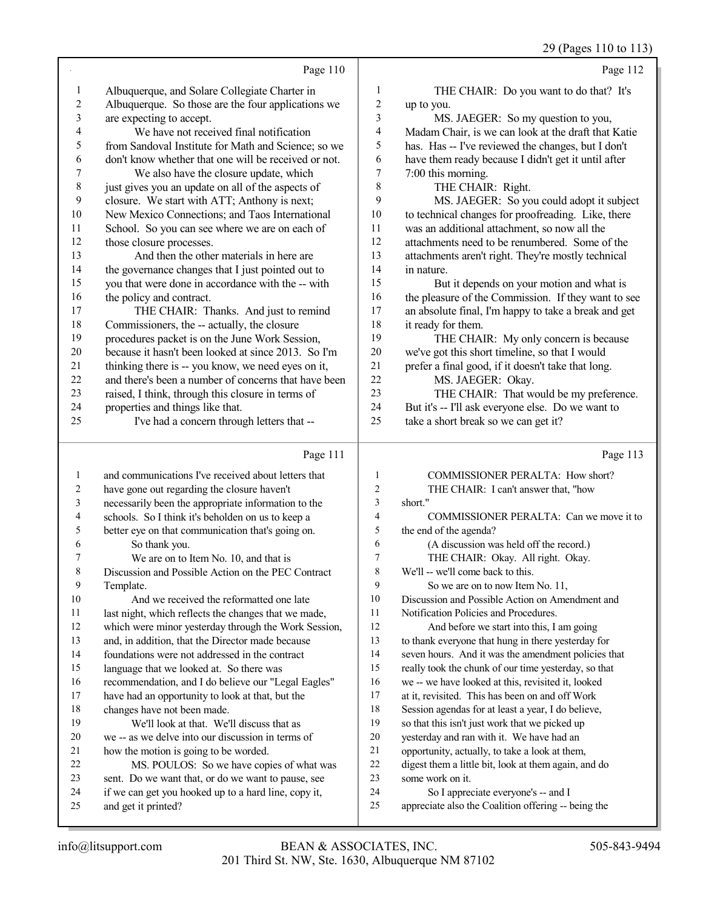Page 110

1 Albuquerque, and Solare Collegiate Charter in
2 Albuquerque. So those are the four applications we
3 are expecting to accept.
4 We have not received final notification
5 from Sandoval Institute for Math and Science; so we
6 don't know whether that one will be received or not.
7 We also have the closure update, which
8 just gives you an update on all of the aspects of
9 closure. We start with ATT; Anthony is next;
10 New Mexico Connections; and Taos International
11 School. So you can see where we are on each of
12 those closure processes.
13 And then the other materials in here are
14 the governance changes that I just pointed out to
15 you that were done in accordance with the -- with
16 the policy and contract.
17 THE CHAIR: Thanks. And just to remind
18 Commissioners, the -- actually, the closure
19 procedures packet is on the June Work Session,
20 because it hasn't been looked at since 2013. So I'm
21 thinking there is -- you know, we need eyes on it,
22 and there's been a number of concerns that have been
23 raised, I think, through this closure in terms of
24 properties and things like that.
25 I've had a concern through letters that --

Page 111

1 and communications I've received about letters that
2 have gone out regarding the closure haven't
3 necessarily been the appropriate information to the
4 schools. So I think it's beholden on us to keep a
5 better eye on that communication that's going on.
6 So thank you.
7 We are on to Item No. 10, and that is
8 Discussion and Possible Action on the PEC Contract
9 Template.
10 And we received the reformatted one late
11 last night, which reflects the changes that we made,
12 which were minor yesterday through the Work Session,
13 and, in addition, that the Director made because
14 foundations were not addressed in the contract
15 language that we looked at. So there was
16 recommendation, and I do believe our "Legal Eagles"
17 have had an opportunity to look at that, but the
18 changes have not been made.
19 We'll look at that. We'll discuss that as
20 we -- as we delve into our discussion in terms of
21 how the motion is going to be worded.
22 MS. POULOS: So we have copies of what was
23 sent. Do we want that, or do we want to pause, see
24 if we can get you hooked up to a hard line, copy it,
25 and get it printed?

Page 112

1 THE CHAIR: Do you want to do that? It's
2 up to you.
3 MS. JAEGER: So my question to you,
4 Madam Chair, is we can look at the draft that Katie
5 has. Has -- I've reviewed the changes, but I don't
6 have them ready because I didn't get it until after
7 7:00 this morning.
8 THE CHAIR: Right.
9 MS. JAEGER: So you could adopt it subject
10 to technical changes for proofreading. Like, there
11 was an additional attachment, so now all the
12 attachments need to be renumbered. Some of the
13 attachments aren't right. They're mostly technical
14 in nature.
15 But it depends on your motion and what is
16 the pleasure of the Commission. If they want to see
17 an absolute final, I'm happy to take a break and get
18 it ready for them.
19 THE CHAIR: My only concern is because
20 we've got this short timeline, so that I would
21 prefer a final good, if it doesn't take that long.
22 MS. JAEGER: Okay.
23 THE CHAIR: That would be my preference.
24 But it's -- I'll ask everyone else. Do we want to
25 take a short break so we can get it?

Page 113

1 COMMISSIONER PERALTA: How short?
2 THE CHAIR: I can't answer that, "how
3 short."
4 COMMISSIONER PERALTA: Can we move it to
5 the end of the agenda?
6 (A discussion was held off the record.)
7 THE CHAIR: Okay. All right. Okay.
8 We'll -- we'll come back to this.
9 So we are on to now Item No. 11,
10 Discussion and Possible Action on Amendment and
11 Notification Policies and Procedures.
12 And before we start into this, I am going
13 to thank everyone that hung in there yesterday for
14 seven hours. And it was the amendment policies that
15 really took the chunk of our time yesterday, so that
16 we -- we have looked at this, revisited it, looked
17 at it, revisited. This has been on and off Work
18 Session agendas for at least a year, I do believe,
19 so that this isn't just work that we picked up
20 yesterday and ran with it. We have had an
21 opportunity, actually, to take a look at them,
22 digest them a little bit, look at them again, and do
23 some work on it.
24 So I appreciate everyone's -- and I
25 appreciate also the Coalition offering -- being the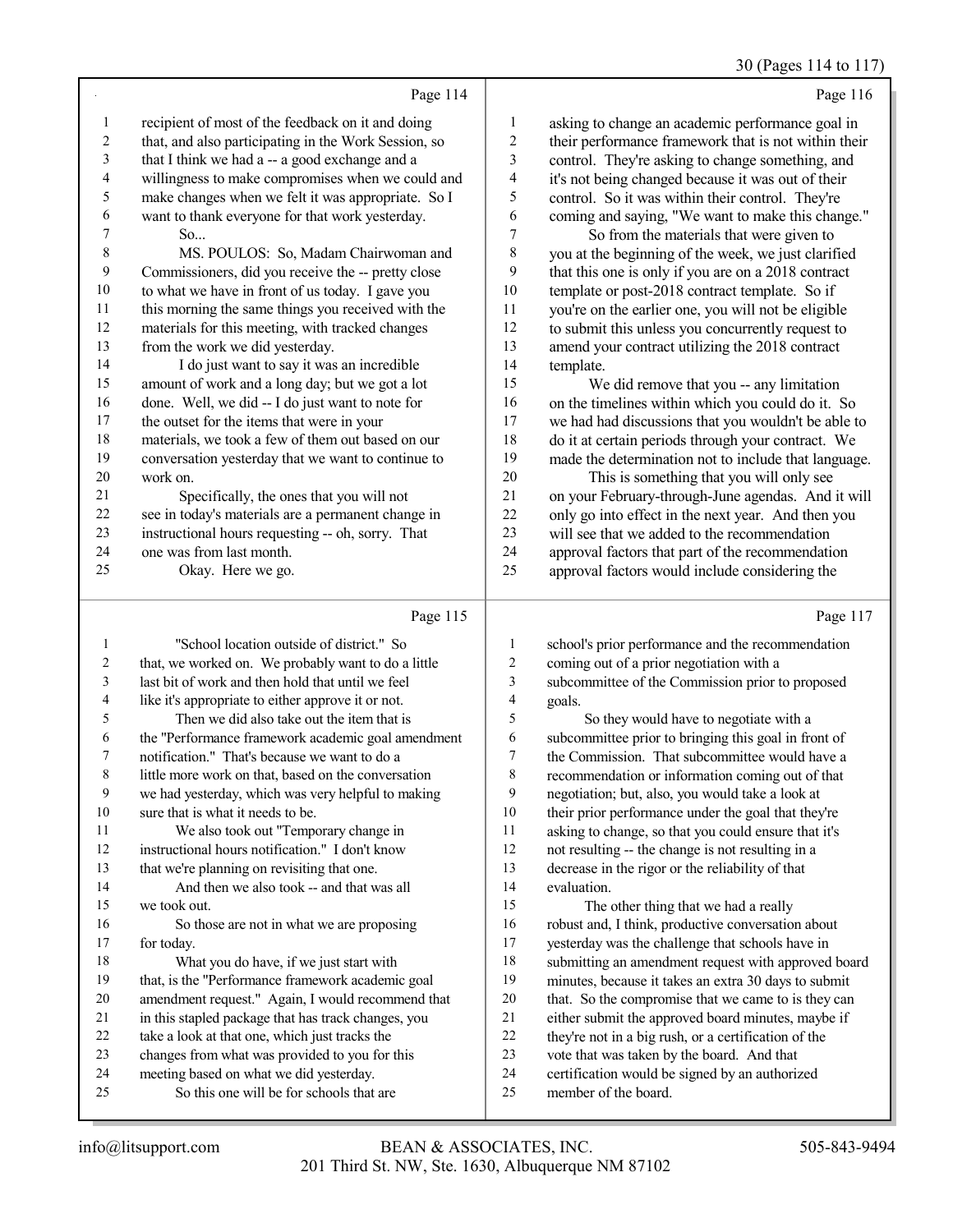Page 114

1 recipient of most of the feedback on it and doing
2 that, and also participating in the Work Session, so
3 that I think we had a -- a good exchange and a
4 willingness to make compromises when we could and
5 make changes when we felt it was appropriate. So I
6 want to thank everyone for that work yesterday.
7 So...
8 MS. POULOS: So, Madam Chairwoman and
9 Commissioners, did you receive the -- pretty close
10 to what we have in front of us today. I gave you
11 this morning the same things you received with the
12 materials for this meeting, with tracked changes
13 from the work we did yesterday.
14 I do just want to say it was an incredible
15 amount of work and a long day; but we got a lot
16 done. Well, we did -- I do just want to note for
17 the outset for the items that were in your
18 materials, we took a few of them out based on our
19 conversation yesterday that we want to continue to
20 work on.
21 Specifically, the ones that you will not
22 see in today's materials are a permanent change in
23 instructional hours requesting -- oh, sorry. That
24 one was from last month.
25 Okay. Here we go.

Page 115

1 "School location outside of district." So
2 that, we worked on. We probably want to do a little
3 last bit of work and then hold that until we feel
4 like it's appropriate to either approve it or not.
5 Then we did also take out the item that is
6 the "Performance framework academic goal amendment
7 notification." That's because we want to do a
8 little more work on that, based on the conversation
9 we had yesterday, which was very helpful to making
10 sure that is what it needs to be.
11 We also took out "Temporary change in
12 instructional hours notification." I don't know
13 that we're planning on revisiting that one.
14 And then we also took -- and that was all
15 we took out.
16 So those are not in what we are proposing
17 for today.
18 What you do have, if we just start with
19 that, is the "Performance framework academic goal
20 amendment request." Again, I would recommend that
21 in this stapled package that has track changes, you
22 take a look at that one, which just tracks the
23 changes from what was provided to you for this
24 meeting based on what we did yesterday.
25 So this one will be for schools that are

Page 116

1 asking to change an academic performance goal in
2 their performance framework that is not within their
3 control. They're asking to change something, and
4 it's not being changed because it was out of their
5 control. So it was within their control. They're
6 coming and saying, "We want to make this change."
7 So from the materials that were given to
8 you at the beginning of the week, we just clarified
9 that this one is only if you are on a 2018 contract
10 template or post-2018 contract template. So if
11 you're on the earlier one, you will not be eligible
12 to submit this unless you concurrently request to
13 amend your contract utilizing the 2018 contract
14 template.
15 We did remove that you -- any limitation
16 on the timelines within which you could do it. So
17 we had had discussions that you wouldn't be able to
18 do it at certain periods through your contract. We
19 made the determination not to include that language.
20 This is something that you will only see
21 on your February-through-June agendas. And it will
22 only go into effect in the next year. And then you
23 will see that we added to the recommendation
24 approval factors that part of the recommendation
25 approval factors would include considering the

Page 117

1 school's prior performance and the recommendation
2 coming out of a prior negotiation with a
3 subcommittee of the Commission prior to proposed
4 goals.
5 So they would have to negotiate with a
6 subcommittee prior to bringing this goal in front of
7 the Commission. That subcommittee would have a
8 recommendation or information coming out of that
9 negotiation; but, also, you would take a look at
10 their prior performance under the goal that they're
11 asking to change, so that you could ensure that it's
12 not resulting -- the change is not resulting in a
13 decrease in the rigor or the reliability of that
14 evaluation.
15 The other thing that we had a really
16 robust and, I think, productive conversation about
17 yesterday was the challenge that schools have in
18 submitting an amendment request with approved board
19 minutes, because it takes an extra 30 days to submit
20 that. So the compromise that we came to is they can
21 either submit the approved board minutes, maybe if
22 they're not in a big rush, or a certification of the
23 vote that was taken by the board. And that
24 certification would be signed by an authorized
25 member of the board.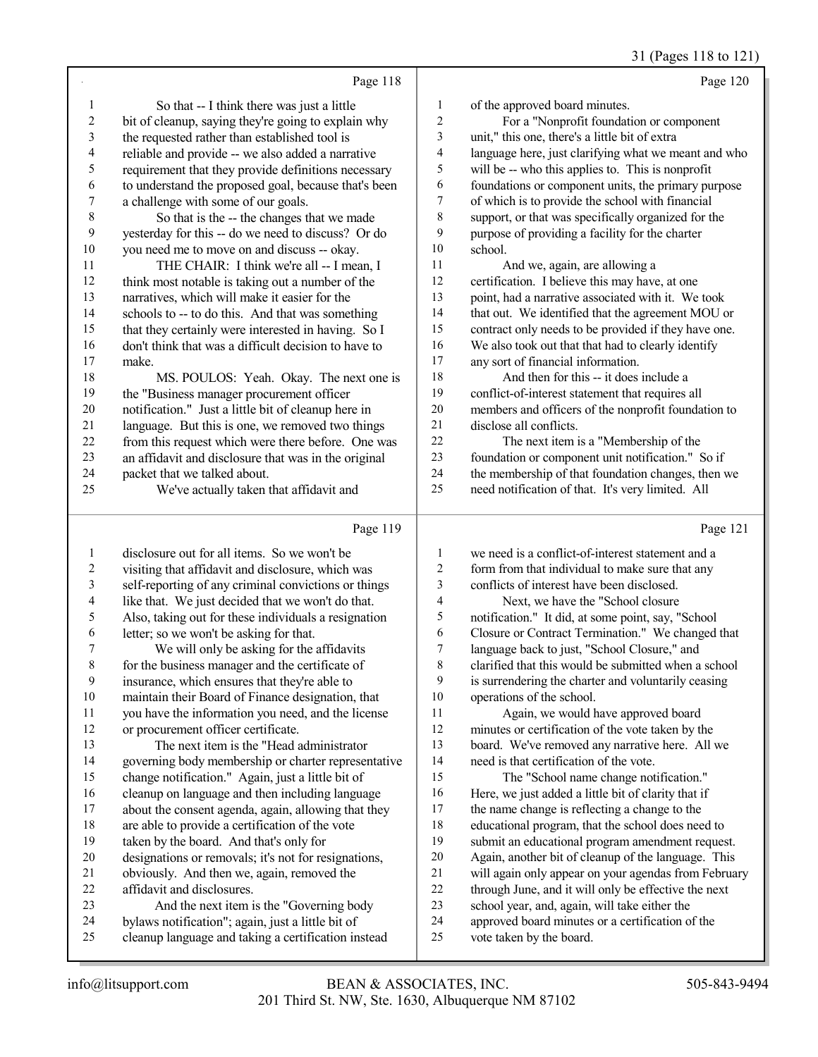Page 118

1 So that -- I think there was just a little
2 bit of cleanup, saying they're going to explain why
3 the requested rather than established tool is
4 reliable and provide -- we also added a narrative
5 requirement that they provide definitions necessary
6 to understand the proposed goal, because that's been
7 a challenge with some of our goals.
8 So that is the -- the changes that we made
9 yesterday for this -- do we need to discuss? Or do
10 you need me to move on and discuss -- okay.
11 THE CHAIR: I think we're all -- I mean, I
12 think most notable is taking out a number of the
13 narratives, which will make it easier for the
14 schools to -- to do this. And that was something
15 that they certainly were interested in having. So I
16 don't think that was a difficult decision to have to
17 make.
18 MS. POULOS: Yeah. Okay. The next one is
19 the "Business manager procurement officer
20 notification." Just a little bit of cleanup here in
21 language. But this is one, we removed two things
22 from this request which were there before. One was
23 an affidavit and disclosure that was in the original
24 packet that we talked about.
25 We've actually taken that affidavit and

Page 119

1 disclosure out for all items. So we won't be
2 visiting that affidavit and disclosure, which was
3 self-reporting of any criminal convictions or things
4 like that. We just decided that we won't do that.
5 Also, taking out for these individuals a resignation
6 letter; so we won't be asking for that.
7 We will only be asking for the affidavits
8 for the business manager and the certificate of
9 insurance, which ensures that they're able to
10 maintain their Board of Finance designation, that
11 you have the information you need, and the license
12 or procurement officer certificate.
13 The next item is the "Head administrator
14 governing body membership or charter representative
15 change notification." Again, just a little bit of
16 cleanup on language and then including language
17 about the consent agenda, again, allowing that they
18 are able to provide a certification of the vote
19 taken by the board. And that's only for
20 designations or removals; it's not for resignations,
21 obviously. And then we, again, removed the
22 affidavit and disclosures.
23 And the next item is the "Governing body
24 bylaws notification"; again, just a little bit of
25 cleanup language and taking a certification instead

Page 120

1 of the approved board minutes.
2 For a "Nonprofit foundation or component
3 unit," this one, there's a little bit of extra
4 language here, just clarifying what we meant and who
5 will be -- who this applies to. This is nonprofit
6 foundations or component units, the primary purpose
7 of which is to provide the school with financial
8 support, or that was specifically organized for the
9 purpose of providing a facility for the charter
10 school.
11 And we, again, are allowing a
12 certification. I believe this may have, at one
13 point, had a narrative associated with it. We took
14 that out. We identified that the agreement MOU or
15 contract only needs to be provided if they have one.
16 We also took out that that had to clearly identify
17 any sort of financial information.
18 And then for this -- it does include a
19 conflict-of-interest statement that requires all
20 members and officers of the nonprofit foundation to
21 disclose all conflicts.
22 The next item is a "Membership of the
23 foundation or component unit notification." So if
24 the membership of that foundation changes, then we
25 need notification of that. It's very limited. All

Page 121

1 we need is a conflict-of-interest statement and a
2 form from that individual to make sure that any
3 conflicts of interest have been disclosed.
4 Next, we have the "School closure
5 notification." It did, at some point, say, "School
6 Closure or Contract Termination." We changed that
7 language back to just, "School Closure," and
8 clarified that this would be submitted when a school
9 is surrendering the charter and voluntarily ceasing
10 operations of the school.
11 Again, we would have approved board
12 minutes or certification of the vote taken by the
13 board. We've removed any narrative here. All we
14 need is that certification of the vote.
15 The "School name change notification."
16 Here, we just added a little bit of clarity that if
17 the name change is reflecting a change to the
18 educational program, that the school does need to
19 submit an educational program amendment request.
20 Again, another bit of cleanup of the language. This
21 will again only appear on your agendas from February
22 through June, and it will only be effective the next
23 school year, and, again, will take either the
24 approved board minutes or a certification of the
25 vote taken by the board.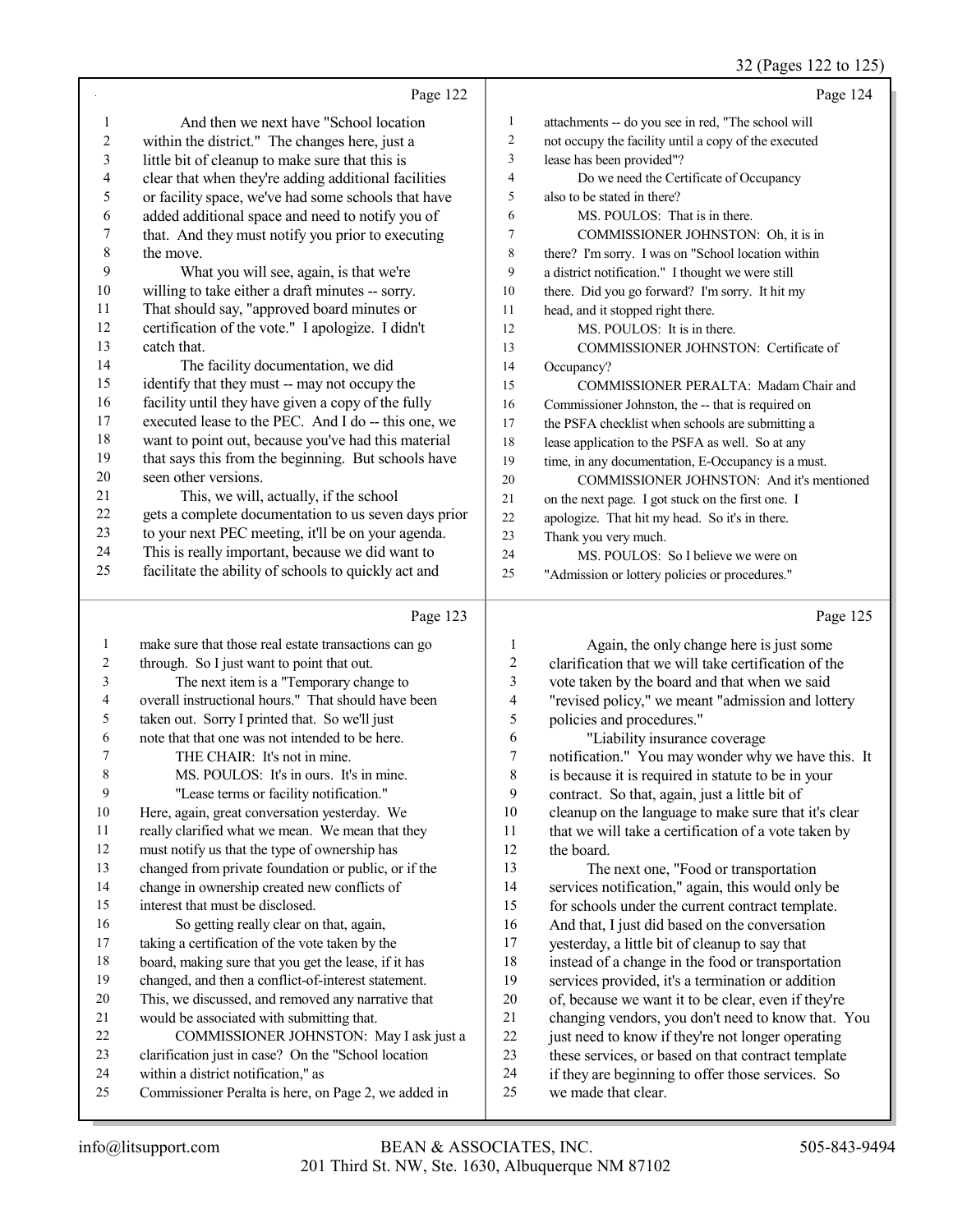32 (Pages 122 to 125)

Page 122

1 And then we next have "School location
2 within the district." The changes here, just a
3 little bit of cleanup to make sure that this is
4 clear that when they're adding additional facilities
5 or facility space, we've had some schools that have
6 added additional space and need to notify you of
7 that. And they must notify you prior to executing
8 the move.
9 What you will see, again, is that we're
10 willing to take either a draft minutes -- sorry.
11 That should say, "approved board minutes or
12 certification of the vote." I apologize. I didn't
13 catch that.
14 The facility documentation, we did
15 identify that they must -- may not occupy the
16 facility until they have given a copy of the fully
17 executed lease to the PEC. And I do -- this one, we
18 want to point out, because you've had this material
19 that says this from the beginning. But schools have
20 seen other versions.
21 This, we will, actually, if the school
22 gets a complete documentation to us seven days prior
23 to your next PEC meeting, it'll be on your agenda.
24 This is really important, because we did want to
25 facilitate the ability of schools to quickly act and

Page 123

1 make sure that those real estate transactions can go
2 through. So I just want to point that out.
3 The next item is a "Temporary change to
4 overall instructional hours." That should have been
5 taken out. Sorry I printed that. So we'll just
6 note that that one was not intended to be here.
7 THE CHAIR: It's not in mine.
8 MS. POULOS: It's in ours. It's in mine.
9 "Lease terms or facility notification."
10 Here, again, great conversation yesterday. We
11 really clarified what we mean. We mean that they
12 must notify us that the type of ownership has
13 changed from private foundation or public, or if the
14 change in ownership created new conflicts of
15 interest that must be disclosed.
16 So getting really clear on that, again,
17 taking a certification of the vote taken by the
18 board, making sure that you get the lease, if it has
19 changed, and then a conflict-of-interest statement.
20 This, we discussed, and removed any narrative that
21 would be associated with submitting that.
22 COMMISSIONER JOHNSTON: May I ask just a
23 clarification just in case? On the "School location
24 within a district notification," as
25 Commissioner Peralta is here, on Page 2, we added in

Page 124

1 attachments -- do you see in red, "The school will
2 not occupy the facility until a copy of the executed
3 lease has been provided"?
4 Do we need the Certificate of Occupancy
5 also to be stated in there?
6 MS. POULOS: That is in there.
7 COMMISSIONER JOHNSTON: Oh, it is in
8 there? I'm sorry. I was on "School location within
9 a district notification." I thought we were still
10 there. Did you go forward? I'm sorry. It hit my
11 head, and it stopped right there.
12 MS. POULOS: It is in there.
13 COMMISSIONER JOHNSTON: Certificate of
14 Occupancy?
15 COMMISSIONER PERALTA: Madam Chair and
16 Commissioner Johnston, the -- that is required on
17 the PSFA checklist when schools are submitting a
18 lease application to the PSFA as well. So at any
19 time, in any documentation, E-Occupancy is a must.
20 COMMISSIONER JOHNSTON: And it's mentioned
21 on the next page. I got stuck on the first one. I
22 apologize. That hit my head. So it's in there.
23 Thank you very much.
24 MS. POULOS: So I believe we were on
25 "Admission or lottery policies or procedures."

Page 125

1 Again, the only change here is just some
2 clarification that we will take certification of the
3 vote taken by the board and that when we said
4 "revised policy," we meant "admission and lottery
5 policies and procedures."
6 "Liability insurance coverage
7 notification." You may wonder why we have this. It
8 is because it is required in statute to be in your
9 contract. So that, again, just a little bit of
10 cleanup on the language to make sure that it's clear
11 that we will take a certification of a vote taken by
12 the board.
13 The next one, "Food or transportation
14 services notification," again, this would only be
15 for schools under the current contract template.
16 And that, I just did based on the conversation
17 yesterday, a little bit of cleanup to say that
18 instead of a change in the food or transportation
19 services provided, it's a termination or addition
20 of, because we want it to be clear, even if they're
21 changing vendors, you don't need to know that. You
22 just need to know if they're not longer operating
23 these services, or based on that contract template
24 if they are beginning to offer those services. So
25 we made that clear.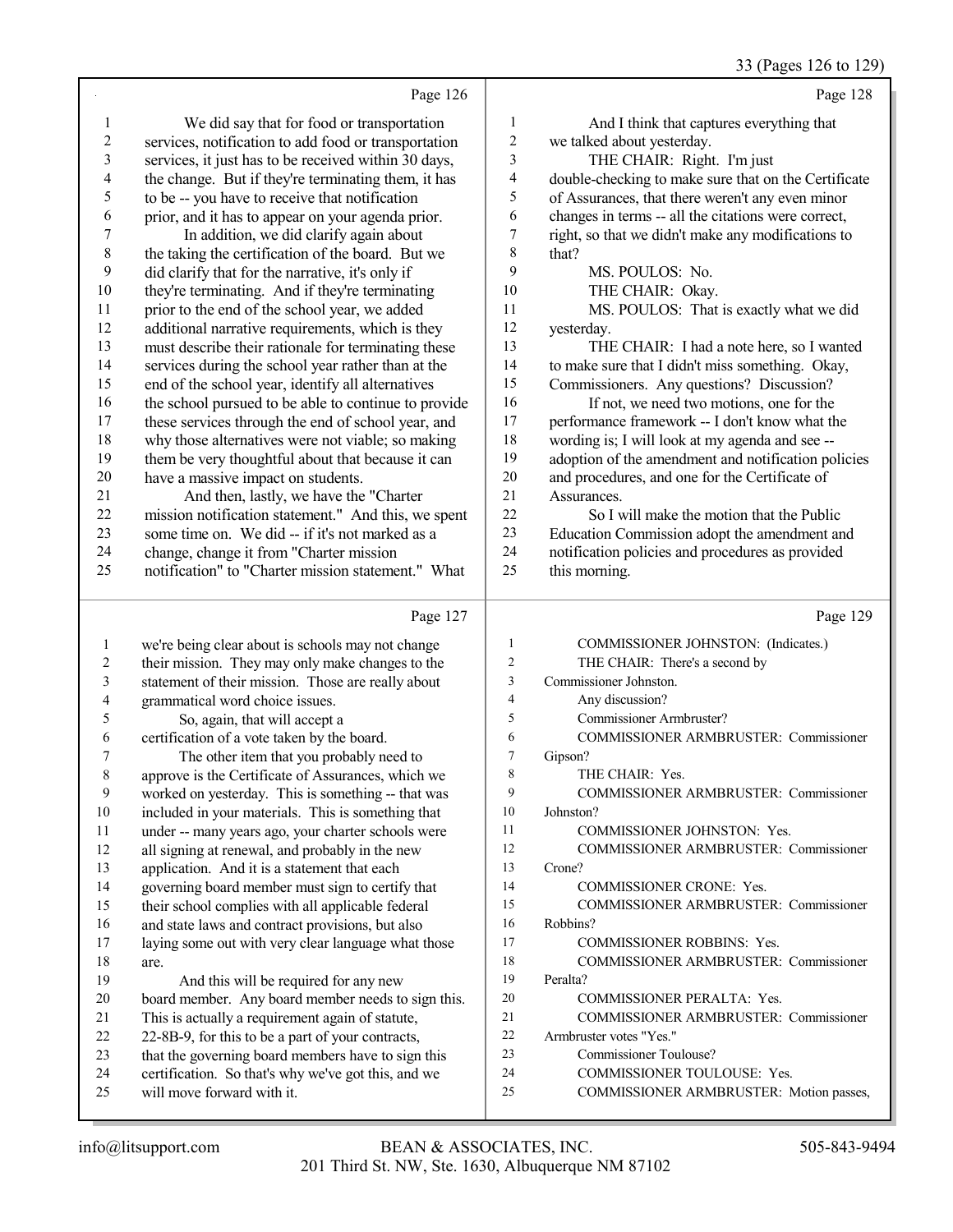Page 126

1 We did say that for food or transportation
2 services, notification to add food or transportation
3 services, it just has to be received within 30 days,
4 the change. But if they're terminating them, it has
5 to be -- you have to receive that notification
6 prior, and it has to appear on your agenda prior.
7 In addition, we did clarify again about
8 the taking the certification of the board. But we
9 did clarify that for the narrative, it's only if
10 they're terminating. And if they're terminating
11 prior to the end of the school year, we added
12 additional narrative requirements, which is they
13 must describe their rationale for terminating these
14 services during the school year rather than at the
15 end of the school year, identify all alternatives
16 the school pursued to be able to continue to provide
17 these services through the end of school year, and
18 why those alternatives were not viable; so making
19 them be very thoughtful about that because it can
20 have a massive impact on students.
21 And then, lastly, we have the "Charter
22 mission notification statement." And this, we spent
23 some time on. We did -- if it's not marked as a
24 change, change it from "Charter mission
25 notification" to "Charter mission statement." What

Page 127

1 we're being clear about is schools may not change
2 their mission. They may only make changes to the
3 statement of their mission. Those are really about
4 grammatical word choice issues.
5 So, again, that will accept a
6 certification of a vote taken by the board.
7 The other item that you probably need to
8 approve is the Certificate of Assurances, which we
9 worked on yesterday. This is something -- that was
10 included in your materials. This is something that
11 under -- many years ago, your charter schools were
12 all signing at renewal, and probably in the new
13 application. And it is a statement that each
14 governing board member must sign to certify that
15 their school complies with all applicable federal
16 and state laws and contract provisions, but also
17 laying some out with very clear language what those
18 are.
19 And this will be required for any new
20 board member. Any board member needs to sign this.
21 This is actually a requirement again of statute,
22 22-8B-9, for this to be a part of your contracts,
23 that the governing board members have to sign this
24 certification. So that's why we've got this, and we
25 will move forward with it.

Page 128

1 And I think that captures everything that
2 we talked about yesterday.
3 THE CHAIR: Right. I'm just
4 double-checking to make sure that on the Certificate
5 of Assurances, that there weren't any even minor
6 changes in terms -- all the citations were correct,
7 right, so that we didn't make any modifications to
8 that?
9 MS. POULOS: No.
10 THE CHAIR: Okay.
11 MS. POULOS: That is exactly what we did
12 yesterday.
13 THE CHAIR: I had a note here, so I wanted
14 to make sure that I didn't miss something. Okay,
15 Commissioners. Any questions? Discussion?
16 If not, we need two motions, one for the
17 performance framework -- I don't know what the
18 wording is; I will look at my agenda and see --
19 adoption of the amendment and notification policies
20 and procedures, and one for the Certificate of
21 Assurances.
22 So I will make the motion that the Public
23 Education Commission adopt the amendment and
24 notification policies and procedures as provided
25 this morning.

Page 129

1 COMMISSIONER JOHNSTON: (Indicates.)
2 THE CHAIR: There's a second by
3 Commissioner Johnston.
4 Any discussion?
5 Commissioner Armbruster?
6 COMMISSIONER ARMBRUSTER: Commissioner
7 Gipson?
8 THE CHAIR: Yes.
9 COMMISSIONER ARMBRUSTER: Commissioner
10 Johnston?
11 COMMISSIONER JOHNSTON: Yes.
12 COMMISSIONER ARMBRUSTER: Commissioner
13 Crone?
14 COMMISSIONER CRONE: Yes.
15 COMMISSIONER ARMBRUSTER: Commissioner
16 Robbins?
17 COMMISSIONER ROBBINS: Yes.
18 COMMISSIONER ARMBRUSTER: Commissioner
19 Peralta?
20 COMMISSIONER PERALTA: Yes.
21 COMMISSIONER ARMBRUSTER: Commissioner
22 Armbruster votes "Yes."
23 Commissioner Toulouse?
24 COMMISSIONER TOULOUSE: Yes.
25 COMMISSIONER ARMBRUSTER: Motion passes,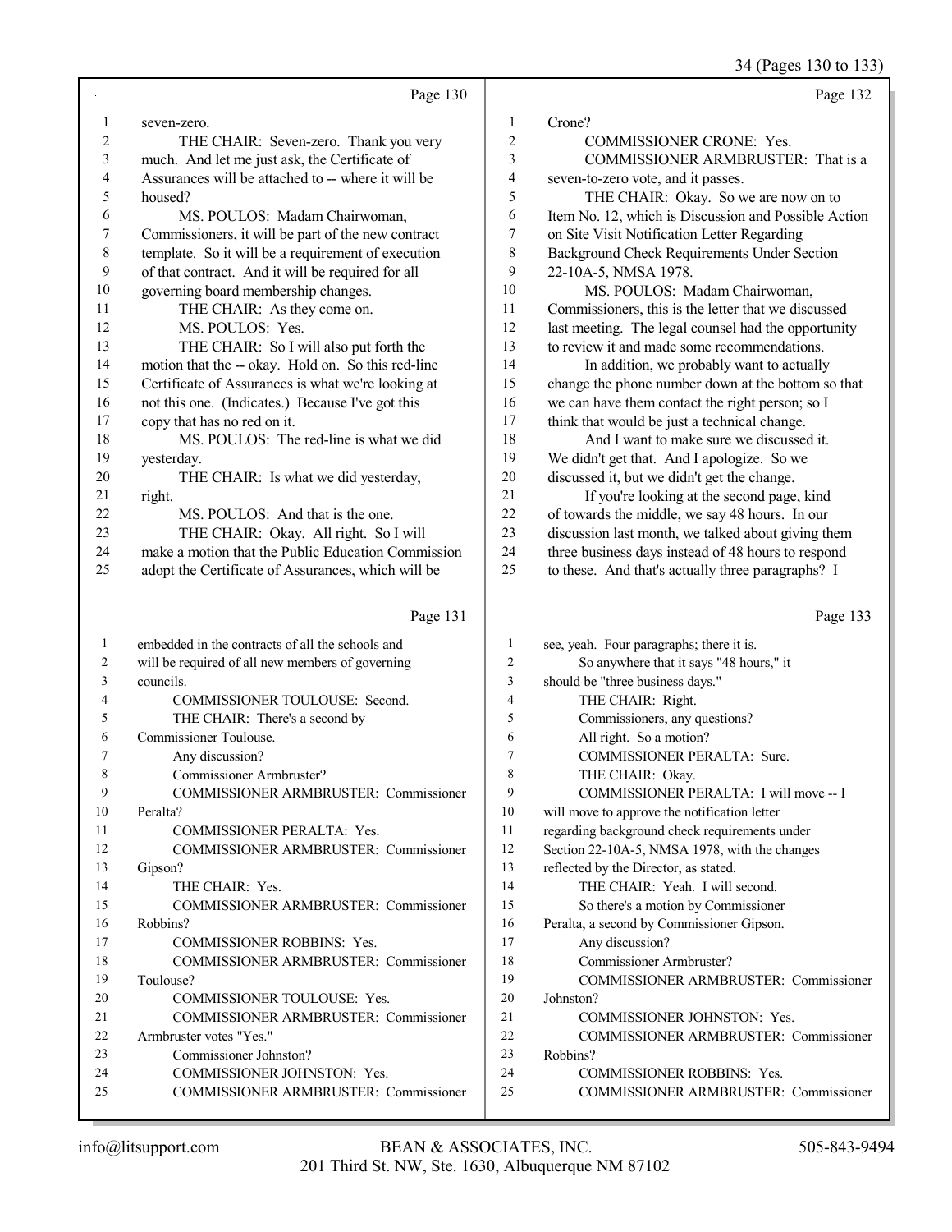Page 130

1 seven-zero.
2 THE CHAIR: Seven-zero. Thank you very
3 much. And let me just ask, the Certificate of
4 Assurances will be attached to -- where it will be
5 housed?
6 MS. POULOS: Madam Chairwoman,
7 Commissioners, it will be part of the new contract
8 template. So it will be a requirement of execution
9 of that contract. And it will be required for all
10 governing board membership changes.
11 THE CHAIR: As they come on.
12 MS. POULOS: Yes.
13 THE CHAIR: So I will also put forth the
14 motion that the -- okay. Hold on. So this red-line
15 Certificate of Assurances is what we're looking at
16 not this one. (Indicates.) Because I've got this
17 copy that has no red on it.
18 MS. POULOS: The red-line is what we did
19 yesterday.
20 THE CHAIR: Is what we did yesterday,
21 right.
22 MS. POULOS: And that is the one.
23 THE CHAIR: Okay. All right. So I will
24 make a motion that the Public Education Commission
25 adopt the Certificate of Assurances, which will be

Page 131

1 embedded in the contracts of all the schools and
2 will be required of all new members of governing
3 councils.
4 COMMISSIONER TOULOUSE: Second.
5 THE CHAIR: There's a second by
6 Commissioner Toulouse.
7 Any discussion?
8 Commissioner Armbruster?
9 COMMISSIONER ARMBRUSTER: Commissioner
10 Peralta?
11 COMMISSIONER PERALTA: Yes.
12 COMMISSIONER ARMBRUSTER: Commissioner
13 Gipson?
14 THE CHAIR: Yes.
15 COMMISSIONER ARMBRUSTER: Commissioner
16 Robbins?
17 COMMISSIONER ROBBINS: Yes.
18 COMMISSIONER ARMBRUSTER: Commissioner
19 Toulouse?
20 COMMISSIONER TOULOUSE: Yes.
21 COMMISSIONER ARMBRUSTER: Commissioner
22 Armbruster votes "Yes."
23 Commissioner Johnston?
24 COMMISSIONER JOHNSTON: Yes.
25 COMMISSIONER ARMBRUSTER: Commissioner

Page 132

1 Crone?
2 COMMISSIONER CRONE: Yes.
3 COMMISSIONER ARMBRUSTER: That is a
4 seven-to-zero vote, and it passes.
5 THE CHAIR: Okay. So we are now on to
6 Item No. 12, which is Discussion and Possible Action
7 on Site Visit Notification Letter Regarding
8 Background Check Requirements Under Section
9 22-10A-5, NMSA 1978.
10 MS. POULOS: Madam Chairwoman,
11 Commissioners, this is the letter that we discussed
12 last meeting. The legal counsel had the opportunity
13 to review it and made some recommendations.
14 In addition, we probably want to actually
15 change the phone number down at the bottom so that
16 we can have them contact the right person; so I
17 think that would be just a technical change.
18 And I want to make sure we discussed it.
19 We didn't get that. And I apologize. So we
20 discussed it, but we didn't get the change.
21 If you're looking at the second page, kind
22 of towards the middle, we say 48 hours. In our
23 discussion last month, we talked about giving them
24 three business days instead of 48 hours to respond
25 to these. And that's actually three paragraphs? I

Page 133

1 see, yeah. Four paragraphs; there it is.
2 So anywhere that it says "48 hours," it
3 should be "three business days."
4 THE CHAIR: Right.
5 Commissioners, any questions?
6 All right. So a motion?
7 COMMISSIONER PERALTA: Sure.
8 THE CHAIR: Okay.
9 COMMISSIONER PERALTA: I will move -- I
10 will move to approve the notification letter
11 regarding background check requirements under
12 Section 22-10A-5, NMSA 1978, with the changes
13 reflected by the Director, as stated.
14 THE CHAIR: Yeah. I will second.
15 So there's a motion by Commissioner
16 Peralta, a second by Commissioner Gipson.
17 Any discussion?
18 Commissioner Armbruster?
19 COMMISSIONER ARMBRUSTER: Commissioner
20 Johnston?
21 COMMISSIONER JOHNSTON: Yes.
22 COMMISSIONER ARMBRUSTER: Commissioner
23 Robbins?
24 COMMISSIONER ROBBINS: Yes.
25 COMMISSIONER ARMBRUSTER: Commissioner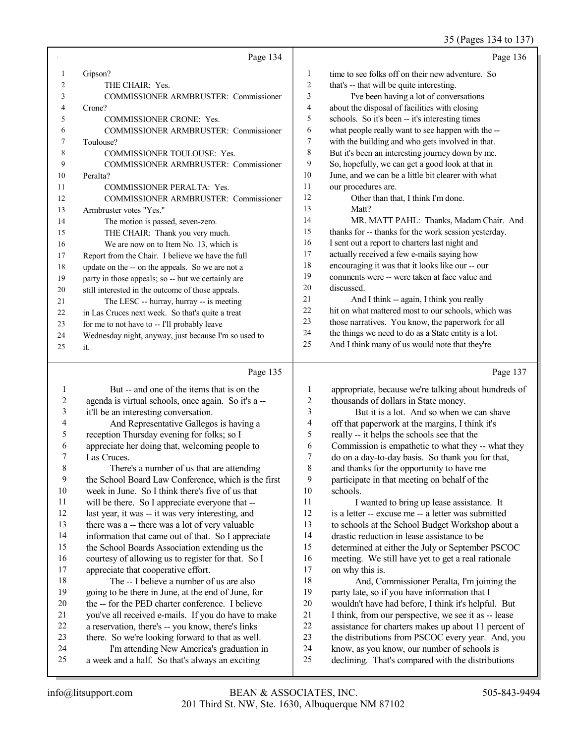Page 134

1 Gipson?
2 THE CHAIR: Yes.
3 COMMISSIONER ARMBRUSTER: Commissioner
4 Crone?
5 COMMISSIONER CRONE: Yes.
6 COMMISSIONER ARMBRUSTER: Commissioner
7 Toulouse?
8 COMMISSIONER TOULOUSE: Yes.
9 COMMISSIONER ARMBRUSTER: Commissioner
10 Peralta?
11 COMMISSIONER PERALTA: Yes.
12 COMMISSIONER ARMBRUSTER: Commissioner
13 Armbruster votes "Yes."
14 The motion is passed, seven-zero.
15 THE CHAIR: Thank you very much.
16 We are now on to Item No. 13, which is
17 Report from the Chair. I believe we have the full
18 update on the -- on the appeals. So we are not a
19 party in those appeals; so -- but we certainly are
20 still interested in the outcome of those appeals.
21 The LESC -- hurray, hurray -- is meeting
22 in Las Cruces next week. So that's quite a treat
23 for me to not have to -- I'll probably leave
24 Wednesday night, anyway, just because I'm so used to
25 it.

Page 135

1 But -- and one of the items that is on the
2 agenda is virtual schools, once again. So it's a --
3 it'll be an interesting conversation.
4 And Representative Gallegos is having a
5 reception Thursday evening for folks; so I
6 appreciate her doing that, welcoming people to
7 Las Cruces.
8 There's a number of us that are attending
9 the School Board Law Conference, which is the first
10 week in June. So I think there's five of us that
11 will be there. So I appreciate everyone that --
12 last year, it was -- it was very interesting, and
13 there was a -- there was a lot of very valuable
14 information that came out of that. So I appreciate
15 the School Boards Association extending us the
16 courtesy of allowing us to register for that. So I
17 appreciate that cooperative effort.
18 The -- I believe a number of us are also
19 going to be there in June, at the end of June, for
20 the -- for the PED charter conference. I believe
21 you've all received e-mails. If you do have to make
22 a reservation, there's -- you know, there's links
23 there. So we're looking forward to that as well.
24 I'm attending New America's graduation in
25 a week and a half. So that's always an exciting

Page 136

1 time to see folks off on their new adventure. So
2 that's -- that will be quite interesting.
3 I've been having a lot of conversations
4 about the disposal of facilities with closing
5 schools. So it's been -- it's interesting times
6 what people really want to see happen with the --
7 with the building and who gets involved in that.
8 But it's been an interesting journey down by me.
9 So, hopefully, we can get a good look at that in
10 June, and we can be a little bit clearer with what
11 our procedures are.
12 Other than that, I think I'm done.
13 Matt?
14 MR. MATT PAHL: Thanks, Madam Chair. And
15 thanks for -- thanks for the work session yesterday.
16 I sent out a report to charters last night and
17 actually received a few e-mails saying how
18 encouraging it was that it looks like our -- our
19 comments were -- were taken at face value and
20 discussed.
21 And I think -- again, I think you really
22 hit on what mattered most to our schools, which was
23 those narratives. You know, the paperwork for all
24 the things we need to do as a State entity is a lot.
25 And I think many of us would note that they're

Page 137

1 appropriate, because we're talking about hundreds of
2 thousands of dollars in State money.
3 But it is a lot. And so when we can shave
4 off that paperwork at the margins, I think it's
5 really -- it helps the schools see that the
6 Commission is empathetic to what they -- what they
7 do on a day-to-day basis. So thank you for that,
8 and thanks for the opportunity to have me
9 participate in that meeting on behalf of the
10 schools.
11 I wanted to bring up lease assistance. It
12 is a letter -- excuse me -- a letter was submitted
13 to schools at the School Budget Workshop about a
14 drastic reduction in lease assistance to be
15 determined at either the July or September PSCOC
16 meeting. We still have yet to get a real rationale
17 on why this is.
18 And, Commissioner Peralta, I'm joining the
19 party late, so if you have information that I
20 wouldn't have had before, I think it's helpful. But
21 I think, from our perspective, we see it as -- lease
22 assistance for charters makes up about 11 percent of
23 the distributions from PSCOC every year. And, you
24 know, as you know, our number of schools is
25 declining. That's compared with the distributions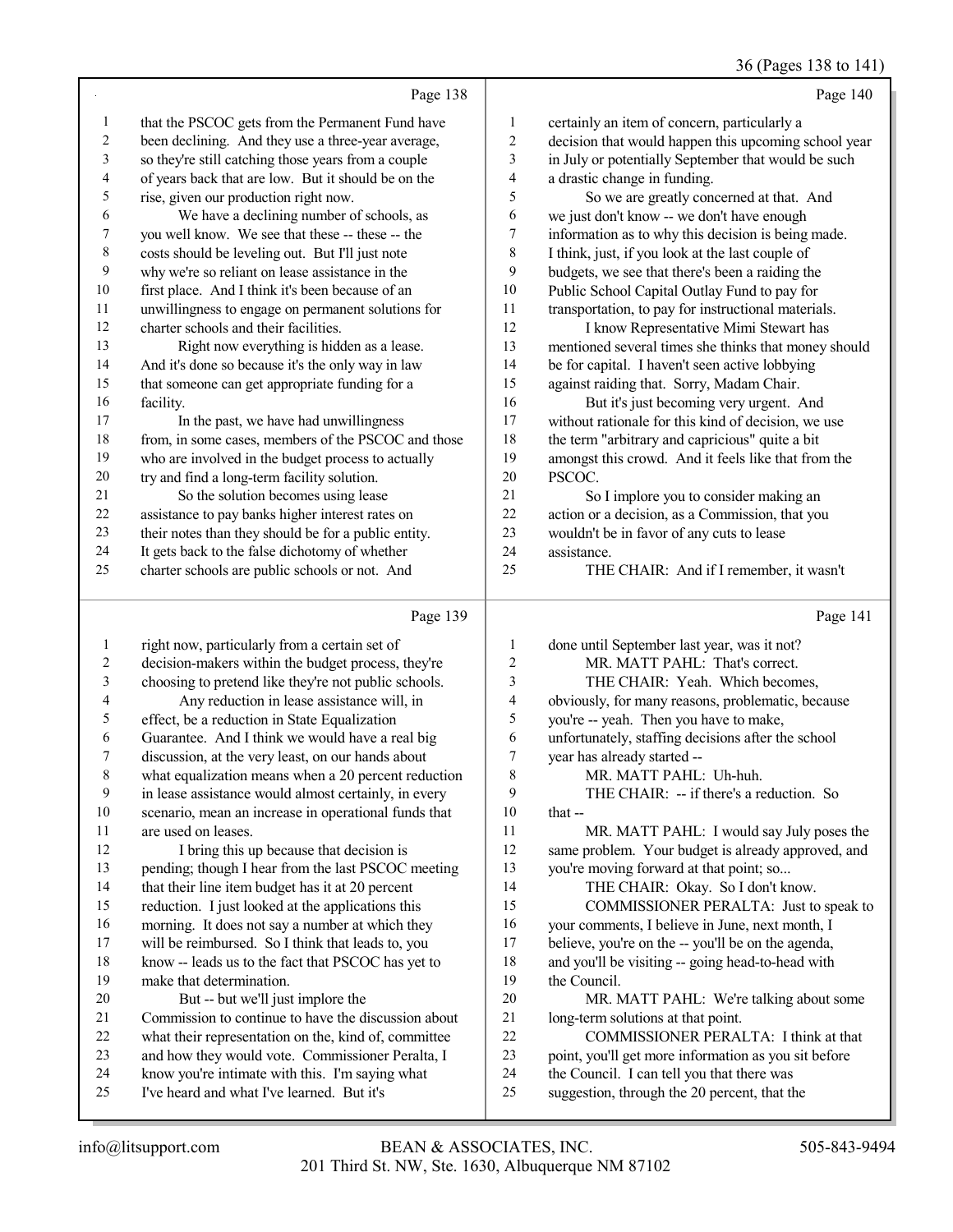### Page 138

1 that the PSCOC gets from the Permanent Fund have
2 been declining. And they use a three-year average,
3 so they're still catching those years from a couple
4 of years back that are low. But it should be on the
5 rise, given our production right now.
6 We have a declining number of schools, as
7 you well know. We see that these -- these -- the
8 costs should be leveling out. But I'll just note
9 why we're so reliant on lease assistance in the
10 first place. And I think it's been because of an
11 unwillingness to engage on permanent solutions for
12 charter schools and their facilities.
13 Right now everything is hidden as a lease.
14 And it's done so because it's the only way in law
15 that someone can get appropriate funding for a
16 facility.
17 In the past, we have had unwillingness
18 from, in some cases, members of the PSCOC and those
19 who are involved in the budget process to actually
20 try and find a long-term facility solution.
21 So the solution becomes using lease
22 assistance to pay banks higher interest rates on
23 their notes than they should be for a public entity.
24 It gets back to the false dichotomy of whether
25 charter schools are public schools or not. And

### Page 139

1 right now, particularly from a certain set of
2 decision-makers within the budget process, they're
3 choosing to pretend like they're not public schools.
4 Any reduction in lease assistance will, in
5 effect, be a reduction in State Equalization
6 Guarantee. And I think we would have a real big
7 discussion, at the very least, on our hands about
8 what equalization means when a 20 percent reduction
9 in lease assistance would almost certainly, in every
10 scenario, mean an increase in operational funds that
11 are used on leases.
12 I bring this up because that decision is
13 pending; though I hear from the last PSCOC meeting
14 that their line item budget has it at 20 percent
15 reduction. I just looked at the applications this
16 morning. It does not say a number at which they
17 will be reimbursed. So I think that leads to, you
18 know -- leads us to the fact that PSCOC has yet to
19 make that determination.
20 But -- but we'll just implore the
21 Commission to continue to have the discussion about
22 what their representation on the, kind of, committee
23 and how they would vote. Commissioner Peralta, I
24 know you're intimate with this. I'm saying what
25 I've heard and what I've learned. But it's

### Page 140

1 certainly an item of concern, particularly a
2 decision that would happen this upcoming school year
3 in July or potentially September that would be such
4 a drastic change in funding.
5 So we are greatly concerned at that. And
6 we just don't know -- we don't have enough
7 information as to why this decision is being made.
8 I think, just, if you look at the last couple of
9 budgets, we see that there's been a raiding the
10 Public School Capital Outlay Fund to pay for
11 transportation, to pay for instructional materials.
12 I know Representative Mimi Stewart has
13 mentioned several times she thinks that money should
14 be for capital. I haven't seen active lobbying
15 against raiding that. Sorry, Madam Chair.
16 But it's just becoming very urgent. And
17 without rationale for this kind of decision, we use
18 the term "arbitrary and capricious" quite a bit
19 amongst this crowd. And it feels like that from the
20 PSCOC.
21 So I implore you to consider making an
22 action or a decision, as a Commission, that you
23 wouldn't be in favor of any cuts to lease
24 assistance.
25 THE CHAIR: And if I remember, it wasn't

### Page 141

1 done until September last year, was it not?
2 MR. MATT PAHL: That's correct.
3 THE CHAIR: Yeah. Which becomes,
4 obviously, for many reasons, problematic, because
5 you're -- yeah. Then you have to make,
6 unfortunately, staffing decisions after the school
7 year has already started --
8 MR. MATT PAHL: Uh-huh.
9 THE CHAIR: -- if there's a reduction. So
10 that --
11 MR. MATT PAHL: I would say July poses the
12 same problem. Your budget is already approved, and
13 you're moving forward at that point; so...
14 THE CHAIR: Okay. So I don't know.
15 COMMISSIONER PERALTA: Just to speak to
16 your comments, I believe in June, next month, I
17 believe, you're on the -- you'll be on the agenda,
18 and you'll be visiting -- going head-to-head with
19 the Council.
20 MR. MATT PAHL: We're talking about some
21 long-term solutions at that point.
22 COMMISSIONER PERALTA: I think at that
23 point, you'll get more information as you sit before
24 the Council. I can tell you that there was
25 suggestion, through the 20 percent, that the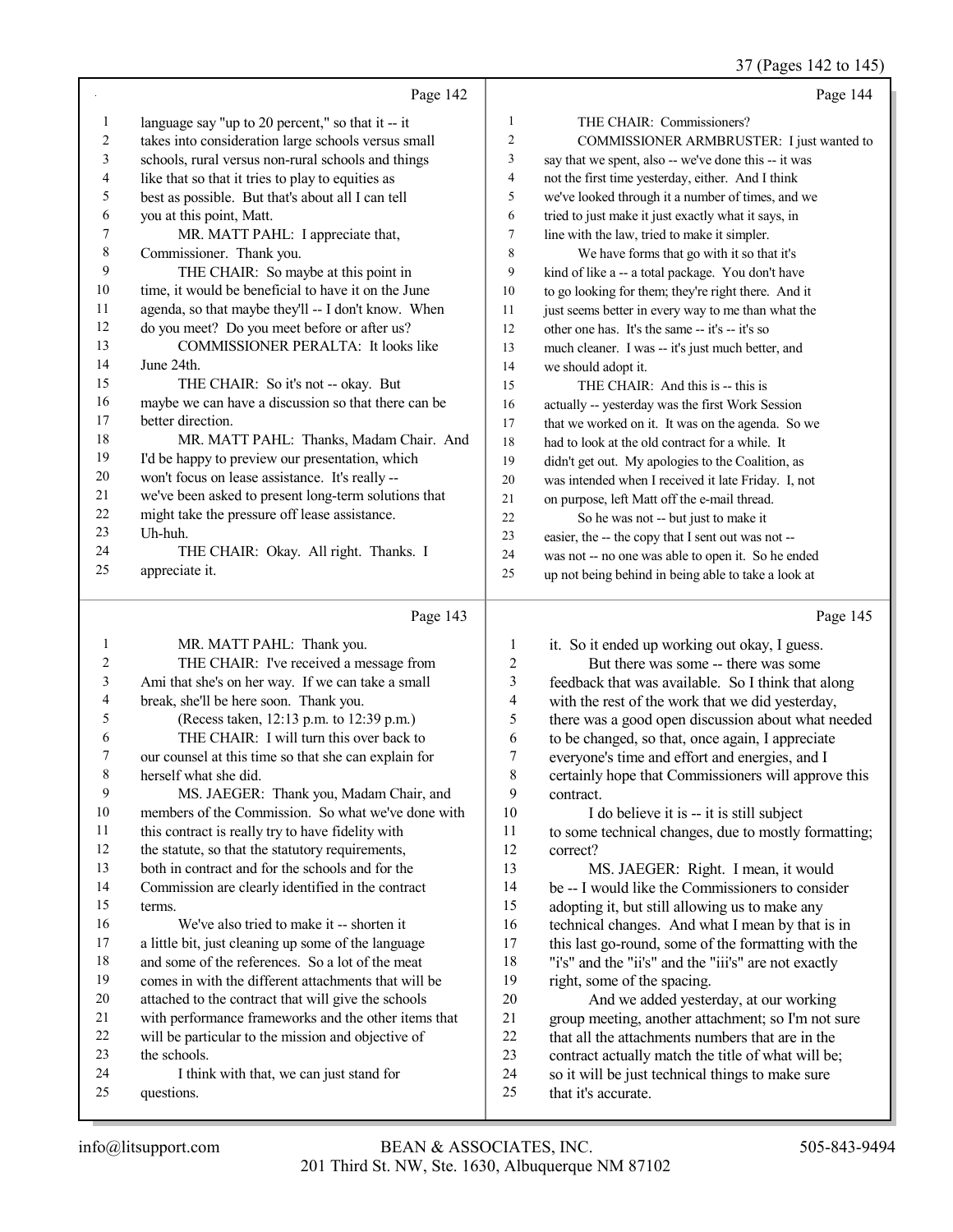Page 142

1 language say "up to 20 percent," so that it -- it
2 takes into consideration large schools versus small
3 schools, rural versus non-rural schools and things
4 like that so that it tries to play to equities as
5 best as possible. But that's about all I can tell
6 you at this point, Matt.
7 MR. MATT PAHL: I appreciate that,
8 Commissioner. Thank you.
9 THE CHAIR: So maybe at this point in
10 time, it would be beneficial to have it on the June
11 agenda, so that maybe they'll -- I don't know. When
12 do you meet? Do you meet before or after us?
13 COMMISSIONER PERALTA: It looks like
14 June 24th.
15 THE CHAIR: So it's not -- okay. But
16 maybe we can have a discussion so that there can be
17 better direction.
18 MR. MATT PAHL: Thanks, Madam Chair. And
19 I'd be happy to preview our presentation, which
20 won't focus on lease assistance. It's really --
21 we've been asked to present long-term solutions that
22 might take the pressure off lease assistance.
23 Uh-huh.
24 THE CHAIR: Okay. All right. Thanks. I
25 appreciate it.

Page 143

1 MR. MATT PAHL: Thank you.
2 THE CHAIR: I've received a message from
3 Ami that she's on her way. If we can take a small
4 break, she'll be here soon. Thank you.
5 (Recess taken, 12:13 p.m. to 12:39 p.m.)
6 THE CHAIR: I will turn this over back to
7 our counsel at this time so that she can explain for
8 herself what she did.
9 MS. JAEGER: Thank you, Madam Chair, and
10 members of the Commission. So what we've done with
11 this contract is really try to have fidelity with
12 the statute, so that the statutory requirements,
13 both in contract and for the schools and for the
14 Commission are clearly identified in the contract
15 terms.
16 We've also tried to make it -- shorten it
17 a little bit, just cleaning up some of the language
18 and some of the references. So a lot of the meat
19 comes in with the different attachments that will be
20 attached to the contract that will give the schools
21 with performance frameworks and the other items that
22 will be particular to the mission and objective of
23 the schools.
24 I think with that, we can just stand for
25 questions.

Page 144

1 THE CHAIR: Commissioners?
2 COMMISSIONER ARMBRUSTER: I just wanted to
3 say that we spent, also -- we've done this -- it was
4 not the first time yesterday, either. And I think
5 we've looked through it a number of times, and we
6 tried to just make it just exactly what it says, in
7 line with the law, tried to make it simpler.
8 We have forms that go with it so that it's
9 kind of like a -- a total package. You don't have
10 to go looking for them; they're right there. And it
11 just seems better in every way to me than what the
12 other one has. It's the same -- it's -- it's so
13 much cleaner. I was -- it's just much better, and
14 we should adopt it.
15 THE CHAIR: And this is -- this is
16 actually -- yesterday was the first Work Session
17 that we worked on it. It was on the agenda. So we
18 had to look at the old contract for a while. It
19 didn't get out. My apologies to the Coalition, as
20 was intended when I received it late Friday. I, not
21 on purpose, left Matt off the e-mail thread.
22 So he was not -- but just to make it
23 easier, the -- the copy that I sent out was not --
24 was not -- no one was able to open it. So he ended
25 up not being behind in being able to take a look at

Page 145

1 it. So it ended up working out okay, I guess.
2 But there was some -- there was some
3 feedback that was available. So I think that along
4 with the rest of the work that we did yesterday,
5 there was a good open discussion about what needed
6 to be changed, so that, once again, I appreciate
7 everyone's time and effort and energies, and I
8 certainly hope that Commissioners will approve this
9 contract.
10 I do believe it is -- it is still subject
11 to some technical changes, due to mostly formatting;
12 correct?
13 MS. JAEGER: Right. I mean, it would
14 be -- I would like the Commissioners to consider
15 adopting it, but still allowing us to make any
16 technical changes. And what I mean by that is in
17 this last go-round, some of the formatting with the
18 "i's" and the "ii's" and the "iii's" are not exactly
19 right, some of the spacing.
20 And we added yesterday, at our working
21 group meeting, another attachment; so I'm not sure
22 that all the attachments numbers that are in the
23 contract actually match the title of what will be;
24 so it will be just technical things to make sure
25 that it's accurate.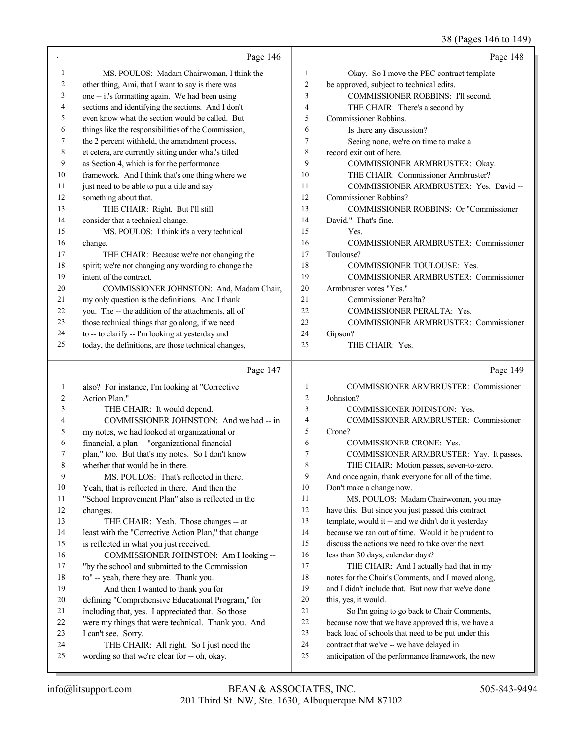Page 146

MS. POULOS: Madam Chairwoman, I think the other thing, Ami, that I want to say is there was one -- it's formatting again. We had been using sections and identifying the sections. And I don't even know what the section would be called. But things like the responsibilities of the Commission, the 2 percent withheld, the amendment process, et cetera, are currently sitting under what's titled as Section 4, which is for the performance framework. And I think that's one thing where we just need to be able to put a title and say something about that.

THE CHAIR: Right. But I'll still consider that a technical change.

MS. POULOS: I think it's a very technical change.

THE CHAIR: Because we're not changing the spirit; we're not changing any wording to change the intent of the contract.

COMMISSIONER JOHNSTON: And, Madam Chair, my only question is the definitions. And I thank you. The -- the addition of the attachments, all of those technical things that go along, if we need to -- to clarify -- I'm looking at yesterday and today, the definitions, are those technical changes,

Page 147

also? For instance, I'm looking at "Corrective Action Plan."

THE CHAIR: It would depend.

COMMISSIONER JOHNSTON: And we had -- in my notes, we had looked at organizational or financial, a plan -- "organizational financial plan," too. But that's my notes. So I don't know whether that would be in there.

MS. POULOS: That's reflected in there. Yeah, that is reflected in there. And then the "School Improvement Plan" also is reflected in the changes.

THE CHAIR: Yeah. Those changes -- at least with the "Corrective Action Plan," that change is reflected in what you just received.

COMMISSIONER JOHNSTON: Am I looking -- "by the school and submitted to the Commission to" -- yeah, there they are. Thank you.

And then I wanted to thank you for defining "Comprehensive Educational Program," for including that, yes. I appreciated that. So those were my things that were technical. Thank you. And I can't see. Sorry.

THE CHAIR: All right. So I just need the wording so that we're clear for -- oh, okay.

Page 148

Okay. So I move the PEC contract template be approved, subject to technical edits.

COMMISSIONER ROBBINS: I'll second.

THE CHAIR: There's a second by Commissioner Robbins.

Is there any discussion?

Seeing none, we're on time to make a record exit out of here.

COMMISSIONER ARMBRUSTER: Okay.

THE CHAIR: Commissioner Armbruster?

COMMISSIONER ARMBRUSTER: Yes. David -- Commissioner Robbins?

COMMISSIONER ROBBINS: Or "Commissioner David." That's fine.

Yes.

COMMISSIONER ARMBRUSTER: Commissioner Toulouse?

COMMISSIONER TOULOUSE: Yes.

COMMISSIONER ARMBRUSTER: Commissioner Armbruster votes "Yes."

Commissioner Peralta?

COMMISSIONER PERALTA: Yes.

COMMISSIONER ARMBRUSTER: Commissioner Gipson?

THE CHAIR: Yes.

Page 149

COMMISSIONER ARMBRUSTER: Commissioner Johnston?

COMMISSIONER JOHNSTON: Yes.

COMMISSIONER ARMBRUSTER: Commissioner Crone?

COMMISSIONER CRONE: Yes.

COMMISSIONER ARMBRUSTER: Yay. It passes.

THE CHAIR: Motion passes, seven-to-zero. And once again, thank everyone for all of the time. Don't make a change now.

MS. POULOS: Madam Chairwoman, you may have this. But since you just passed this contract template, would it -- and we didn't do it yesterday because we ran out of time. Would it be prudent to discuss the actions we need to take over the next less than 30 days, calendar days?

THE CHAIR: And I actually had that in my notes for the Chair's Comments, and I moved along, and I didn't include that. But now that we've done this, yes, it would.

So I'm going to go back to Chair Comments, because now that we have approved this, we have a back load of schools that need to be put under this contract that we've -- we have delayed in anticipation of the performance framework, the new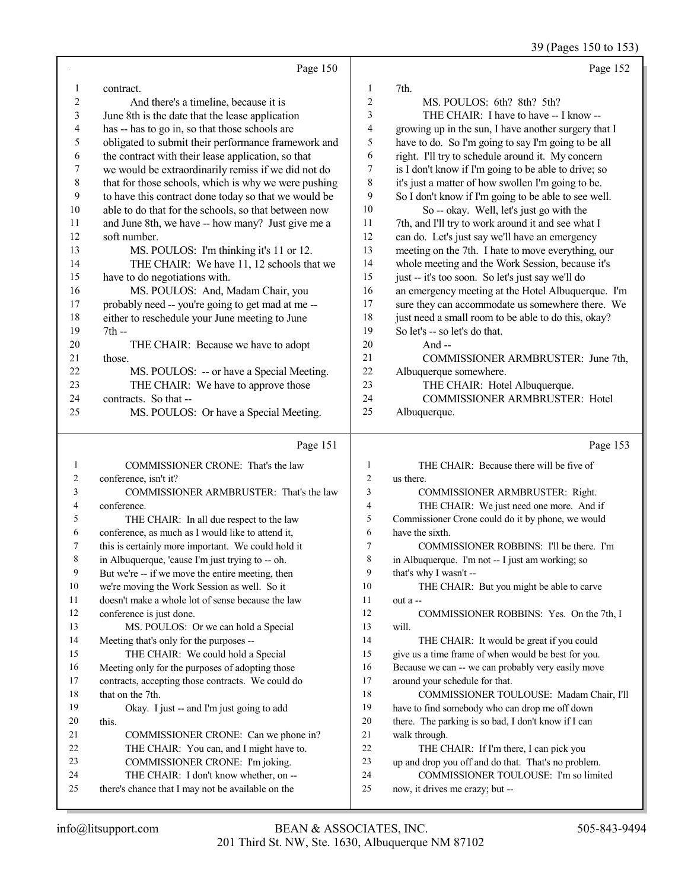Page 150

1 contract.
2 And there's a timeline, because it is
3 June 8th is the date that the lease application
4 has -- has to go in, so that those schools are
5 obligated to submit their performance framework and
6 the contract with their lease application, so that
7 we would be extraordinarily remiss if we did not do
8 that for those schools, which is why we were pushing
9 to have this contract done today so that we would be
10 able to do that for the schools, so that between now
11 and June 8th, we have -- how many? Just give me a
12 soft number.
13 MS. POULOS: I'm thinking it's 11 or 12.
14 THE CHAIR: We have 11, 12 schools that we
15 have to do negotiations with.
16 MS. POULOS: And, Madam Chair, you
17 probably need -- you're going to get mad at me --
18 either to reschedule your June meeting to June
19 7th --
20 THE CHAIR: Because we have to adopt
21 those.
22 MS. POULOS: -- or have a Special Meeting.
23 THE CHAIR: We have to approve those
24 contracts. So that --
25 MS. POULOS: Or have a Special Meeting.

Page 151

1 COMMISSIONER CRONE: That's the law
2 conference, isn't it?
3 COMMISSIONER ARMBRUSTER: That's the law
4 conference.
5 THE CHAIR: In all due respect to the law
6 conference, as much as I would like to attend it,
7 this is certainly more important. We could hold it
8 in Albuquerque, 'cause I'm just trying to -- oh.
9 But we're -- if we move the entire meeting, then
10 we're moving the Work Session as well. So it
11 doesn't make a whole lot of sense because the law
12 conference is just done.
13 MS. POULOS: Or we can hold a Special
14 Meeting that's only for the purposes --
15 THE CHAIR: We could hold a Special
16 Meeting only for the purposes of adopting those
17 contracts, accepting those contracts. We could do
18 that on the 7th.
19 Okay. I just -- and I'm just going to add
20 this.
21 COMMISSIONER CRONE: Can we phone in?
22 THE CHAIR: You can, and I might have to.
23 COMMISSIONER CRONE: I'm joking.
24 THE CHAIR: I don't know whether, on --
25 there's chance that I may not be available on the

Page 152

1 7th.
2 MS. POULOS: 6th? 8th? 5th?
3 THE CHAIR: I have to have -- I know --
4 growing up in the sun, I have another surgery that I
5 have to do. So I'm going to say I'm going to be all
6 right. I'll try to schedule around it. My concern
7 is I don't know if I'm going to be able to drive; so
8 it's just a matter of how swollen I'm going to be.
9 So I don't know if I'm going to be able to see well.
10 So -- okay. Well, let's just go with the
11 7th, and I'll try to work around it and see what I
12 can do. Let's just say we'll have an emergency
13 meeting on the 7th. I hate to move everything, our
14 whole meeting and the Work Session, because it's
15 just -- it's too soon. So let's just say we'll do
16 an emergency meeting at the Hotel Albuquerque. I'm
17 sure they can accommodate us somewhere there. We
18 just need a small room to be able to do this, okay?
19 So let's -- so let's do that.
20 And --
21 COMMISSIONER ARMBRUSTER: June 7th,
22 Albuquerque somewhere.
23 THE CHAIR: Hotel Albuquerque.
24 COMMISSIONER ARMBRUSTER: Hotel
25 Albuquerque.

Page 153

1 THE CHAIR: Because there will be five of
2 us there.
3 COMMISSIONER ARMBRUSTER: Right.
4 THE CHAIR: We just need one more. And if
5 Commissioner Crone could do it by phone, we would
6 have the sixth.
7 COMMISSIONER ROBBINS: I'll be there. I'm
8 in Albuquerque. I'm not -- I just am working; so
9 that's why I wasn't --
10 THE CHAIR: But you might be able to carve
11 out a --
12 COMMISSIONER ROBBINS: Yes. On the 7th, I
13 will.
14 THE CHAIR: It would be great if you could
15 give us a time frame of when would be best for you.
16 Because we can -- we can probably very easily move
17 around your schedule for that.
18 COMMISSIONER TOULOUSE: Madam Chair, I'll
19 have to find somebody who can drop me off down
20 there. The parking is so bad, I don't know if I can
21 walk through.
22 THE CHAIR: If I'm there, I can pick you
23 up and drop you off and do that. That's no problem.
24 COMMISSIONER TOULOUSE: I'm so limited
25 now, it drives me crazy; but --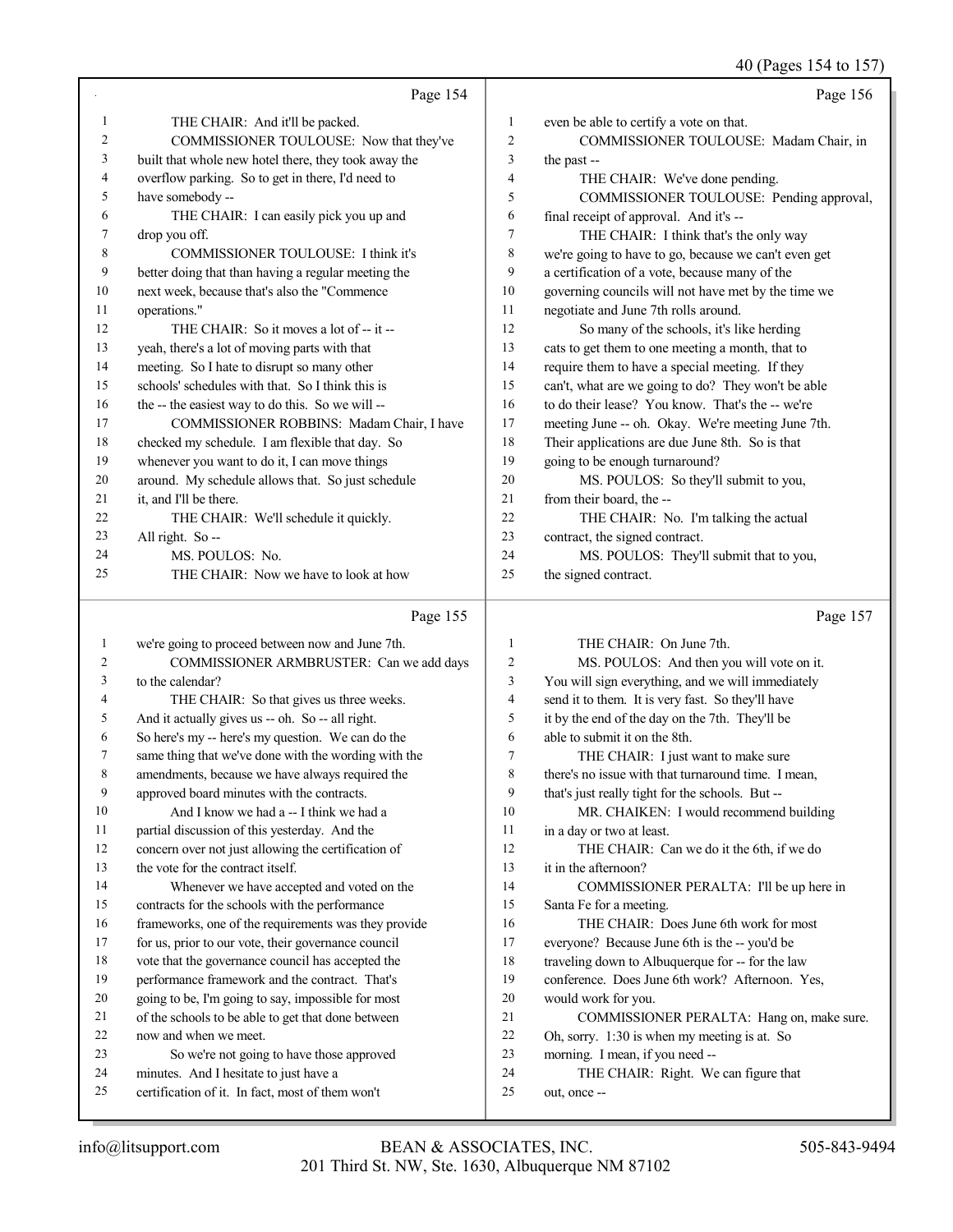Page 154

1 THE CHAIR: And it'll be packed.
2 COMMISSIONER TOULOUSE: Now that they've
3 built that whole new hotel there, they took away the
4 overflow parking. So to get in there, I'd need to
5 have somebody --
6 THE CHAIR: I can easily pick you up and
7 drop you off.
8 COMMISSIONER TOULOUSE: I think it's
9 better doing that than having a regular meeting the
10 next week, because that's also the "Commence
11 operations."
12 THE CHAIR: So it moves a lot of -- it --
13 yeah, there's a lot of moving parts with that
14 meeting. So I hate to disrupt so many other
15 schools' schedules with that. So I think this is
16 the -- the easiest way to do this. So we will --
17 COMMISSIONER ROBBINS: Madam Chair, I have
18 checked my schedule. I am flexible that day. So
19 whenever you want to do it, I can move things
20 around. My schedule allows that. So just schedule
21 it, and I'll be there.
22 THE CHAIR: We'll schedule it quickly.
23 All right. So --
24 MS. POULOS: No.
25 THE CHAIR: Now we have to look at how

Page 155

1 we're going to proceed between now and June 7th.
2 COMMISSIONER ARMBRUSTER: Can we add days
3 to the calendar?
4 THE CHAIR: So that gives us three weeks.
5 And it actually gives us -- oh. So -- all right.
6 So here's my -- here's my question. We can do the
7 same thing that we've done with the wording with the
8 amendments, because we have always required the
9 approved board minutes with the contracts.
10 And I know we had a -- I think we had a
11 partial discussion of this yesterday. And the
12 concern over not just allowing the certification of
13 the vote for the contract itself.
14 Whenever we have accepted and voted on the
15 contracts for the schools with the performance
16 frameworks, one of the requirements was they provide
17 for us, prior to our vote, their governance council
18 vote that the governance council has accepted the
19 performance framework and the contract. That's
20 going to be, I'm going to say, impossible for most
21 of the schools to be able to get that done between
22 now and when we meet.
23 So we're not going to have those approved
24 minutes. And I hesitate to just have a
25 certification of it. In fact, most of them won't

Page 156

1 even be able to certify a vote on that.
2 COMMISSIONER TOULOUSE: Madam Chair, in
3 the past --
4 THE CHAIR: We've done pending.
5 COMMISSIONER TOULOUSE: Pending approval,
6 final receipt of approval. And it's --
7 THE CHAIR: I think that's the only way
8 we're going to have to go, because we can't even get
9 a certification of a vote, because many of the
10 governing councils will not have met by the time we
11 negotiate and June 7th rolls around.
12 So many of the schools, it's like herding
13 cats to get them to one meeting a month, that to
14 require them to have a special meeting. If they
15 can't, what are we going to do? They won't be able
16 to do their lease? You know. That's the -- we're
17 meeting June -- oh. Okay. We're meeting June 7th.
18 Their applications are due June 8th. So is that
19 going to be enough turnaround?
20 MS. POULOS: So they'll submit to you,
21 from their board, the --
22 THE CHAIR: No. I'm talking the actual
23 contract, the signed contract.
24 MS. POULOS: They'll submit that to you,
25 the signed contract.

Page 157

1 THE CHAIR: On June 7th.
2 MS. POULOS: And then you will vote on it.
3 You will sign everything, and we will immediately
4 send it to them. It is very fast. So they'll have
5 it by the end of the day on the 7th. They'll be
6 able to submit it on the 8th.
7 THE CHAIR: I just want to make sure
8 there's no issue with that turnaround time. I mean,
9 that's just really tight for the schools. But --
10 MR. CHAIKEN: I would recommend building
11 in a day or two at least.
12 THE CHAIR: Can we do it the 6th, if we do
13 it in the afternoon?
14 COMMISSIONER PERALTA: I'll be up here in
15 Santa Fe for a meeting.
16 THE CHAIR: Does June 6th work for most
17 everyone? Because June 6th is the -- you'd be
18 traveling down to Albuquerque for -- for the law
19 conference. Does June 6th work? Afternoon. Yes,
20 would work for you.
21 COMMISSIONER PERALTA: Hang on, make sure.
22 Oh, sorry. 1:30 is when my meeting is at. So
23 morning. I mean, if you need --
24 THE CHAIR: Right. We can figure that
25 out, once --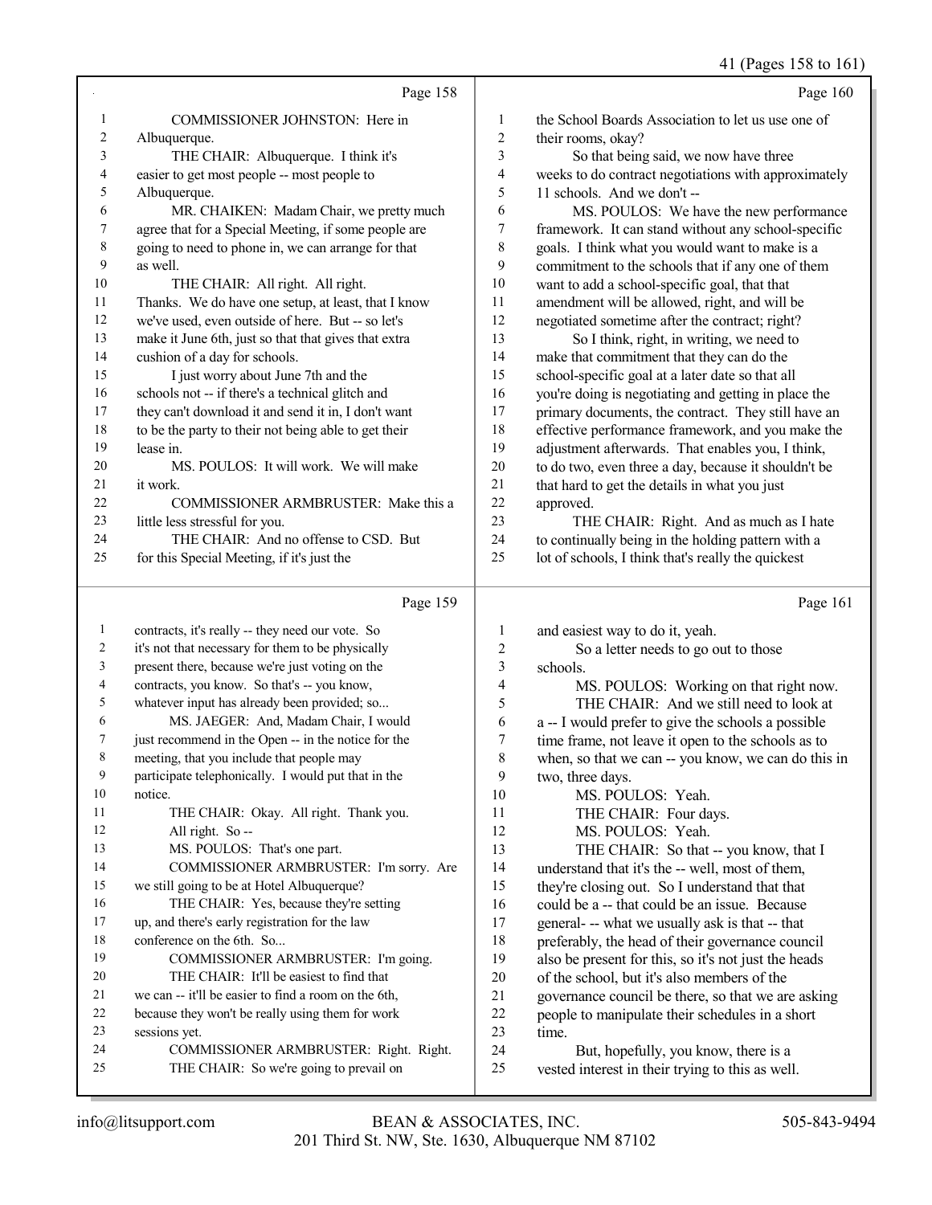Page 158

1 COMMISSIONER JOHNSTON: Here in
2 Albuquerque.
3 THE CHAIR: Albuquerque. I think it's
4 easier to get most people -- most people to
5 Albuquerque.
6 MR. CHAIKEN: Madam Chair, we pretty much
7 agree that for a Special Meeting, if some people are
8 going to need to phone in, we can arrange for that
9 as well.
10 THE CHAIR: All right. All right.
11 Thanks. We do have one setup, at least, that I know
12 we've used, even outside of here. But -- so let's
13 make it June 6th, just so that that gives that extra
14 cushion of a day for schools.
15 I just worry about June 7th and the
16 schools not -- if there's a technical glitch and
17 they can't download it and send it in, I don't want
18 to be the party to their not being able to get their
19 lease in.
20 MS. POULOS: It will work. We will make
21 it work.
22 COMMISSIONER ARMBRUSTER: Make this a
23 little less stressful for you.
24 THE CHAIR: And no offense to CSD. But
25 for this Special Meeting, if it's just the

Page 159

1 contracts, it's really -- they need our vote. So
2 it's not that necessary for them to be physically
3 present there, because we're just voting on the
4 contracts, you know. So that's -- you know,
5 whatever input has already been provided; so...
6 MS. JAEGER: And, Madam Chair, I would
7 just recommend in the Open -- in the notice for the
8 meeting, that you include that people may
9 participate telephonically. I would put that in the
10 notice.
11 THE CHAIR: Okay. All right. Thank you.
12 All right. So --
13 MS. POULOS: That's one part.
14 COMMISSIONER ARMBRUSTER: I'm sorry. Are
15 we still going to be at Hotel Albuquerque?
16 THE CHAIR: Yes, because they're setting
17 up, and there's early registration for the law
18 conference on the 6th. So...
19 COMMISSIONER ARMBRUSTER: I'm going.
20 THE CHAIR: It'll be easiest to find that
21 we can -- it'll be easier to find a room on the 6th,
22 because they won't be really using them for work
23 sessions yet.
24 COMMISSIONER ARMBRUSTER: Right. Right.
25 THE CHAIR: So we're going to prevail on

Page 160

1 the School Boards Association to let us use one of
2 their rooms, okay?
3 So that being said, we now have three
4 weeks to do contract negotiations with approximately
5 11 schools. And we don't --
6 MS. POULOS: We have the new performance
7 framework. It can stand without any school-specific
8 goals. I think what you would want to make is a
9 commitment to the schools that if any one of them
10 want to add a school-specific goal, that that
11 amendment will be allowed, right, and will be
12 negotiated sometime after the contract; right?
13 So I think, right, in writing, we need to
14 make that commitment that they can do the
15 school-specific goal at a later date so that all
16 you're doing is negotiating and getting in place the
17 primary documents, the contract. They still have an
18 effective performance framework, and you make the
19 adjustment afterwards. That enables you, I think,
20 to do two, even three a day, because it shouldn't be
21 that hard to get the details in what you just
22 approved.
23 THE CHAIR: Right. And as much as I hate
24 to continually being in the holding pattern with a
25 lot of schools, I think that's really the quickest

Page 161

1 and easiest way to do it, yeah.
2 So a letter needs to go out to those
3 schools.
4 MS. POULOS: Working on that right now.
5 THE CHAIR: And we still need to look at
6 a -- I would prefer to give the schools a possible
7 time frame, not leave it open to the schools as to
8 when, so that we can -- you know, we can do this in
9 two, three days.
10 MS. POULOS: Yeah.
11 THE CHAIR: Four days.
12 MS. POULOS: Yeah.
13 THE CHAIR: So that -- you know, that I
14 understand that it's the -- well, most of them,
15 they're closing out. So I understand that that
16 could be a -- that could be an issue. Because
17 general- -- what we usually ask is that -- that
18 preferably, the head of their governance council
19 also be present for this, so it's not just the heads
20 of the school, but it's also members of the
21 governance council be there, so that we are asking
22 people to manipulate their schedules in a short
23 time.
24 But, hopefully, you know, there is a
25 vested interest in their trying to this as well.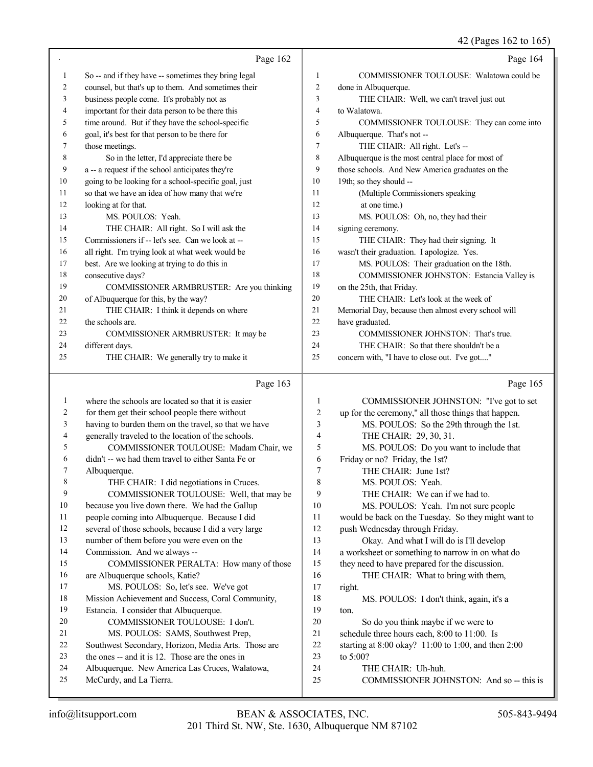Page 162

1 So -- and if they have -- sometimes they bring legal
2 counsel, but that's up to them. And sometimes their
3 business people come. It's probably not as
4 important for their data person to be there this
5 time around. But if they have the school-specific
6 goal, it's best for that person to be there for
7 those meetings.
8 So in the letter, I'd appreciate there be
9 a -- a request if the school anticipates they're
10 going to be looking for a school-specific goal, just
11 so that we have an idea of how many that we're
12 looking at for that.
13 MS. POULOS: Yeah.
14 THE CHAIR: All right. So I will ask the
15 Commissioners if -- let's see. Can we look at --
16 all right. I'm trying look at what week would be
17 best. Are we looking at trying to do this in
18 consecutive days?
19 COMMISSIONER ARMBRUSTER: Are you thinking
20 of Albuquerque for this, by the way?
21 THE CHAIR: I think it depends on where
22 the schools are.
23 COMMISSIONER ARMBRUSTER: It may be
24 different days.
25 THE CHAIR: We generally try to make it

Page 163

1 where the schools are located so that it is easier
2 for them get their school people there without
3 having to burden them on the travel, so that we have
4 generally traveled to the location of the schools.
5 COMMISSIONER TOULOUSE: Madam Chair, we
6 didn't -- we had them travel to either Santa Fe or
7 Albuquerque.
8 THE CHAIR: I did negotiations in Cruces.
9 COMMISSIONER TOULOUSE: Well, that may be
10 because you live down there. We had the Gallup
11 people coming into Albuquerque. Because I did
12 several of those schools, because I did a very large
13 number of them before you were even on the
14 Commission. And we always --
15 COMMISSIONER PERALTA: How many of those
16 are Albuquerque schools, Katie?
17 MS. POULOS: So, let's see. We've got
18 Mission Achievement and Success, Coral Community,
19 Estancia. I consider that Albuquerque.
20 COMMISSIONER TOULOUSE: I don't.
21 MS. POULOS: SAMS, Southwest Prep,
22 Southwest Secondary, Horizon, Media Arts. Those are
23 the ones -- and it is 12. Those are the ones in
24 Albuquerque. New America Las Cruces, Walatowa,
25 McCurdy, and La Tierra.

Page 164

1 COMMISSIONER TOULOUSE: Walatowa could be
2 done in Albuquerque.
3 THE CHAIR: Well, we can't travel just out
4 to Walatowa.
5 COMMISSIONER TOULOUSE: They can come into
6 Albuquerque. That's not --
7 THE CHAIR: All right. Let's --
8 Albuquerque is the most central place for most of
9 those schools. And New America graduates on the
10 19th; so they should --
11 (Multiple Commissioners speaking
12 at one time.)
13 MS. POULOS: Oh, no, they had their
14 signing ceremony.
15 THE CHAIR: They had their signing. It
16 wasn't their graduation. I apologize. Yes.
17 MS. POULOS: Their graduation on the 18th.
18 COMMISSIONER JOHNSTON: Estancia Valley is
19 on the 25th, that Friday.
20 THE CHAIR: Let's look at the week of
21 Memorial Day, because then almost every school will
22 have graduated.
23 COMMISSIONER JOHNSTON: That's true.
24 THE CHAIR: So that there shouldn't be a
25 concern with, "I have to close out. I've got...."

Page 165

1 COMMISSIONER JOHNSTON: "I've got to set
2 up for the ceremony," all those things that happen.
3 MS. POULOS: So the 29th through the 1st.
4 THE CHAIR: 29, 30, 31.
5 MS. POULOS: Do you want to include that
6 Friday or no? Friday, the 1st?
7 THE CHAIR: June 1st?
8 MS. POULOS: Yeah.
9 THE CHAIR: We can if we had to.
10 MS. POULOS: Yeah. I'm not sure people
11 would be back on the Tuesday. So they might want to
12 push Wednesday through Friday.
13 Okay. And what I will do is I'll develop
14 a worksheet or something to narrow in on what do
15 they need to have prepared for the discussion.
16 THE CHAIR: What to bring with them,
17 right.
18 MS. POULOS: I don't think, again, it's a
19 ton.
20 So do you think maybe if we were to
21 schedule three hours each, 8:00 to 11:00. Is
22 starting at 8:00 okay? 11:00 to 1:00, and then 2:00
23 to 5:00?
24 THE CHAIR: Uh-huh.
25 COMMISSIONER JOHNSTON: And so -- this is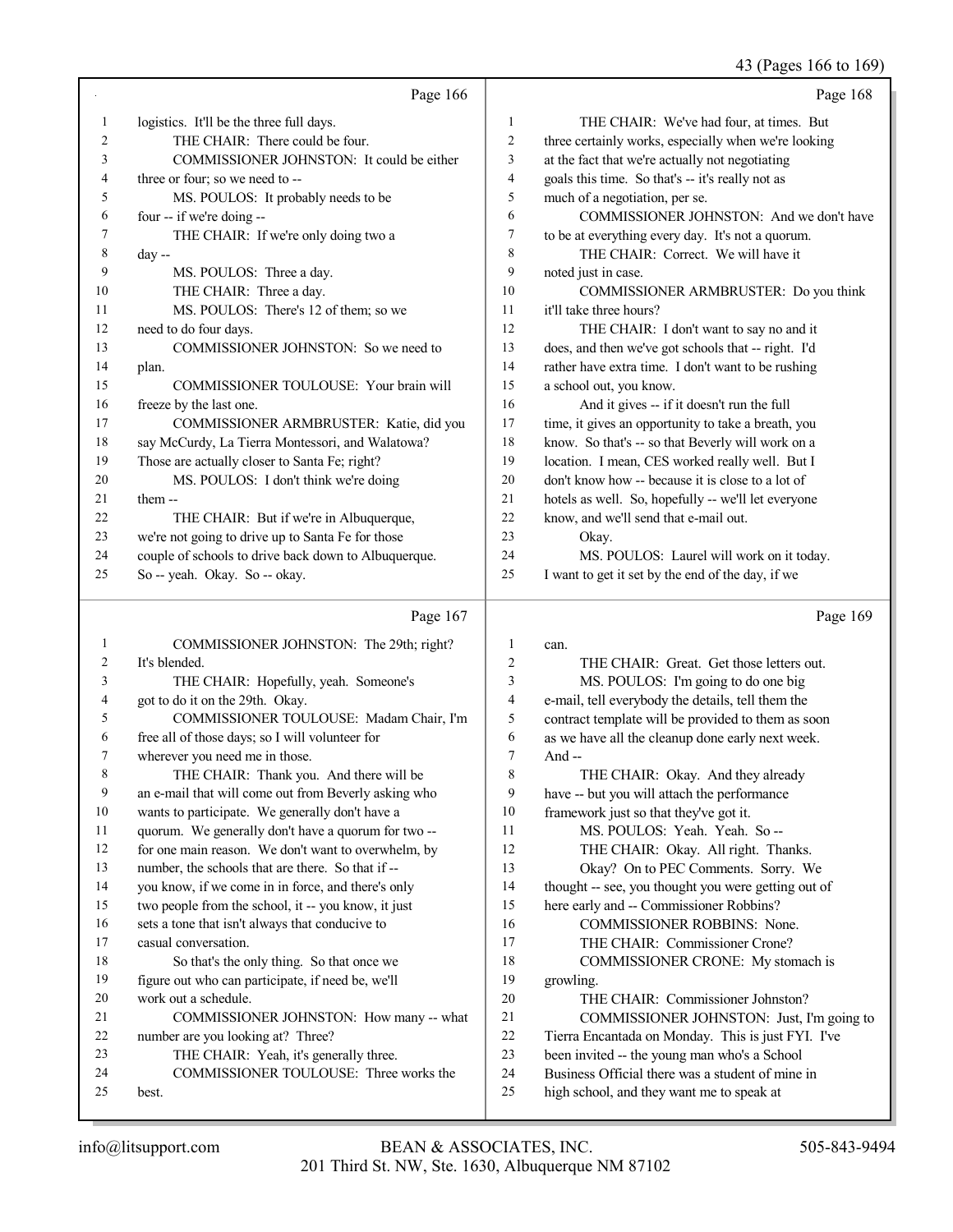Page 166

1 logistics. It'll be the three full days.
2 THE CHAIR: There could be four.
3 COMMISSIONER JOHNSTON: It could be either
4 three or four; so we need to --
5 MS. POULOS: It probably needs to be
6 four -- if we're doing --
7 THE CHAIR: If we're only doing two a
8 day --
9 MS. POULOS: Three a day.
10 THE CHAIR: Three a day.
11 MS. POULOS: There's 12 of them; so we
12 need to do four days.
13 COMMISSIONER JOHNSTON: So we need to
14 plan.
15 COMMISSIONER TOULOUSE: Your brain will
16 freeze by the last one.
17 COMMISSIONER ARMBRUSTER: Katie, did you
18 say McCurdy, La Tierra Montessori, and Walatowa?
19 Those are actually closer to Santa Fe; right?
20 MS. POULOS: I don't think we're doing
21 them --
22 THE CHAIR: But if we're in Albuquerque,
23 we're not going to drive up to Santa Fe for those
24 couple of schools to drive back down to Albuquerque.
25 So -- yeah. Okay. So -- okay.

Page 167

1 COMMISSIONER JOHNSTON: The 29th; right?
2 It's blended.
3 THE CHAIR: Hopefully, yeah. Someone's
4 got to do it on the 29th. Okay.
5 COMMISSIONER TOULOUSE: Madam Chair, I'm
6 free all of those days; so I will volunteer for
7 wherever you need me in those.
8 THE CHAIR: Thank you. And there will be
9 an e-mail that will come out from Beverly asking who
10 wants to participate. We generally don't have a
11 quorum. We generally don't have a quorum for two --
12 for one main reason. We don't want to overwhelm, by
13 number, the schools that are there. So that if --
14 you know, if we come in in force, and there's only
15 two people from the school, it -- you know, it just
16 sets a tone that isn't always that conducive to
17 casual conversation.
18 So that's the only thing. So that once we
19 figure out who can participate, if need be, we'll
20 work out a schedule.
21 COMMISSIONER JOHNSTON: How many -- what
22 number are you looking at? Three?
23 THE CHAIR: Yeah, it's generally three.
24 COMMISSIONER TOULOUSE: Three works the
25 best.

Page 168

1 THE CHAIR: We've had four, at times. But
2 three certainly works, especially when we're looking
3 at the fact that we're actually not negotiating
4 goals this time. So that's -- it's really not as
5 much of a negotiation, per se.
6 COMMISSIONER JOHNSTON: And we don't have
7 to be at everything every day. It's not a quorum.
8 THE CHAIR: Correct. We will have it
9 noted just in case.
10 COMMISSIONER ARMBRUSTER: Do you think
11 it'll take three hours?
12 THE CHAIR: I don't want to say no and it
13 does, and then we've got schools that -- right. I'd
14 rather have extra time. I don't want to be rushing
15 a school out, you know.
16 And it gives -- if it doesn't run the full
17 time, it gives an opportunity to take a breath, you
18 know. So that's -- so that Beverly will work on a
19 location. I mean, CES worked really well. But I
20 don't know how -- because it is close to a lot of
21 hotels as well. So, hopefully -- we'll let everyone
22 know, and we'll send that e-mail out.
23 Okay.
24 MS. POULOS: Laurel will work on it today.
25 I want to get it set by the end of the day, if we

Page 169

1 can.
2 THE CHAIR: Great. Get those letters out.
3 MS. POULOS: I'm going to do one big
4 e-mail, tell everybody the details, tell them the
5 contract template will be provided to them as soon
6 as we have all the cleanup done early next week.
7 And --
8 THE CHAIR: Okay. And they already
9 have -- but you will attach the performance
10 framework just so that they've got it.
11 MS. POULOS: Yeah. Yeah. So --
12 THE CHAIR: Okay. All right. Thanks.
13 Okay? On to PEC Comments. Sorry. We
14 thought -- see, you thought you were getting out of
15 here early and -- Commissioner Robbins?
16 COMMISSIONER ROBBINS: None.
17 THE CHAIR: Commissioner Crone?
18 COMMISSIONER CRONE: My stomach is
19 growling.
20 THE CHAIR: Commissioner Johnston?
21 COMMISSIONER JOHNSTON: Just, I'm going to
22 Tierra Encantada on Monday. This is just FYI. I've
23 been invited -- the young man who's a School
24 Business Official there was a student of mine in
25 high school, and they want me to speak at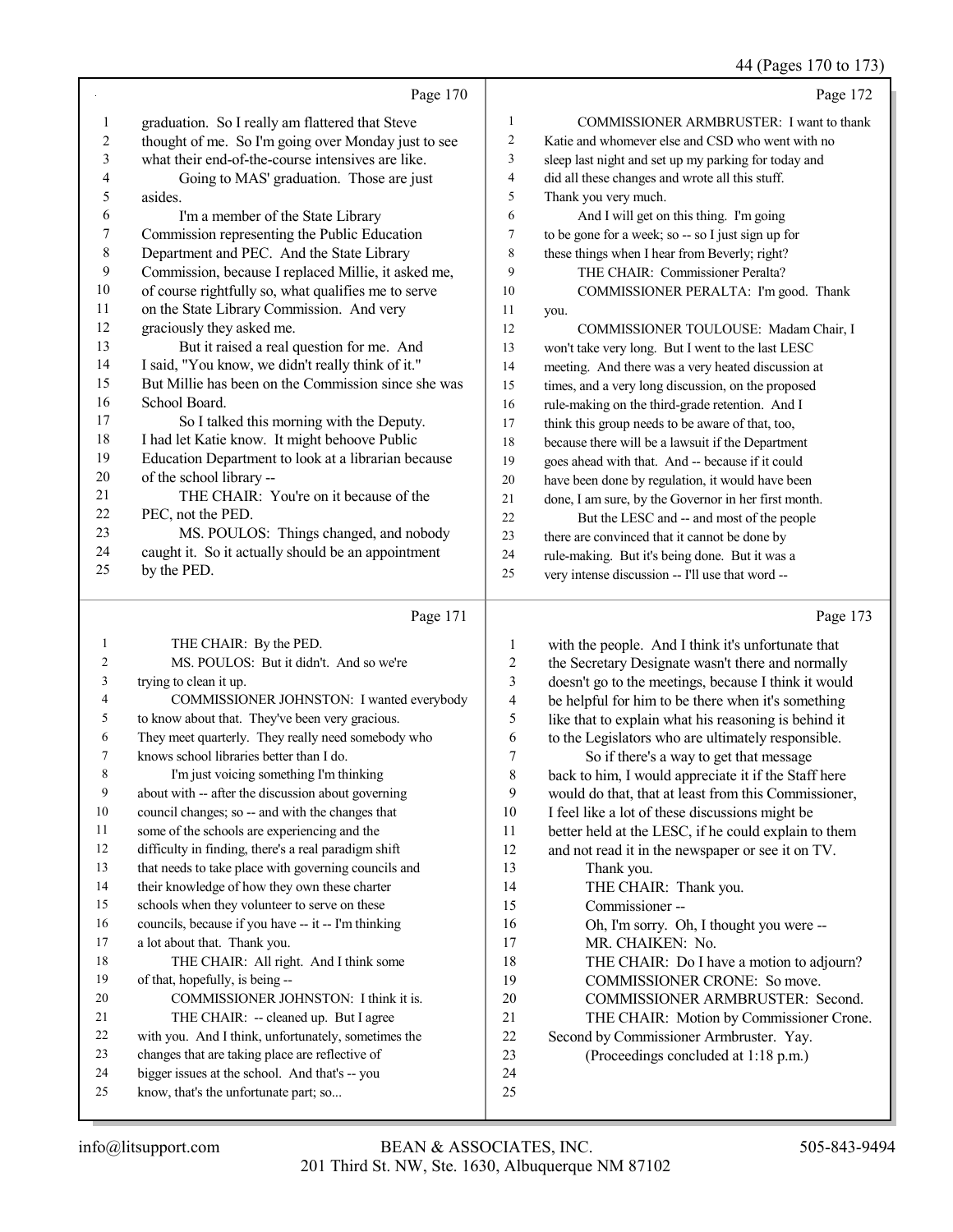Page 170

graduation. So I really am flattered that Steve thought of me. So I'm going over Monday just to see what their end-of-the-course intensives are like.

Going to MAS' graduation. Those are just asides.

I'm a member of the State Library Commission representing the Public Education Department and PEC. And the State Library Commission, because I replaced Millie, it asked me, of course rightfully so, what qualifies me to serve on the State Library Commission. And very graciously they asked me.

But it raised a real question for me. And I said, "You know, we didn't really think of it." But Millie has been on the Commission since she was School Board.

So I talked this morning with the Deputy. I had let Katie know. It might behoove Public Education Department to look at a librarian because of the school library --

THE CHAIR: You're on it because of the PEC, not the PED.

MS. POULOS: Things changed, and nobody caught it. So it actually should be an appointment by the PED.

Page 171

THE CHAIR: By the PED.

MS. POULOS: But it didn't. And so we're trying to clean it up.

COMMISSIONER JOHNSTON: I wanted everybody to know about that. They've been very gracious. They meet quarterly. They really need somebody who knows school libraries better than I do.

I'm just voicing something I'm thinking about with -- after the discussion about governing council changes; so -- and with the changes that some of the schools are experiencing and the difficulty in finding, there's a real paradigm shift that needs to take place with governing councils and their knowledge of how they own these charter schools when they volunteer to serve on these councils, because if you have -- it -- I'm thinking a lot about that. Thank you.

THE CHAIR: All right. And I think some of that, hopefully, is being --

COMMISSIONER JOHNSTON: I think it is.

THE CHAIR: -- cleaned up. But I agree with you. And I think, unfortunately, sometimes the changes that are taking place are reflective of bigger issues at the school. And that's -- you know, that's the unfortunate part; so...

Page 172

COMMISSIONER ARMBRUSTER: I want to thank Katie and whomever else and CSD who went with no sleep last night and set up my parking for today and did all these changes and wrote all this stuff. Thank you very much.

And I will get on this thing. I'm going to be gone for a week; so -- so I just sign up for these things when I hear from Beverly; right?

THE CHAIR: Commissioner Peralta?

COMMISSIONER PERALTA: I'm good. Thank you.

COMMISSIONER TOULOUSE: Madam Chair, I won't take very long. But I went to the last LESC meeting. And there was a very heated discussion at times, and a very long discussion, on the proposed rule-making on the third-grade retention. And I think this group needs to be aware of that, too, because there will be a lawsuit if the Department goes ahead with that. And -- because if it could have been done by regulation, it would have been done, I am sure, by the Governor in her first month.

But the LESC and -- and most of the people there are convinced that it cannot be done by rule-making. But it's being done. But it was a very intense discussion -- I'll use that word --

Page 173

with the people. And I think it's unfortunate that the Secretary Designate wasn't there and normally doesn't go to the meetings, because I think it would be helpful for him to be there when it's something like that to explain what his reasoning is behind it to the Legislators who are ultimately responsible.

So if there's a way to get that message back to him, I would appreciate it if the Staff here would do that, that at least from this Commissioner, I feel like a lot of these discussions might be better held at the LESC, if he could explain to them and not read it in the newspaper or see it on TV.

Thank you.

THE CHAIR: Thank you.

Commissioner --

Oh, I'm sorry. Oh, I thought you were --

MR. CHAIKEN: No.

THE CHAIR: Do I have a motion to adjourn?

COMMISSIONER CRONE: So move.

COMMISSIONER ARMBRUSTER: Second.

THE CHAIR: Motion by Commissioner Crone. Second by Commissioner Armbruster. Yay.

(Proceedings concluded at 1:18 p.m.)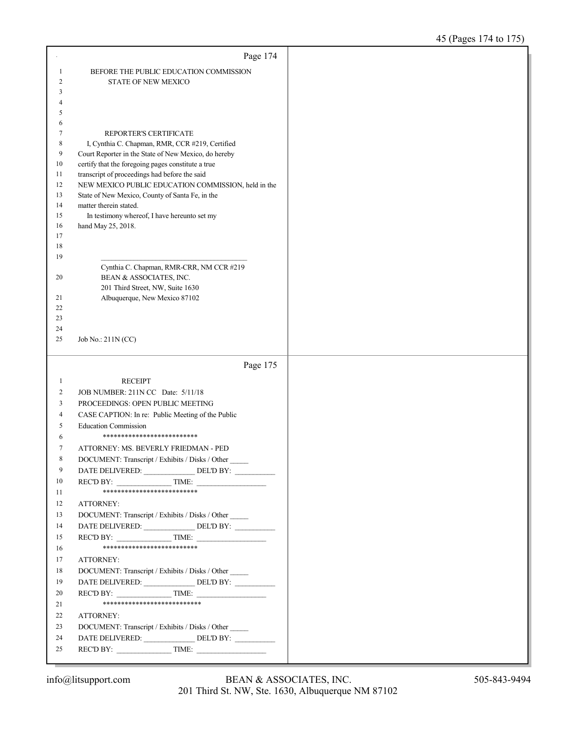Page 174

BEFORE THE PUBLIC EDUCATION COMMISSION
STATE OF NEW MEXICO

REPORTER'S CERTIFICATE

I, Cynthia C. Chapman, RMR, CCR #219, Certified Court Reporter in the State of New Mexico, do hereby certify that the foregoing pages constitute a true transcript of proceedings had before the said NEW MEXICO PUBLIC EDUCATION COMMISSION, held in the State of New Mexico, County of Santa Fe, in the matter therein stated.

In testimony whereof, I have hereunto set my hand May 25, 2018.

\_\_\_\_\_\_\_\_\_\_\_\_\_\_\_\_\_\_\_\_\_\_\_\_\_\_\_\_\_\_\_\_\_\_\_\_\_\_\_\_

Cynthia C. Chapman, RMR-CRR, NM CCR #219
BEAN & ASSOCIATES, INC.
201 Third Street, NW, Suite 1630
Albuquerque, New Mexico 87102

Job No.: 211N (CC)

Page 175

RECEIPT

JOB NUMBER: 211N CC Date: 5/11/18
PROCEEDINGS: OPEN PUBLIC MEETING
CASE CAPTION: In re: Public Meeting of the Public Education Commission

**************************

ATTORNEY: MS. BEVERLY FRIEDMAN - PED
DOCUMENT: Transcript / Exhibits / Disks / Other _____
DATE DELIVERED: _____________ DEL'D BY: __________
REC'D BY: ______________ TIME: __________________

**************************

ATTORNEY:
DOCUMENT: Transcript / Exhibits / Disks / Other _____
DATE DELIVERED: _____________ DEL'D BY: __________
REC'D BY: ______________ TIME: __________________

**************************

ATTORNEY:
DOCUMENT: Transcript / Exhibits / Disks / Other _____
DATE DELIVERED: _____________ DEL'D BY: __________
REC'D BY: ______________ TIME: __________________

***************************

ATTORNEY:
DOCUMENT: Transcript / Exhibits / Disks / Other _____
DATE DELIVERED: _____________ DEL'D BY: __________
REC'D BY: ______________ TIME: __________________